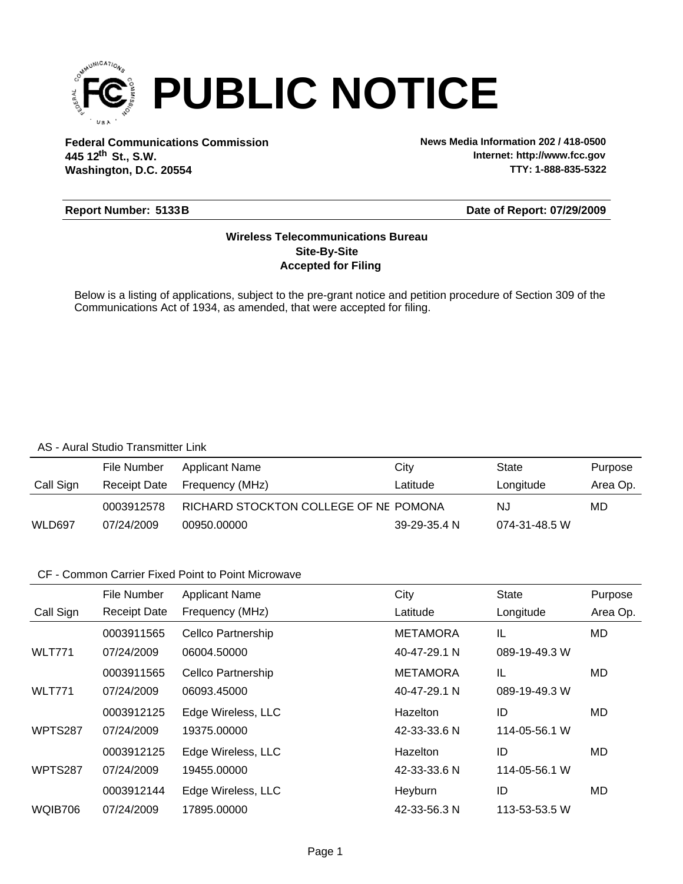# PUBLIC NOTICE

**Federal Communications Commission**
**445 12th St., S.W.**
**Washington, D.C. 20554**

**News Media Information 202 / 418-0500**
**Internet: http://www.fcc.gov**
**TTY: 1-888-835-5322**

**Report Number: 5133B** | **Date of Report: 07/29/2009**

**Wireless Telecommunications Bureau**
**Site-By-Site**
**Accepted for Filing**

Below is a listing of applications, subject to the pre-grant notice and petition procedure of Section 309 of the Communications Act of 1934, as amended, that were accepted for filing.

AS - Aural Studio Transmitter Link

| Call Sign | File Number / Receipt Date | Applicant Name / Frequency (MHz) | City / Latitude | State / Longitude | Purpose / Area Op. |
|---|---|---|---|---|---|
| | 0003912578 | RICHARD STOCKTON COLLEGE OF NE | POMONA | NJ | MD |
| WLD697 | 07/24/2009 | 00950.00000 | 39-29-35.4 N | 074-31-48.5 W | |

CF - Common Carrier Fixed Point to Point Microwave

| Call Sign | File Number / Receipt Date | Applicant Name / Frequency (MHz) | City / Latitude | State / Longitude | Purpose / Area Op. |
|---|---|---|---|---|---|
| | 0003911565 | Cellco Partnership | METAMORA | IL | MD |
| WLT771 | 07/24/2009 | 06004.50000 | 40-47-29.1 N | 089-19-49.3 W | |
| | 0003911565 | Cellco Partnership | METAMORA | IL | MD |
| WLT771 | 07/24/2009 | 06093.45000 | 40-47-29.1 N | 089-19-49.3 W | |
| | 0003912125 | Edge Wireless, LLC | Hazelton | ID | MD |
| WPTS287 | 07/24/2009 | 19375.00000 | 42-33-33.6 N | 114-05-56.1 W | |
| | 0003912125 | Edge Wireless, LLC | Hazelton | ID | MD |
| WPTS287 | 07/24/2009 | 19455.00000 | 42-33-33.6 N | 114-05-56.1 W | |
| | 0003912144 | Edge Wireless, LLC | Heyburn | ID | MD |
| WQIB706 | 07/24/2009 | 17895.00000 | 42-33-56.3 N | 113-53-53.5 W | |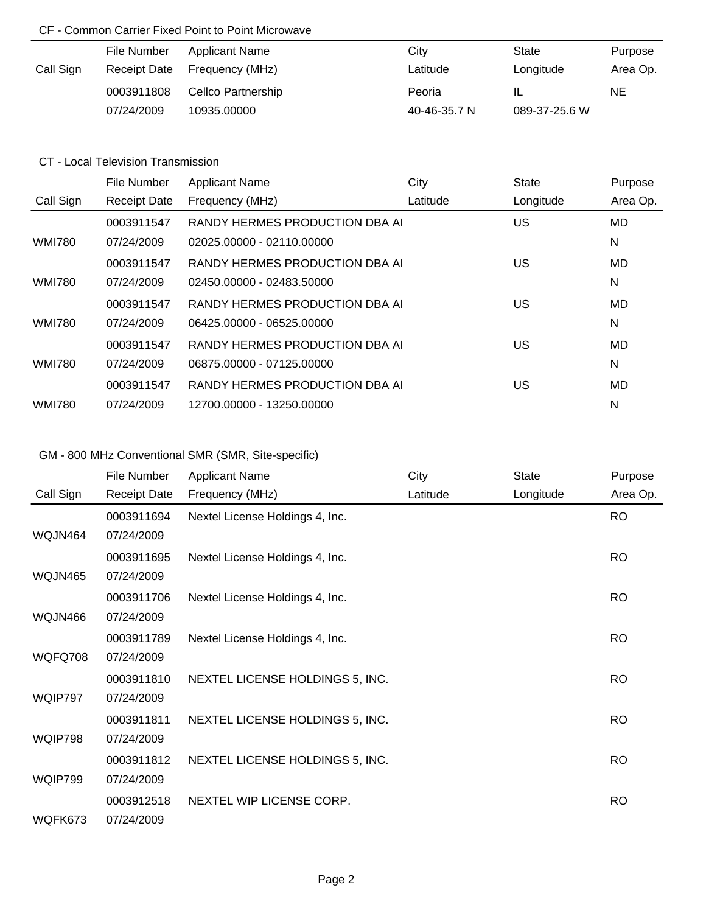CF - Common Carrier Fixed Point to Point Microwave

| Call Sign | File Number<br>Receipt Date | Applicant Name<br>Frequency (MHz) | City<br>Latitude | State<br>Longitude | Purpose<br>Area Op. |
|---|---|---|---|---|---|
| | 0003911808<br>07/24/2009 | Cellco Partnership<br>10935.00000 | Peoria<br>40-46-35.7 N | IL<br>089-37-25.6 W | NE |

CT - Local Television Transmission

| Call Sign | File Number<br>Receipt Date | Applicant Name<br>Frequency (MHz) | City<br>Latitude | State<br>Longitude | Purpose<br>Area Op. |
|---|---|---|---|---|---|
| WMI780 | 0003911547<br>07/24/2009 | RANDY HERMES PRODUCTION DBA AI<br>02025.00000 - 02110.00000 | | US | MD<br>N |
| WMI780 | 0003911547<br>07/24/2009 | RANDY HERMES PRODUCTION DBA AI<br>02450.00000 - 02483.50000 | | US | MD<br>N |
| WMI780 | 0003911547<br>07/24/2009 | RANDY HERMES PRODUCTION DBA AI<br>06425.00000 - 06525.00000 | | US | MD<br>N |
| WMI780 | 0003911547<br>07/24/2009 | RANDY HERMES PRODUCTION DBA AI<br>06875.00000 - 07125.00000 | | US | MD<br>N |
| WMI780 | 0003911547<br>07/24/2009 | RANDY HERMES PRODUCTION DBA AI<br>12700.00000 - 13250.00000 | | US | MD<br>N |

GM - 800 MHz Conventional SMR (SMR, Site-specific)

| Call Sign | File Number<br>Receipt Date | Applicant Name<br>Frequency (MHz) | City<br>Latitude | State<br>Longitude | Purpose<br>Area Op. |
|---|---|---|---|---|---|
| WQJN464 | 0003911694<br>07/24/2009 | Nextel License Holdings 4, Inc. | | | RO |
| WQJN465 | 0003911695<br>07/24/2009 | Nextel License Holdings 4, Inc. | | | RO |
| WQJN466 | 0003911706<br>07/24/2009 | Nextel License Holdings 4, Inc. | | | RO |
| WQFQ708 | 0003911789<br>07/24/2009 | Nextel License Holdings 4, Inc. | | | RO |
| WQIP797 | 0003911810<br>07/24/2009 | NEXTEL LICENSE HOLDINGS 5, INC. | | | RO |
| WQIP798 | 0003911811<br>07/24/2009 | NEXTEL LICENSE HOLDINGS 5, INC. | | | RO |
| WQIP799 | 0003911812<br>07/24/2009 | NEXTEL LICENSE HOLDINGS 5, INC. | | | RO |
| WQFK673 | 0003912518<br>07/24/2009 | NEXTEL WIP LICENSE CORP. | | | RO |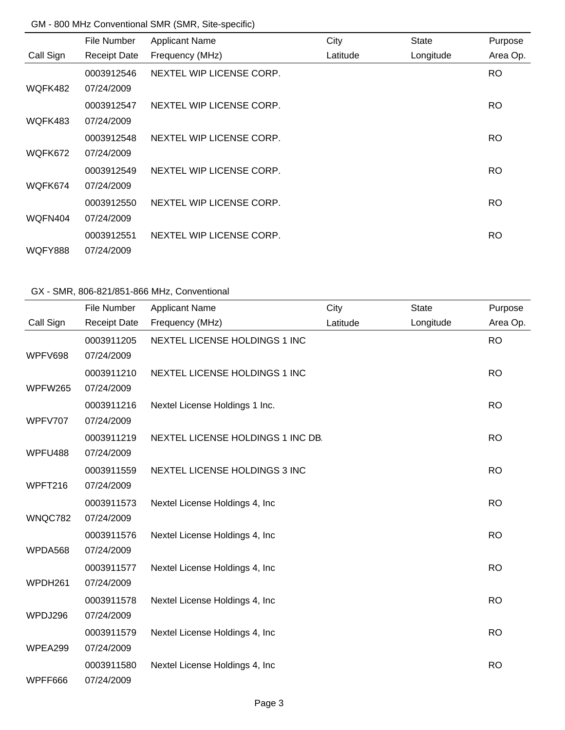GM - 800 MHz Conventional SMR (SMR, Site-specific)

| Call Sign | File Number<br>Receipt Date | Applicant Name<br>Frequency (MHz) | City<br>Latitude | State<br>Longitude | Purpose<br>Area Op. |
|---|---|---|---|---|---|
| WQFK482 | 0003912546<br>07/24/2009 | NEXTEL WIP LICENSE CORP. | | | RO |
| WQFK483 | 0003912547<br>07/24/2009 | NEXTEL WIP LICENSE CORP. | | | RO |
| WQFK672 | 0003912548<br>07/24/2009 | NEXTEL WIP LICENSE CORP. | | | RO |
| WQFK674 | 0003912549<br>07/24/2009 | NEXTEL WIP LICENSE CORP. | | | RO |
| WQFN404 | 0003912550<br>07/24/2009 | NEXTEL WIP LICENSE CORP. | | | RO |
| WQFY888 | 0003912551<br>07/24/2009 | NEXTEL WIP LICENSE CORP. | | | RO |

GX - SMR, 806-821/851-866 MHz, Conventional

| Call Sign | File Number<br>Receipt Date | Applicant Name<br>Frequency (MHz) | City<br>Latitude | State<br>Longitude | Purpose<br>Area Op. |
|---|---|---|---|---|---|
| WPFV698 | 0003911205<br>07/24/2009 | NEXTEL LICENSE HOLDINGS 1 INC | | | RO |
| WPFW265 | 0003911210<br>07/24/2009 | NEXTEL LICENSE HOLDINGS 1 INC | | | RO |
| WPFV707 | 0003911216<br>07/24/2009 | Nextel License Holdings 1 Inc. | | | RO |
| WPFU488 | 0003911219<br>07/24/2009 | NEXTEL LICENSE HOLDINGS 1 INC DB. | | | RO |
| WPFT216 | 0003911559<br>07/24/2009 | NEXTEL LICENSE HOLDINGS 3 INC | | | RO |
| WNQC782 | 0003911573<br>07/24/2009 | Nextel License Holdings 4, Inc | | | RO |
| WPDA568 | 0003911576<br>07/24/2009 | Nextel License Holdings 4, Inc | | | RO |
| WPDH261 | 0003911577<br>07/24/2009 | Nextel License Holdings 4, Inc | | | RO |
| WPDJ296 | 0003911578<br>07/24/2009 | Nextel License Holdings 4, Inc | | | RO |
| WPEA299 | 0003911579<br>07/24/2009 | Nextel License Holdings 4, Inc | | | RO |
| WPFF666 | 0003911580<br>07/24/2009 | Nextel License Holdings 4, Inc | | | RO |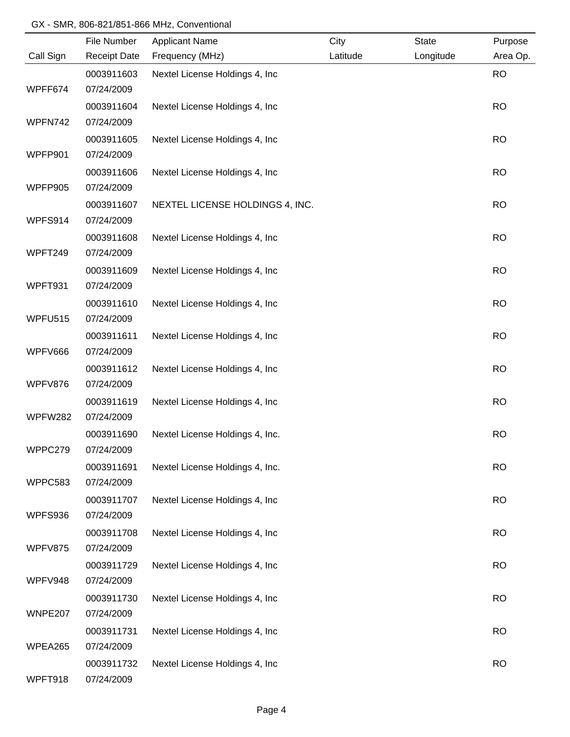GX - SMR, 806-821/851-866 MHz, Conventional

| Call Sign | File Number<br>Receipt Date | Applicant Name<br>Frequency (MHz) | City<br>Latitude | State<br>Longitude | Purpose<br>Area Op. |
|---|---|---|---|---|---|
| WPFF674 | 0003911603<br>07/24/2009 | Nextel License Holdings 4, Inc | | | RO |
| WPFN742 | 0003911604<br>07/24/2009 | Nextel License Holdings 4, Inc | | | RO |
| WPFP901 | 0003911605<br>07/24/2009 | Nextel License Holdings 4, Inc | | | RO |
| WPFP905 | 0003911606<br>07/24/2009 | Nextel License Holdings 4, Inc | | | RO |
| WPFS914 | 0003911607<br>07/24/2009 | NEXTEL LICENSE HOLDINGS 4, INC. | | | RO |
| WPFT249 | 0003911608<br>07/24/2009 | Nextel License Holdings 4, Inc | | | RO |
| WPFT931 | 0003911609<br>07/24/2009 | Nextel License Holdings 4, Inc | | | RO |
| WPFU515 | 0003911610<br>07/24/2009 | Nextel License Holdings 4, Inc | | | RO |
| WPFV666 | 0003911611<br>07/24/2009 | Nextel License Holdings 4, Inc | | | RO |
| WPFV876 | 0003911612<br>07/24/2009 | Nextel License Holdings 4, Inc | | | RO |
| WPFW282 | 0003911619<br>07/24/2009 | Nextel License Holdings 4, Inc | | | RO |
| WPPC279 | 0003911690<br>07/24/2009 | Nextel License Holdings 4, Inc. | | | RO |
| WPPC583 | 0003911691<br>07/24/2009 | Nextel License Holdings 4, Inc. | | | RO |
| WPFS936 | 0003911707<br>07/24/2009 | Nextel License Holdings 4, Inc | | | RO |
| WPFV875 | 0003911708<br>07/24/2009 | Nextel License Holdings 4, Inc | | | RO |
| WPFV948 | 0003911729<br>07/24/2009 | Nextel License Holdings 4, Inc | | | RO |
| WNPE207 | 0003911730<br>07/24/2009 | Nextel License Holdings 4, Inc | | | RO |
| WPEA265 | 0003911731<br>07/24/2009 | Nextel License Holdings 4, Inc | | | RO |
| WPFT918 | 0003911732<br>07/24/2009 | Nextel License Holdings 4, Inc | | | RO |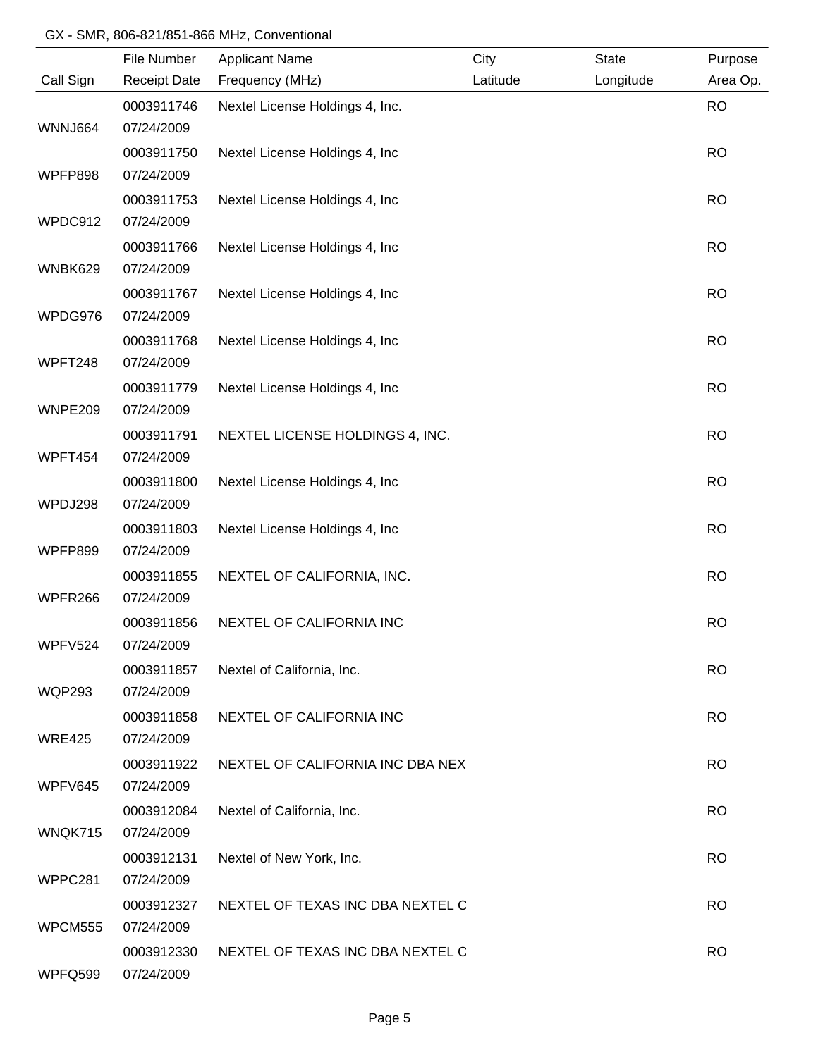GX - SMR, 806-821/851-866 MHz, Conventional

| Call Sign | File Number<br>Receipt Date | Applicant Name<br>Frequency (MHz) | City<br>Latitude | State<br>Longitude | Purpose<br>Area Op. |
|---|---|---|---|---|---|
| WNNJ664 | 0003911746<br>07/24/2009 | Nextel License Holdings 4, Inc. | | | RO |
| WPFP898 | 0003911750<br>07/24/2009 | Nextel License Holdings 4, Inc | | | RO |
| WPDC912 | 0003911753<br>07/24/2009 | Nextel License Holdings 4, Inc | | | RO |
| WNBK629 | 0003911766<br>07/24/2009 | Nextel License Holdings 4, Inc | | | RO |
| WPDG976 | 0003911767<br>07/24/2009 | Nextel License Holdings 4, Inc | | | RO |
| WPFT248 | 0003911768<br>07/24/2009 | Nextel License Holdings 4, Inc | | | RO |
| WNPE209 | 0003911779<br>07/24/2009 | Nextel License Holdings 4, Inc | | | RO |
| WPFT454 | 0003911791<br>07/24/2009 | NEXTEL LICENSE HOLDINGS 4, INC. | | | RO |
| WPDJ298 | 0003911800<br>07/24/2009 | Nextel License Holdings 4, Inc | | | RO |
| WPFP899 | 0003911803<br>07/24/2009 | Nextel License Holdings 4, Inc | | | RO |
| WPFR266 | 0003911855<br>07/24/2009 | NEXTEL OF CALIFORNIA, INC. | | | RO |
| WPFV524 | 0003911856<br>07/24/2009 | NEXTEL OF CALIFORNIA INC | | | RO |
| WQP293 | 0003911857<br>07/24/2009 | Nextel of California, Inc. | | | RO |
| WRE425 | 0003911858<br>07/24/2009 | NEXTEL OF CALIFORNIA INC | | | RO |
| WPFV645 | 0003911922<br>07/24/2009 | NEXTEL OF CALIFORNIA INC DBA NEX | | | RO |
| WNQK715 | 0003912084<br>07/24/2009 | Nextel of California, Inc. | | | RO |
| WPPC281 | 0003912131<br>07/24/2009 | Nextel of New York, Inc. | | | RO |
| WPCM555 | 0003912327<br>07/24/2009 | NEXTEL OF TEXAS INC DBA NEXTEL C | | | RO |
| WPFQ599 | 0003912330<br>07/24/2009 | NEXTEL OF TEXAS INC DBA NEXTEL C | | | RO |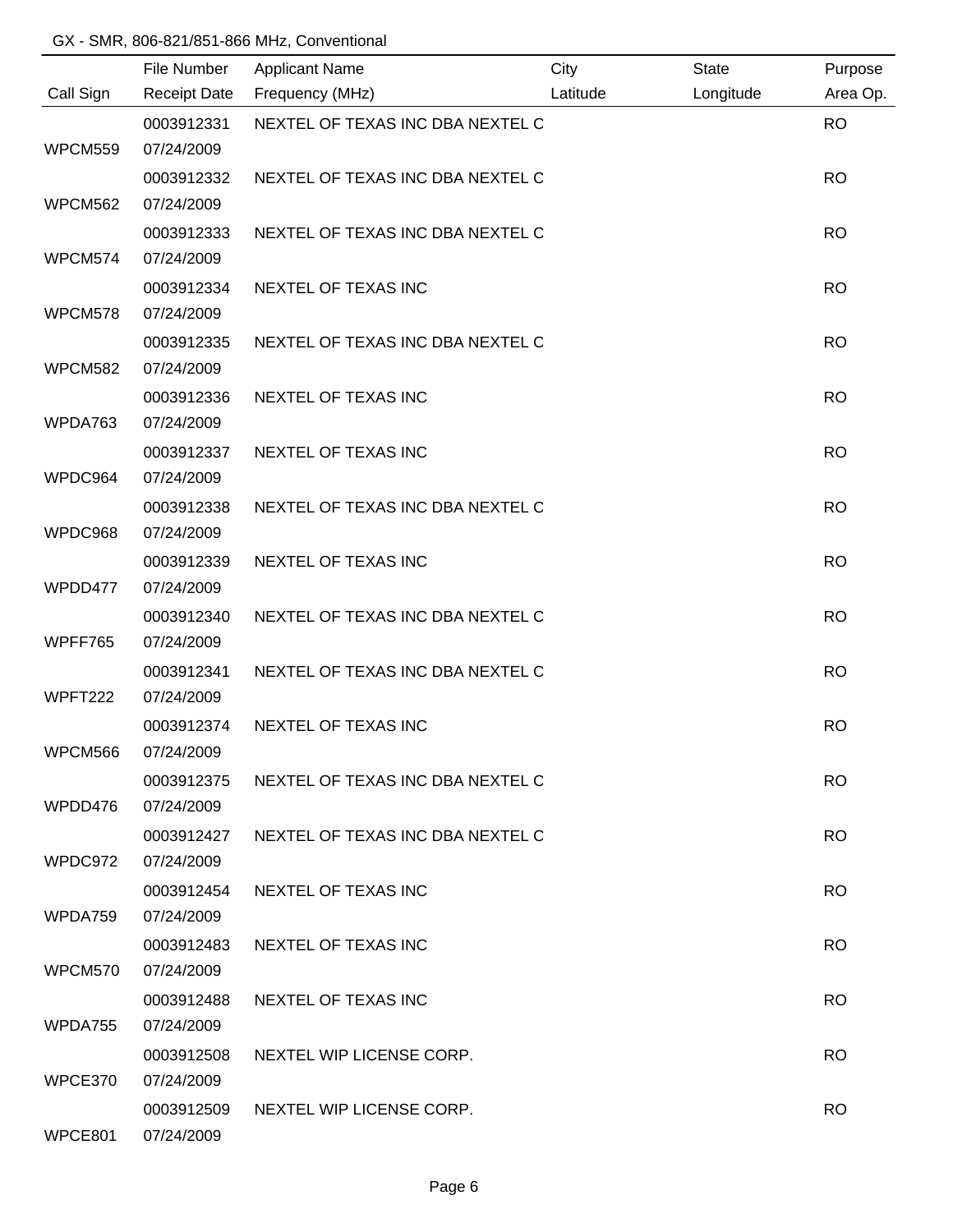GX - SMR, 806-821/851-866 MHz, Conventional

| Call Sign | File Number / Receipt Date | Applicant Name / Frequency (MHz) | City / Latitude | State / Longitude | Purpose / Area Op. |
|---|---|---|---|---|---|
| WPCM559 | 0003912331 07/24/2009 | NEXTEL OF TEXAS INC DBA NEXTEL C | | | RO |
| WPCM562 | 0003912332 07/24/2009 | NEXTEL OF TEXAS INC DBA NEXTEL C | | | RO |
| WPCM574 | 0003912333 07/24/2009 | NEXTEL OF TEXAS INC DBA NEXTEL C | | | RO |
| WPCM578 | 0003912334 07/24/2009 | NEXTEL OF TEXAS INC | | | RO |
| WPCM582 | 0003912335 07/24/2009 | NEXTEL OF TEXAS INC DBA NEXTEL C | | | RO |
| WPDA763 | 0003912336 07/24/2009 | NEXTEL OF TEXAS INC | | | RO |
| WPDC964 | 0003912337 07/24/2009 | NEXTEL OF TEXAS INC | | | RO |
| WPDC968 | 0003912338 07/24/2009 | NEXTEL OF TEXAS INC DBA NEXTEL C | | | RO |
| WPDD477 | 0003912339 07/24/2009 | NEXTEL OF TEXAS INC | | | RO |
| WPFF765 | 0003912340 07/24/2009 | NEXTEL OF TEXAS INC DBA NEXTEL C | | | RO |
| WPFT222 | 0003912341 07/24/2009 | NEXTEL OF TEXAS INC DBA NEXTEL C | | | RO |
| WPCM566 | 0003912374 07/24/2009 | NEXTEL OF TEXAS INC | | | RO |
| WPDD476 | 0003912375 07/24/2009 | NEXTEL OF TEXAS INC DBA NEXTEL C | | | RO |
| WPDC972 | 0003912427 07/24/2009 | NEXTEL OF TEXAS INC DBA NEXTEL C | | | RO |
| WPDA759 | 0003912454 07/24/2009 | NEXTEL OF TEXAS INC | | | RO |
| WPCM570 | 0003912483 07/24/2009 | NEXTEL OF TEXAS INC | | | RO |
| WPDA755 | 0003912488 07/24/2009 | NEXTEL OF TEXAS INC | | | RO |
| WPCE370 | 0003912508 07/24/2009 | NEXTEL WIP LICENSE CORP. | | | RO |
| WPCE801 | 0003912509 07/24/2009 | NEXTEL WIP LICENSE CORP. | | | RO |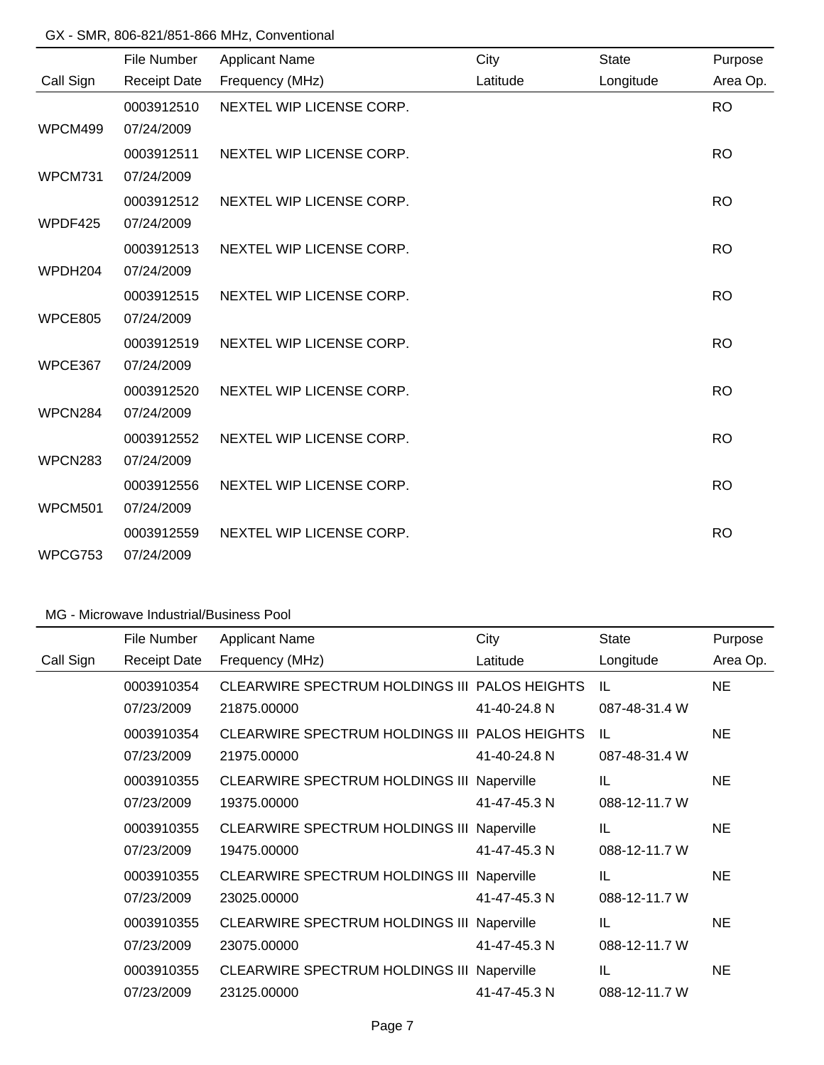## GX - SMR, 806-821/851-866 MHz, Conventional

| Call Sign | File Number / Receipt Date | Applicant Name / Frequency (MHz) | City / Latitude | State / Longitude | Purpose / Area Op. |
|---|---|---|---|---|---|
| WPCM499 | 0003912510 / 07/24/2009 | NEXTEL WIP LICENSE CORP. | | | RO |
| WPCM731 | 0003912511 / 07/24/2009 | NEXTEL WIP LICENSE CORP. | | | RO |
| WPDF425 | 0003912512 / 07/24/2009 | NEXTEL WIP LICENSE CORP. | | | RO |
| WPDH204 | 0003912513 / 07/24/2009 | NEXTEL WIP LICENSE CORP. | | | RO |
| WPCE805 | 0003912515 / 07/24/2009 | NEXTEL WIP LICENSE CORP. | | | RO |
| WPCE367 | 0003912519 / 07/24/2009 | NEXTEL WIP LICENSE CORP. | | | RO |
| WPCN284 | 0003912520 / 07/24/2009 | NEXTEL WIP LICENSE CORP. | | | RO |
| WPCN283 | 0003912552 / 07/24/2009 | NEXTEL WIP LICENSE CORP. | | | RO |
| WPCM501 | 0003912556 / 07/24/2009 | NEXTEL WIP LICENSE CORP. | | | RO |
| WPCG753 | 0003912559 / 07/24/2009 | NEXTEL WIP LICENSE CORP. | | | RO |

## MG - Microwave Industrial/Business Pool

| Call Sign | File Number / Receipt Date | Applicant Name / Frequency (MHz) | City / Latitude | State / Longitude | Purpose / Area Op. |
|---|---|---|---|---|---|
| | 0003910354 / 07/23/2009 | CLEARWIRE SPECTRUM HOLDINGS III / 21875.00000 | PALOS HEIGHTS / 41-40-24.8 N | IL / 087-48-31.4 W | NE |
| | 0003910354 / 07/23/2009 | CLEARWIRE SPECTRUM HOLDINGS III / 21975.00000 | PALOS HEIGHTS / 41-40-24.8 N | IL / 087-48-31.4 W | NE |
| | 0003910355 / 07/23/2009 | CLEARWIRE SPECTRUM HOLDINGS III / 19375.00000 | Naperville / 41-47-45.3 N | IL / 088-12-11.7 W | NE |
| | 0003910355 / 07/23/2009 | CLEARWIRE SPECTRUM HOLDINGS III / 19475.00000 | Naperville / 41-47-45.3 N | IL / 088-12-11.7 W | NE |
| | 0003910355 / 07/23/2009 | CLEARWIRE SPECTRUM HOLDINGS III / 23025.00000 | Naperville / 41-47-45.3 N | IL / 088-12-11.7 W | NE |
| | 0003910355 / 07/23/2009 | CLEARWIRE SPECTRUM HOLDINGS III / 23075.00000 | Naperville / 41-47-45.3 N | IL / 088-12-11.7 W | NE |
| | 0003910355 / 07/23/2009 | CLEARWIRE SPECTRUM HOLDINGS III / 23125.00000 | Naperville / 41-47-45.3 N | IL / 088-12-11.7 W | NE |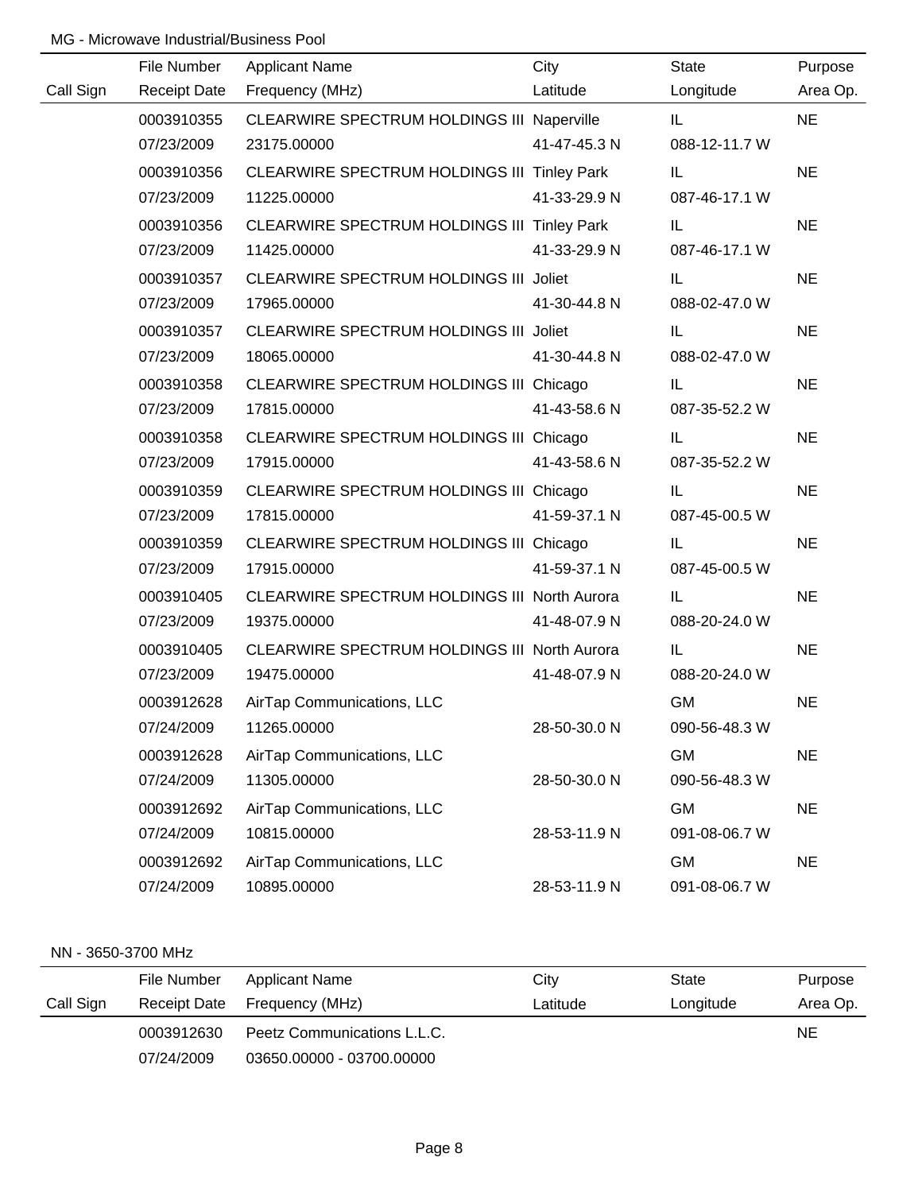MG - Microwave Industrial/Business Pool

| Call Sign | File Number<br>Receipt Date | Applicant Name<br>Frequency (MHz) | City<br>Latitude | State<br>Longitude | Purpose<br>Area Op. |
|---|---|---|---|---|---|
| | 0003910355<br>07/23/2009 | CLEARWIRE SPECTRUM HOLDINGS III<br>23175.00000 | Naperville<br>41-47-45.3 N | IL<br>088-12-11.7 W | NE |
| | 0003910356<br>07/23/2009 | CLEARWIRE SPECTRUM HOLDINGS III<br>11225.00000 | Tinley Park<br>41-33-29.9 N | IL<br>087-46-17.1 W | NE |
| | 0003910356<br>07/23/2009 | CLEARWIRE SPECTRUM HOLDINGS III<br>11425.00000 | Tinley Park<br>41-33-29.9 N | IL<br>087-46-17.1 W | NE |
| | 0003910357<br>07/23/2009 | CLEARWIRE SPECTRUM HOLDINGS III<br>17965.00000 | Joliet<br>41-30-44.8 N | IL<br>088-02-47.0 W | NE |
| | 0003910357<br>07/23/2009 | CLEARWIRE SPECTRUM HOLDINGS III<br>18065.00000 | Joliet<br>41-30-44.8 N | IL<br>088-02-47.0 W | NE |
| | 0003910358<br>07/23/2009 | CLEARWIRE SPECTRUM HOLDINGS III<br>17815.00000 | Chicago<br>41-43-58.6 N | IL<br>087-35-52.2 W | NE |
| | 0003910358<br>07/23/2009 | CLEARWIRE SPECTRUM HOLDINGS III<br>17915.00000 | Chicago<br>41-43-58.6 N | IL<br>087-35-52.2 W | NE |
| | 0003910359<br>07/23/2009 | CLEARWIRE SPECTRUM HOLDINGS III<br>17815.00000 | Chicago<br>41-59-37.1 N | IL<br>087-45-00.5 W | NE |
| | 0003910359<br>07/23/2009 | CLEARWIRE SPECTRUM HOLDINGS III<br>17915.00000 | Chicago<br>41-59-37.1 N | IL<br>087-45-00.5 W | NE |
| | 0003910405<br>07/23/2009 | CLEARWIRE SPECTRUM HOLDINGS III<br>19375.00000 | North Aurora<br>41-48-07.9 N | IL<br>088-20-24.0 W | NE |
| | 0003910405<br>07/23/2009 | CLEARWIRE SPECTRUM HOLDINGS III<br>19475.00000 | North Aurora<br>41-48-07.9 N | IL<br>088-20-24.0 W | NE |
| | 0003912628<br>07/24/2009 | AirTap Communications, LLC<br>11265.00000 | <br>28-50-30.0 N | GM<br>090-56-48.3 W | NE |
| | 0003912628<br>07/24/2009 | AirTap Communications, LLC<br>11305.00000 | <br>28-50-30.0 N | GM<br>090-56-48.3 W | NE |
| | 0003912692<br>07/24/2009 | AirTap Communications, LLC<br>10815.00000 | <br>28-53-11.9 N | GM<br>091-08-06.7 W | NE |
| | 0003912692<br>07/24/2009 | AirTap Communications, LLC<br>10895.00000 | <br>28-53-11.9 N | GM<br>091-08-06.7 W | NE |

NN - 3650-3700 MHz

| Call Sign | File Number<br>Receipt Date | Applicant Name<br>Frequency (MHz) | City<br>Latitude | State<br>Longitude | Purpose<br>Area Op. |
|---|---|---|---|---|---|
| | 0003912630<br>07/24/2009 | Peetz Communications L.L.C.<br>03650.00000 - 03700.00000 | | | NE |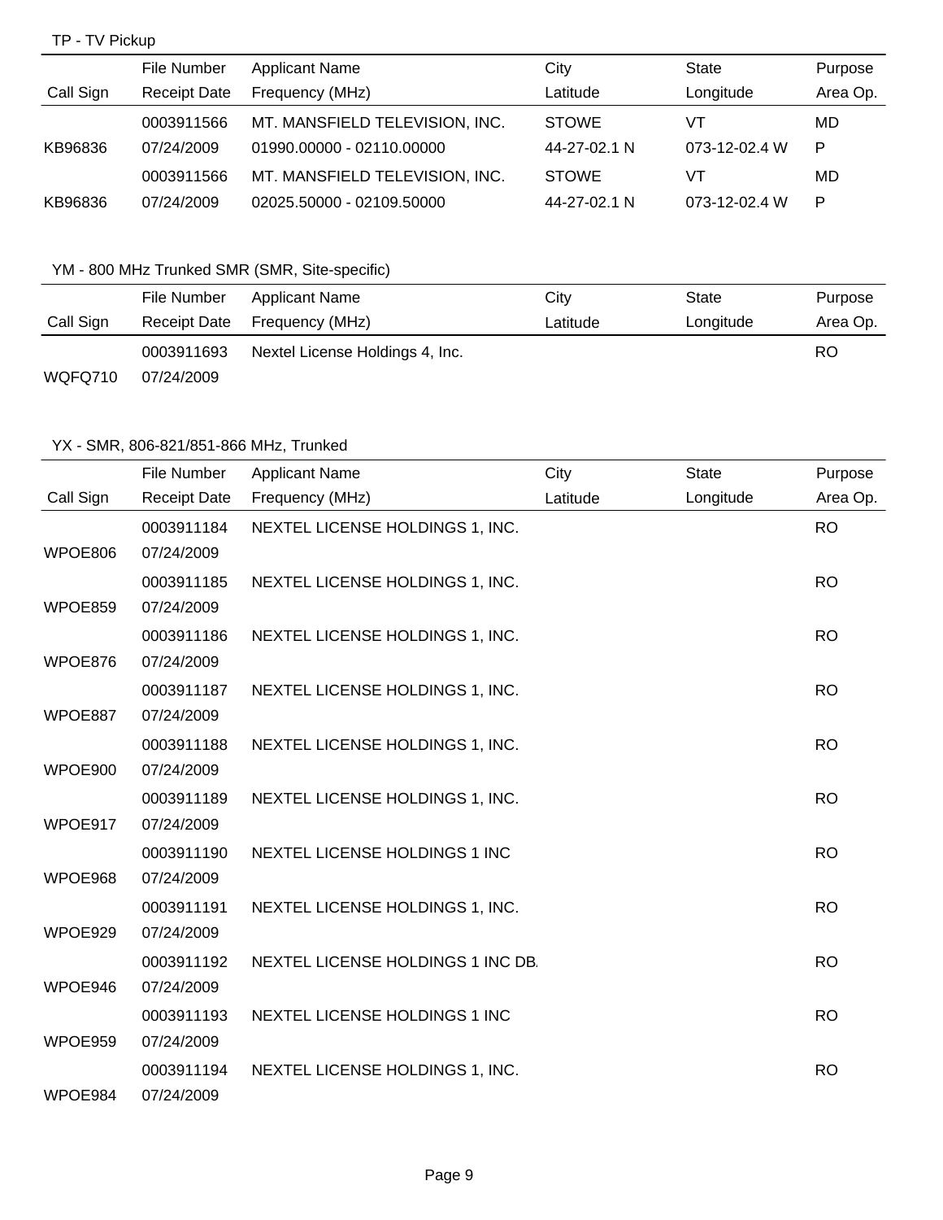TP - TV Pickup

| Call Sign | File Number / Receipt Date | Applicant Name / Frequency (MHz) | City / Latitude | State / Longitude | Purpose / Area Op. |
|---|---|---|---|---|---|
| KB96836 | 0003911566 / 07/24/2009 | MT. MANSFIELD TELEVISION, INC. / 01990.00000 - 02110.00000 | STOWE / 44-27-02.1 N | VT / 073-12-02.4 W | MD / P |
| KB96836 | 0003911566 / 07/24/2009 | MT. MANSFIELD TELEVISION, INC. / 02025.50000 - 02109.50000 | STOWE / 44-27-02.1 N | VT / 073-12-02.4 W | MD / P |

YM - 800 MHz Trunked SMR (SMR, Site-specific)

| Call Sign | File Number / Receipt Date | Applicant Name / Frequency (MHz) | City / Latitude | State / Longitude | Purpose / Area Op. |
|---|---|---|---|---|---|
| WQFQ710 | 0003911693 / 07/24/2009 | Nextel License Holdings 4, Inc. | | | RO |

YX - SMR, 806-821/851-866 MHz, Trunked

| Call Sign | File Number / Receipt Date | Applicant Name / Frequency (MHz) | City / Latitude | State / Longitude | Purpose / Area Op. |
|---|---|---|---|---|---|
| WPOE806 | 0003911184 / 07/24/2009 | NEXTEL LICENSE HOLDINGS 1, INC. | | | RO |
| WPOE859 | 0003911185 / 07/24/2009 | NEXTEL LICENSE HOLDINGS 1, INC. | | | RO |
| WPOE876 | 0003911186 / 07/24/2009 | NEXTEL LICENSE HOLDINGS 1, INC. | | | RO |
| WPOE887 | 0003911187 / 07/24/2009 | NEXTEL LICENSE HOLDINGS 1, INC. | | | RO |
| WPOE900 | 0003911188 / 07/24/2009 | NEXTEL LICENSE HOLDINGS 1, INC. | | | RO |
| WPOE917 | 0003911189 / 07/24/2009 | NEXTEL LICENSE HOLDINGS 1, INC. | | | RO |
| WPOE968 | 0003911190 / 07/24/2009 | NEXTEL LICENSE HOLDINGS 1 INC | | | RO |
| WPOE929 | 0003911191 / 07/24/2009 | NEXTEL LICENSE HOLDINGS 1, INC. | | | RO |
| WPOE946 | 0003911192 / 07/24/2009 | NEXTEL LICENSE HOLDINGS 1 INC DB. | | | RO |
| WPOE959 | 0003911193 / 07/24/2009 | NEXTEL LICENSE HOLDINGS 1 INC | | | RO |
| WPOE984 | 0003911194 / 07/24/2009 | NEXTEL LICENSE HOLDINGS 1, INC. | | | RO |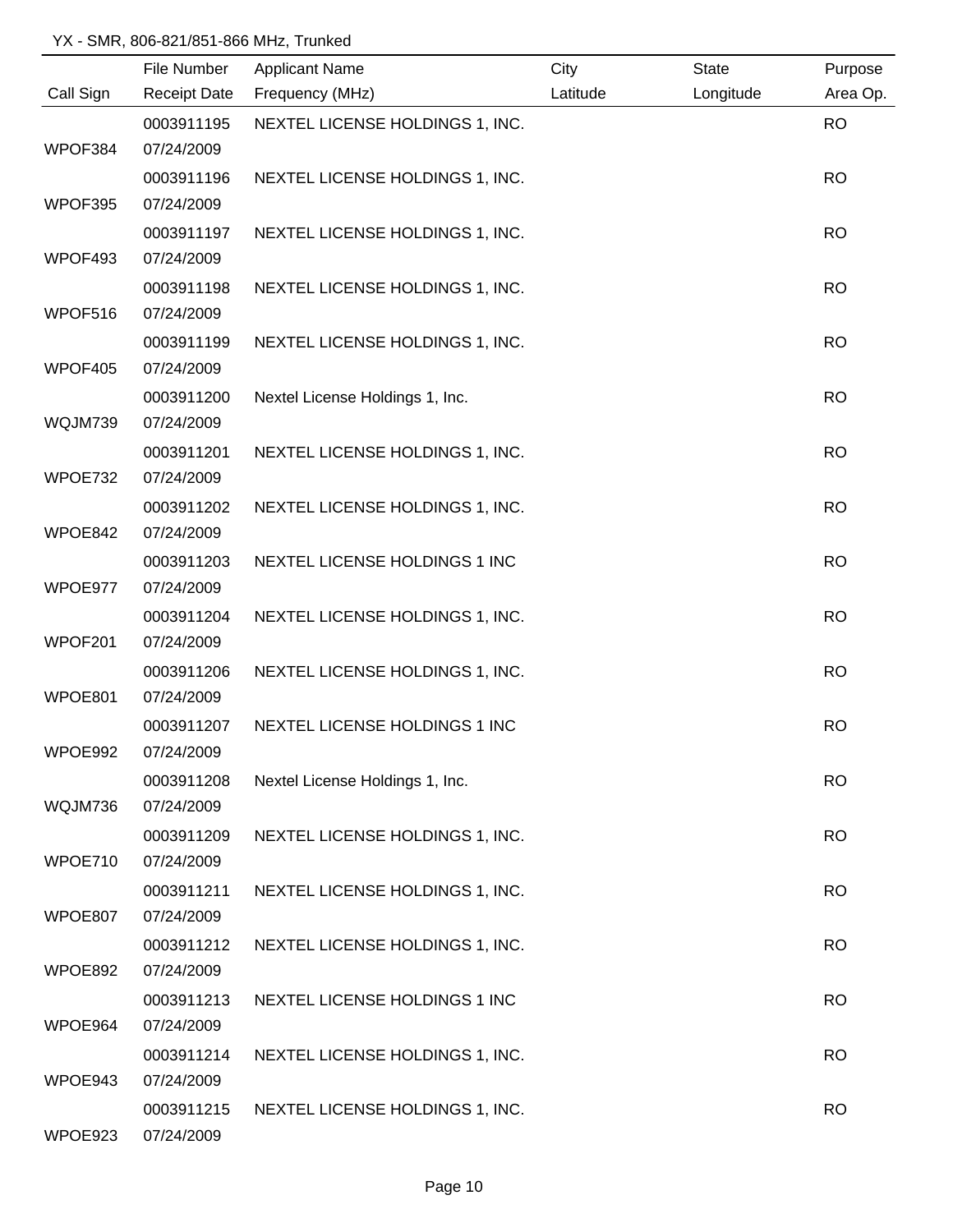YX - SMR, 806-821/851-866 MHz, Trunked

| Call Sign | File Number<br>Receipt Date | Applicant Name<br>Frequency (MHz) | City<br>Latitude | State<br>Longitude | Purpose<br>Area Op. |
|---|---|---|---|---|---|
| WPOF384 | 0003911195<br>07/24/2009 | NEXTEL LICENSE HOLDINGS 1, INC. | | | RO |
| WPOF395 | 0003911196<br>07/24/2009 | NEXTEL LICENSE HOLDINGS 1, INC. | | | RO |
| WPOF493 | 0003911197<br>07/24/2009 | NEXTEL LICENSE HOLDINGS 1, INC. | | | RO |
| WPOF516 | 0003911198<br>07/24/2009 | NEXTEL LICENSE HOLDINGS 1, INC. | | | RO |
| WPOF405 | 0003911199<br>07/24/2009 | NEXTEL LICENSE HOLDINGS 1, INC. | | | RO |
| WQJM739 | 0003911200<br>07/24/2009 | Nextel License Holdings 1, Inc. | | | RO |
| WPOE732 | 0003911201<br>07/24/2009 | NEXTEL LICENSE HOLDINGS 1, INC. | | | RO |
| WPOE842 | 0003911202<br>07/24/2009 | NEXTEL LICENSE HOLDINGS 1, INC. | | | RO |
| WPOE977 | 0003911203<br>07/24/2009 | NEXTEL LICENSE HOLDINGS 1 INC | | | RO |
| WPOF201 | 0003911204<br>07/24/2009 | NEXTEL LICENSE HOLDINGS 1, INC. | | | RO |
| WPOE801 | 0003911206<br>07/24/2009 | NEXTEL LICENSE HOLDINGS 1, INC. | | | RO |
| WPOE992 | 0003911207<br>07/24/2009 | NEXTEL LICENSE HOLDINGS 1 INC | | | RO |
| WQJM736 | 0003911208<br>07/24/2009 | Nextel License Holdings 1, Inc. | | | RO |
| WPOE710 | 0003911209<br>07/24/2009 | NEXTEL LICENSE HOLDINGS 1, INC. | | | RO |
| WPOE807 | 0003911211<br>07/24/2009 | NEXTEL LICENSE HOLDINGS 1, INC. | | | RO |
| WPOE892 | 0003911212<br>07/24/2009 | NEXTEL LICENSE HOLDINGS 1, INC. | | | RO |
| WPOE964 | 0003911213<br>07/24/2009 | NEXTEL LICENSE HOLDINGS 1 INC | | | RO |
| WPOE943 | 0003911214<br>07/24/2009 | NEXTEL LICENSE HOLDINGS 1, INC. | | | RO |
| WPOE923 | 0003911215<br>07/24/2009 | NEXTEL LICENSE HOLDINGS 1, INC. | | | RO |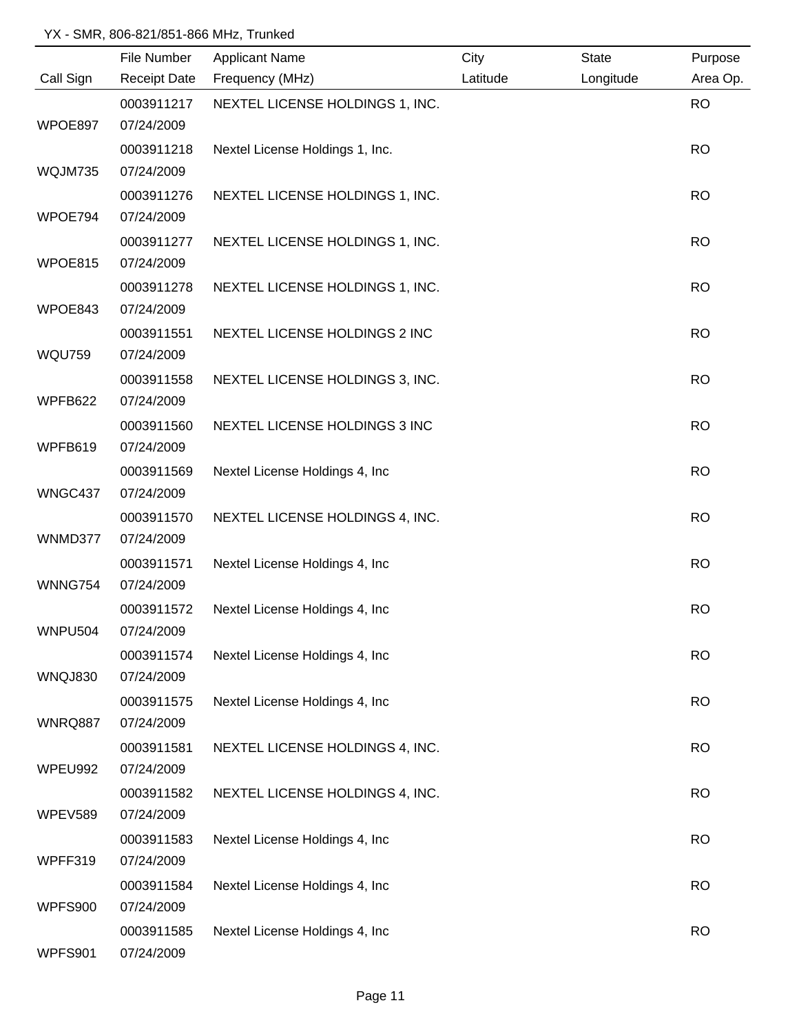YX - SMR, 806-821/851-866 MHz, Trunked

| Call Sign | File Number / Receipt Date | Applicant Name / Frequency (MHz) | City / Latitude | State / Longitude | Purpose / Area Op. |
|---|---|---|---|---|---|
| WPOE897 | 0003911217 / 07/24/2009 | NEXTEL LICENSE HOLDINGS 1, INC. | | | RO |
| WQJM735 | 0003911218 / 07/24/2009 | Nextel License Holdings 1, Inc. | | | RO |
| WPOE794 | 0003911276 / 07/24/2009 | NEXTEL LICENSE HOLDINGS 1, INC. | | | RO |
| WPOE815 | 0003911277 / 07/24/2009 | NEXTEL LICENSE HOLDINGS 1, INC. | | | RO |
| WPOE843 | 0003911278 / 07/24/2009 | NEXTEL LICENSE HOLDINGS 1, INC. | | | RO |
| WQU759 | 0003911551 / 07/24/2009 | NEXTEL LICENSE HOLDINGS 2 INC | | | RO |
| WPFB622 | 0003911558 / 07/24/2009 | NEXTEL LICENSE HOLDINGS 3, INC. | | | RO |
| WPFB619 | 0003911560 / 07/24/2009 | NEXTEL LICENSE HOLDINGS 3 INC | | | RO |
| WNGC437 | 0003911569 / 07/24/2009 | Nextel License Holdings 4, Inc | | | RO |
| WNMD377 | 0003911570 / 07/24/2009 | NEXTEL LICENSE HOLDINGS 4, INC. | | | RO |
| WNNG754 | 0003911571 / 07/24/2009 | Nextel License Holdings 4, Inc | | | RO |
| WNPU504 | 0003911572 / 07/24/2009 | Nextel License Holdings 4, Inc | | | RO |
| WNQJ830 | 0003911574 / 07/24/2009 | Nextel License Holdings 4, Inc | | | RO |
| WNRQ887 | 0003911575 / 07/24/2009 | Nextel License Holdings 4, Inc | | | RO |
| WPEU992 | 0003911581 / 07/24/2009 | NEXTEL LICENSE HOLDINGS 4, INC. | | | RO |
| WPEV589 | 0003911582 / 07/24/2009 | NEXTEL LICENSE HOLDINGS 4, INC. | | | RO |
| WPFF319 | 0003911583 / 07/24/2009 | Nextel License Holdings 4, Inc | | | RO |
| WPFS900 | 0003911584 / 07/24/2009 | Nextel License Holdings 4, Inc | | | RO |
| WPFS901 | 0003911585 / 07/24/2009 | Nextel License Holdings 4, Inc | | | RO |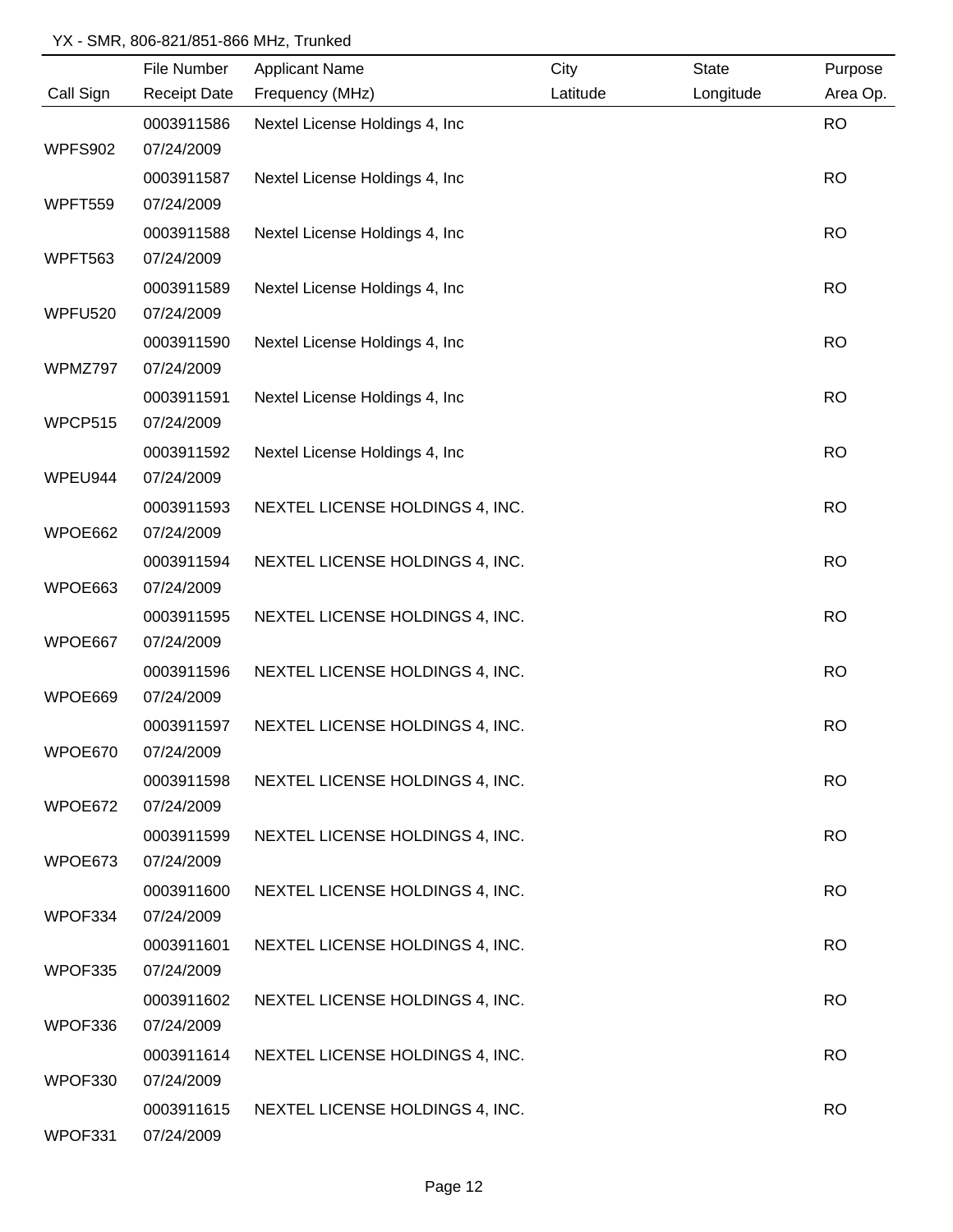YX - SMR, 806-821/851-866 MHz, Trunked

| Call Sign | File Number<br>Receipt Date | Applicant Name<br>Frequency (MHz) | City<br>Latitude | State<br>Longitude | Purpose<br>Area Op. |
|---|---|---|---|---|---|
| WPFS902 | 0003911586<br>07/24/2009 | Nextel License Holdings 4, Inc | | | RO |
| WPFT559 | 0003911587<br>07/24/2009 | Nextel License Holdings 4, Inc | | | RO |
| WPFT563 | 0003911588<br>07/24/2009 | Nextel License Holdings 4, Inc | | | RO |
| WPFU520 | 0003911589<br>07/24/2009 | Nextel License Holdings 4, Inc | | | RO |
| WPMZ797 | 0003911590<br>07/24/2009 | Nextel License Holdings 4, Inc | | | RO |
| WPCP515 | 0003911591<br>07/24/2009 | Nextel License Holdings 4, Inc | | | RO |
| WPEU944 | 0003911592<br>07/24/2009 | Nextel License Holdings 4, Inc | | | RO |
| WPOE662 | 0003911593<br>07/24/2009 | NEXTEL LICENSE HOLDINGS 4, INC. | | | RO |
| WPOE663 | 0003911594<br>07/24/2009 | NEXTEL LICENSE HOLDINGS 4, INC. | | | RO |
| WPOE667 | 0003911595<br>07/24/2009 | NEXTEL LICENSE HOLDINGS 4, INC. | | | RO |
| WPOE669 | 0003911596<br>07/24/2009 | NEXTEL LICENSE HOLDINGS 4, INC. | | | RO |
| WPOE670 | 0003911597<br>07/24/2009 | NEXTEL LICENSE HOLDINGS 4, INC. | | | RO |
| WPOE672 | 0003911598<br>07/24/2009 | NEXTEL LICENSE HOLDINGS 4, INC. | | | RO |
| WPOE673 | 0003911599<br>07/24/2009 | NEXTEL LICENSE HOLDINGS 4, INC. | | | RO |
| WPOF334 | 0003911600<br>07/24/2009 | NEXTEL LICENSE HOLDINGS 4, INC. | | | RO |
| WPOF335 | 0003911601<br>07/24/2009 | NEXTEL LICENSE HOLDINGS 4, INC. | | | RO |
| WPOF336 | 0003911602<br>07/24/2009 | NEXTEL LICENSE HOLDINGS 4, INC. | | | RO |
| WPOF330 | 0003911614<br>07/24/2009 | NEXTEL LICENSE HOLDINGS 4, INC. | | | RO |
| WPOF331 | 0003911615<br>07/24/2009 | NEXTEL LICENSE HOLDINGS 4, INC. | | | RO |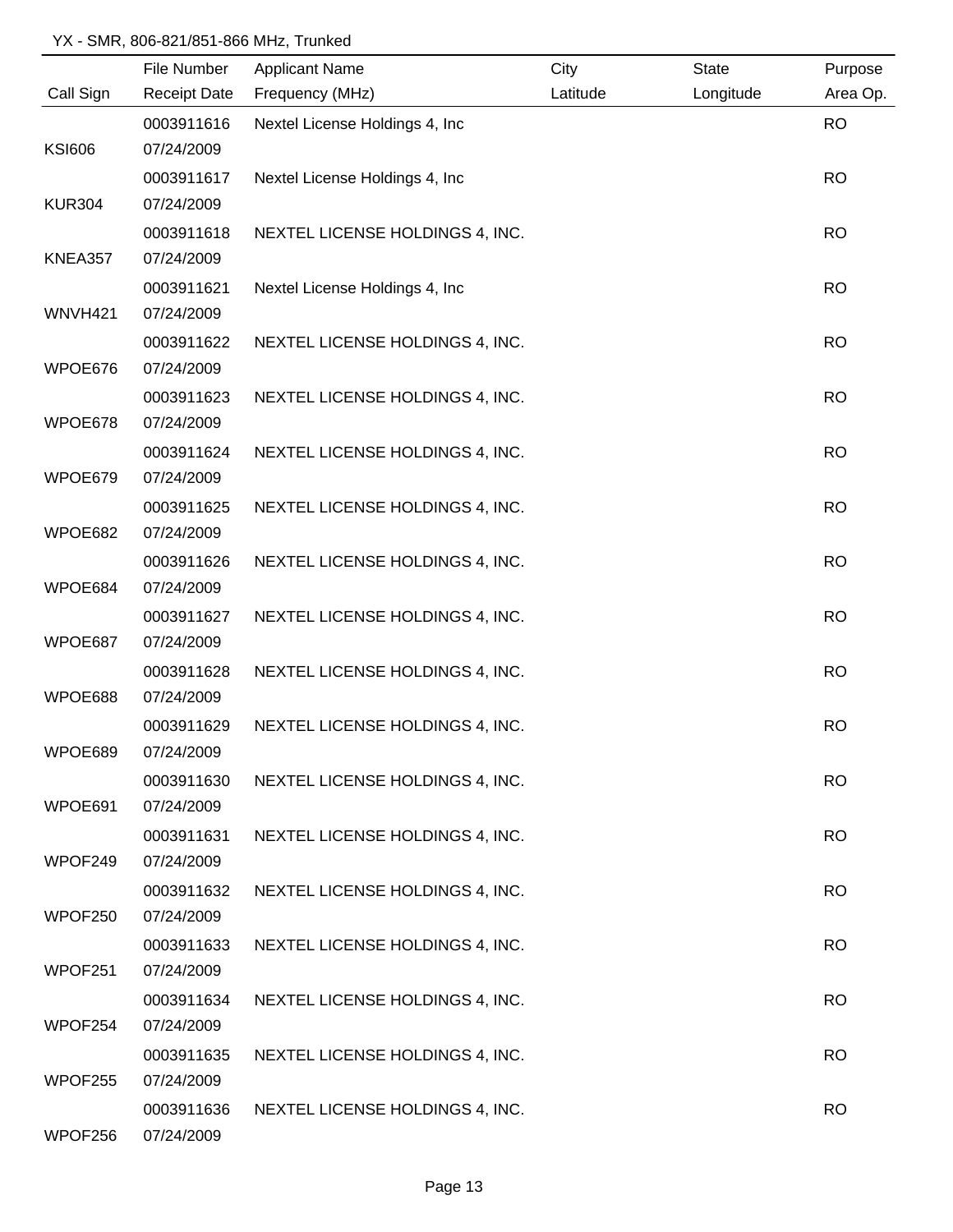YX - SMR, 806-821/851-866 MHz, Trunked

| Call Sign | File Number / Receipt Date | Applicant Name / Frequency (MHz) | City / Latitude | State / Longitude | Purpose / Area Op. |
|---|---|---|---|---|---|
| KSI606 | 0003911616 / 07/24/2009 | Nextel License Holdings 4, Inc | | | RO |
| KUR304 | 0003911617 / 07/24/2009 | Nextel License Holdings 4, Inc | | | RO |
| KNEA357 | 0003911618 / 07/24/2009 | NEXTEL LICENSE HOLDINGS 4, INC. | | | RO |
| WNVH421 | 0003911621 / 07/24/2009 | Nextel License Holdings 4, Inc | | | RO |
| WPOE676 | 0003911622 / 07/24/2009 | NEXTEL LICENSE HOLDINGS 4, INC. | | | RO |
| WPOE678 | 0003911623 / 07/24/2009 | NEXTEL LICENSE HOLDINGS 4, INC. | | | RO |
| WPOE679 | 0003911624 / 07/24/2009 | NEXTEL LICENSE HOLDINGS 4, INC. | | | RO |
| WPOE682 | 0003911625 / 07/24/2009 | NEXTEL LICENSE HOLDINGS 4, INC. | | | RO |
| WPOE684 | 0003911626 / 07/24/2009 | NEXTEL LICENSE HOLDINGS 4, INC. | | | RO |
| WPOE687 | 0003911627 / 07/24/2009 | NEXTEL LICENSE HOLDINGS 4, INC. | | | RO |
| WPOE688 | 0003911628 / 07/24/2009 | NEXTEL LICENSE HOLDINGS 4, INC. | | | RO |
| WPOE689 | 0003911629 / 07/24/2009 | NEXTEL LICENSE HOLDINGS 4, INC. | | | RO |
| WPOE691 | 0003911630 / 07/24/2009 | NEXTEL LICENSE HOLDINGS 4, INC. | | | RO |
| WPOF249 | 0003911631 / 07/24/2009 | NEXTEL LICENSE HOLDINGS 4, INC. | | | RO |
| WPOF250 | 0003911632 / 07/24/2009 | NEXTEL LICENSE HOLDINGS 4, INC. | | | RO |
| WPOF251 | 0003911633 / 07/24/2009 | NEXTEL LICENSE HOLDINGS 4, INC. | | | RO |
| WPOF254 | 0003911634 / 07/24/2009 | NEXTEL LICENSE HOLDINGS 4, INC. | | | RO |
| WPOF255 | 0003911635 / 07/24/2009 | NEXTEL LICENSE HOLDINGS 4, INC. | | | RO |
| WPOF256 | 0003911636 / 07/24/2009 | NEXTEL LICENSE HOLDINGS 4, INC. | | | RO |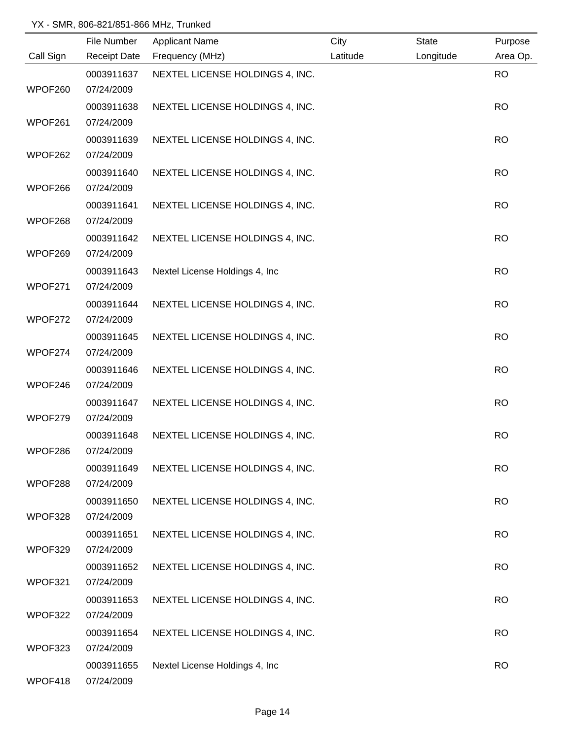YX - SMR, 806-821/851-866 MHz, Trunked

| Call Sign | File Number<br>Receipt Date | Applicant Name<br>Frequency (MHz) | City<br>Latitude | State<br>Longitude | Purpose<br>Area Op. |
|---|---|---|---|---|---|
| WPOF260 | 0003911637<br>07/24/2009 | NEXTEL LICENSE HOLDINGS 4, INC. | | | RO |
| WPOF261 | 0003911638<br>07/24/2009 | NEXTEL LICENSE HOLDINGS 4, INC. | | | RO |
| WPOF262 | 0003911639<br>07/24/2009 | NEXTEL LICENSE HOLDINGS 4, INC. | | | RO |
| WPOF266 | 0003911640<br>07/24/2009 | NEXTEL LICENSE HOLDINGS 4, INC. | | | RO |
| WPOF268 | 0003911641<br>07/24/2009 | NEXTEL LICENSE HOLDINGS 4, INC. | | | RO |
| WPOF269 | 0003911642<br>07/24/2009 | NEXTEL LICENSE HOLDINGS 4, INC. | | | RO |
| WPOF271 | 0003911643<br>07/24/2009 | Nextel License Holdings 4, Inc | | | RO |
| WPOF272 | 0003911644<br>07/24/2009 | NEXTEL LICENSE HOLDINGS 4, INC. | | | RO |
| WPOF274 | 0003911645<br>07/24/2009 | NEXTEL LICENSE HOLDINGS 4, INC. | | | RO |
| WPOF246 | 0003911646<br>07/24/2009 | NEXTEL LICENSE HOLDINGS 4, INC. | | | RO |
| WPOF279 | 0003911647<br>07/24/2009 | NEXTEL LICENSE HOLDINGS 4, INC. | | | RO |
| WPOF286 | 0003911648<br>07/24/2009 | NEXTEL LICENSE HOLDINGS 4, INC. | | | RO |
| WPOF288 | 0003911649<br>07/24/2009 | NEXTEL LICENSE HOLDINGS 4, INC. | | | RO |
| WPOF328 | 0003911650<br>07/24/2009 | NEXTEL LICENSE HOLDINGS 4, INC. | | | RO |
| WPOF329 | 0003911651<br>07/24/2009 | NEXTEL LICENSE HOLDINGS 4, INC. | | | RO |
| WPOF321 | 0003911652<br>07/24/2009 | NEXTEL LICENSE HOLDINGS 4, INC. | | | RO |
| WPOF322 | 0003911653<br>07/24/2009 | NEXTEL LICENSE HOLDINGS 4, INC. | | | RO |
| WPOF323 | 0003911654<br>07/24/2009 | NEXTEL LICENSE HOLDINGS 4, INC. | | | RO |
| WPOF418 | 0003911655<br>07/24/2009 | Nextel License Holdings 4, Inc | | | RO |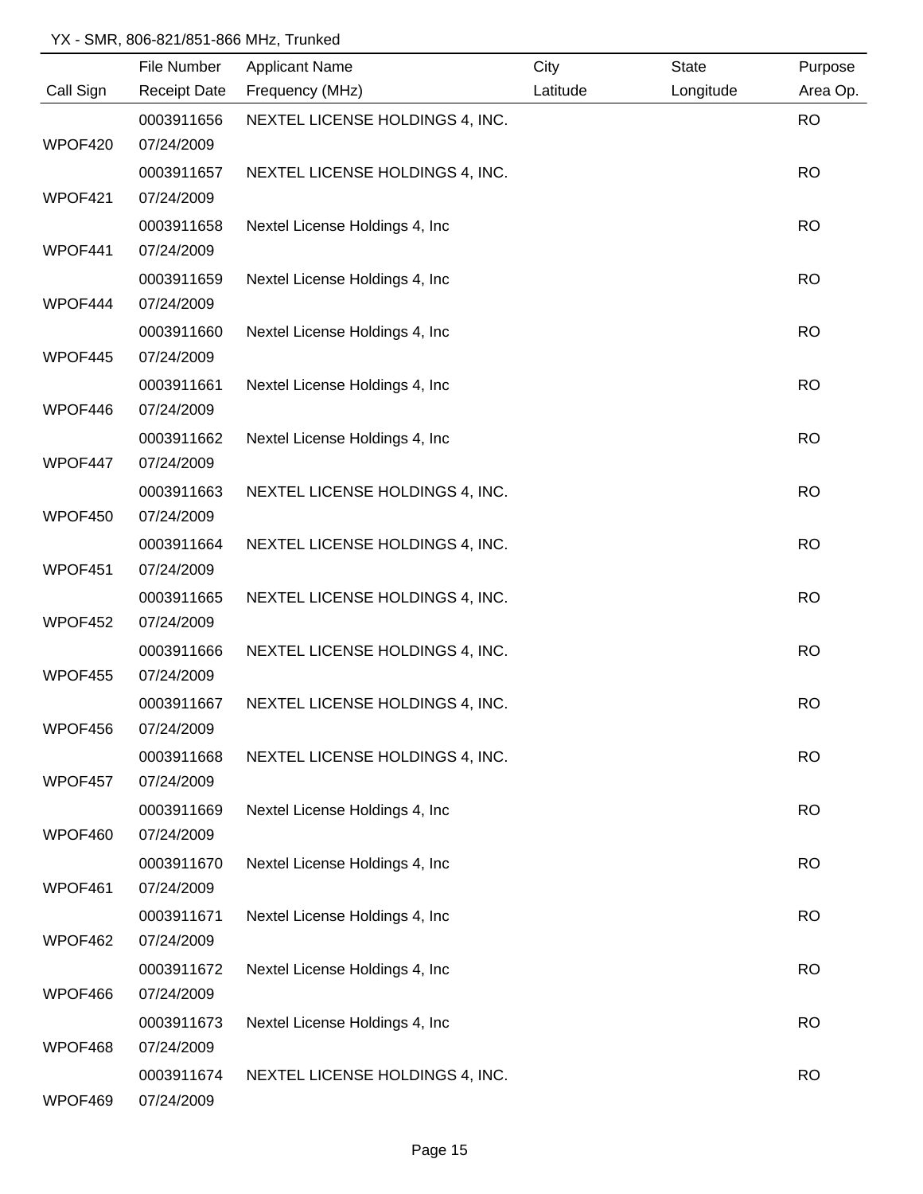YX - SMR, 806-821/851-866 MHz, Trunked

| Call Sign | File Number / Receipt Date | Applicant Name / Frequency (MHz) | City / Latitude | State / Longitude | Purpose / Area Op. |
|---|---|---|---|---|---|
| WPOF420 | 0003911656 07/24/2009 | NEXTEL LICENSE HOLDINGS 4, INC. | | | RO |
| WPOF421 | 0003911657 07/24/2009 | NEXTEL LICENSE HOLDINGS 4, INC. | | | RO |
| WPOF441 | 0003911658 07/24/2009 | Nextel License Holdings 4, Inc | | | RO |
| WPOF444 | 0003911659 07/24/2009 | Nextel License Holdings 4, Inc | | | RO |
| WPOF445 | 0003911660 07/24/2009 | Nextel License Holdings 4, Inc | | | RO |
| WPOF446 | 0003911661 07/24/2009 | Nextel License Holdings 4, Inc | | | RO |
| WPOF447 | 0003911662 07/24/2009 | Nextel License Holdings 4, Inc | | | RO |
| WPOF450 | 0003911663 07/24/2009 | NEXTEL LICENSE HOLDINGS 4, INC. | | | RO |
| WPOF451 | 0003911664 07/24/2009 | NEXTEL LICENSE HOLDINGS 4, INC. | | | RO |
| WPOF452 | 0003911665 07/24/2009 | NEXTEL LICENSE HOLDINGS 4, INC. | | | RO |
| WPOF455 | 0003911666 07/24/2009 | NEXTEL LICENSE HOLDINGS 4, INC. | | | RO |
| WPOF456 | 0003911667 07/24/2009 | NEXTEL LICENSE HOLDINGS 4, INC. | | | RO |
| WPOF457 | 0003911668 07/24/2009 | NEXTEL LICENSE HOLDINGS 4, INC. | | | RO |
| WPOF460 | 0003911669 07/24/2009 | Nextel License Holdings 4, Inc | | | RO |
| WPOF461 | 0003911670 07/24/2009 | Nextel License Holdings 4, Inc | | | RO |
| WPOF462 | 0003911671 07/24/2009 | Nextel License Holdings 4, Inc | | | RO |
| WPOF466 | 0003911672 07/24/2009 | Nextel License Holdings 4, Inc | | | RO |
| WPOF468 | 0003911673 07/24/2009 | Nextel License Holdings 4, Inc | | | RO |
| WPOF469 | 0003911674 07/24/2009 | NEXTEL LICENSE HOLDINGS 4, INC. | | | RO |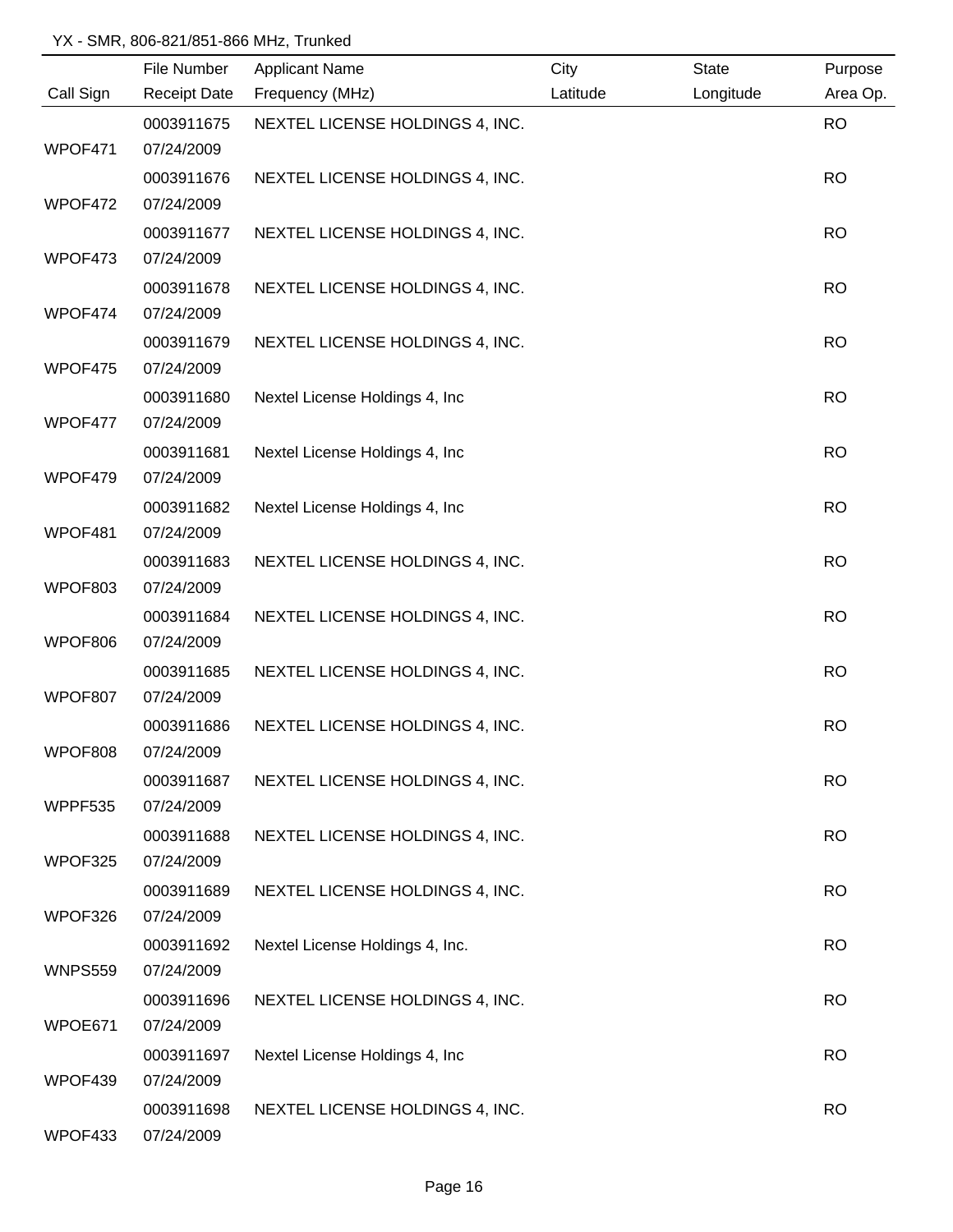YX - SMR, 806-821/851-866 MHz, Trunked

| Call Sign | File Number<br>Receipt Date | Applicant Name<br>Frequency (MHz) | City<br>Latitude | State<br>Longitude | Purpose<br>Area Op. |
|---|---|---|---|---|---|
| WPOF471 | 0003911675<br>07/24/2009 | NEXTEL LICENSE HOLDINGS 4, INC. | | | RO |
| WPOF472 | 0003911676<br>07/24/2009 | NEXTEL LICENSE HOLDINGS 4, INC. | | | RO |
| WPOF473 | 0003911677<br>07/24/2009 | NEXTEL LICENSE HOLDINGS 4, INC. | | | RO |
| WPOF474 | 0003911678<br>07/24/2009 | NEXTEL LICENSE HOLDINGS 4, INC. | | | RO |
| WPOF475 | 0003911679<br>07/24/2009 | NEXTEL LICENSE HOLDINGS 4, INC. | | | RO |
| WPOF477 | 0003911680<br>07/24/2009 | Nextel License Holdings 4, Inc | | | RO |
| WPOF479 | 0003911681<br>07/24/2009 | Nextel License Holdings 4, Inc | | | RO |
| WPOF481 | 0003911682<br>07/24/2009 | Nextel License Holdings 4, Inc | | | RO |
| WPOF803 | 0003911683<br>07/24/2009 | NEXTEL LICENSE HOLDINGS 4, INC. | | | RO |
| WPOF806 | 0003911684<br>07/24/2009 | NEXTEL LICENSE HOLDINGS 4, INC. | | | RO |
| WPOF807 | 0003911685<br>07/24/2009 | NEXTEL LICENSE HOLDINGS 4, INC. | | | RO |
| WPOF808 | 0003911686<br>07/24/2009 | NEXTEL LICENSE HOLDINGS 4, INC. | | | RO |
| WPPF535 | 0003911687<br>07/24/2009 | NEXTEL LICENSE HOLDINGS 4, INC. | | | RO |
| WPOF325 | 0003911688<br>07/24/2009 | NEXTEL LICENSE HOLDINGS 4, INC. | | | RO |
| WPOF326 | 0003911689<br>07/24/2009 | NEXTEL LICENSE HOLDINGS 4, INC. | | | RO |
| WNPS559 | 0003911692<br>07/24/2009 | Nextel License Holdings 4, Inc. | | | RO |
| WPOE671 | 0003911696<br>07/24/2009 | NEXTEL LICENSE HOLDINGS 4, INC. | | | RO |
| WPOF439 | 0003911697<br>07/24/2009 | Nextel License Holdings 4, Inc | | | RO |
| WPOF433 | 0003911698<br>07/24/2009 | NEXTEL LICENSE HOLDINGS 4, INC. | | | RO |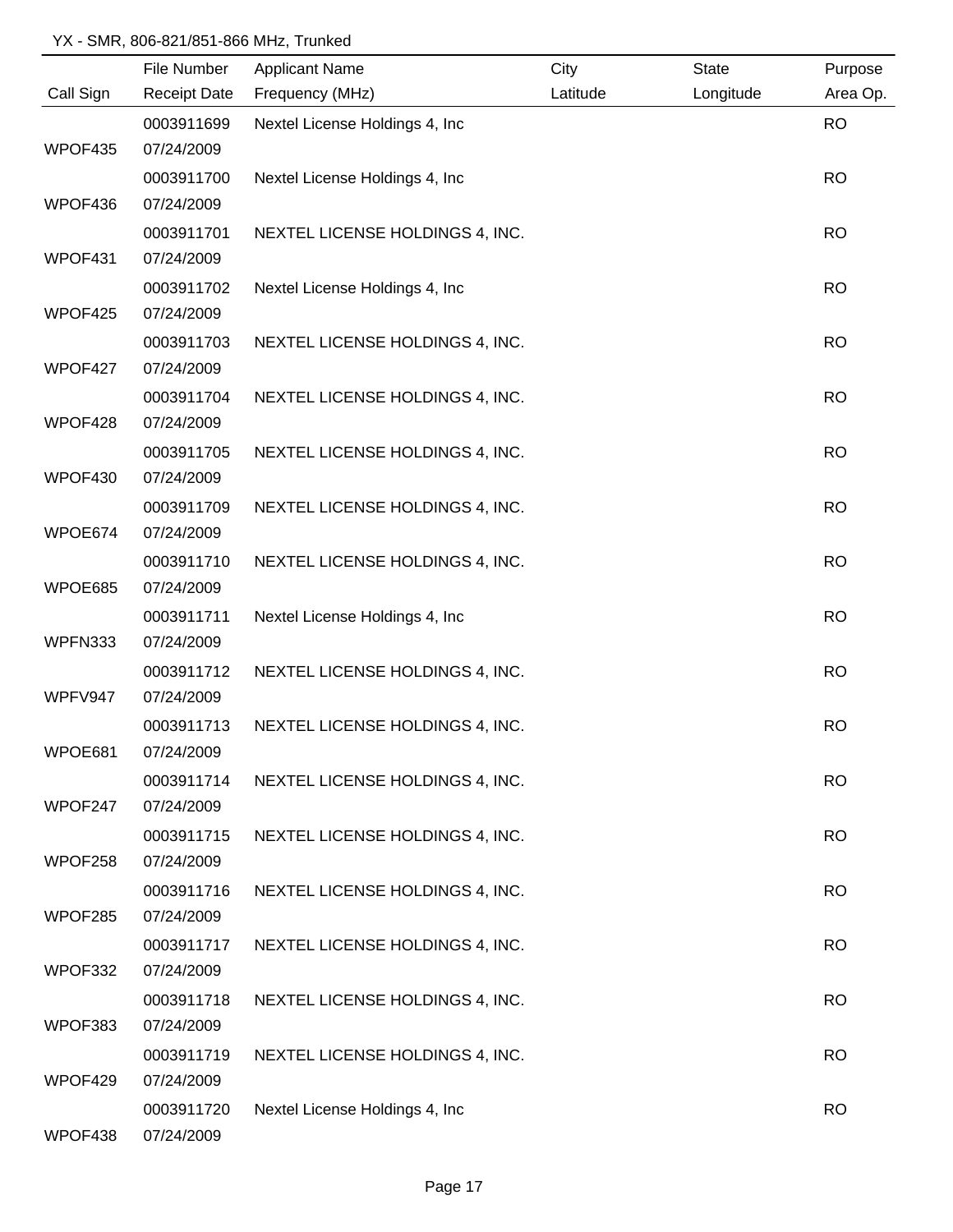YX - SMR, 806-821/851-866 MHz, Trunked

| Call Sign | File Number / Receipt Date | Applicant Name / Frequency (MHz) | City / Latitude | State / Longitude | Purpose / Area Op. |
|---|---|---|---|---|---|
| WPOF435 | 0003911699 / 07/24/2009 | Nextel License Holdings 4, Inc | | | RO |
| WPOF436 | 0003911700 / 07/24/2009 | Nextel License Holdings 4, Inc | | | RO |
| WPOF431 | 0003911701 / 07/24/2009 | NEXTEL LICENSE HOLDINGS 4, INC. | | | RO |
| WPOF425 | 0003911702 / 07/24/2009 | Nextel License Holdings 4, Inc | | | RO |
| WPOF427 | 0003911703 / 07/24/2009 | NEXTEL LICENSE HOLDINGS 4, INC. | | | RO |
| WPOF428 | 0003911704 / 07/24/2009 | NEXTEL LICENSE HOLDINGS 4, INC. | | | RO |
| WPOF430 | 0003911705 / 07/24/2009 | NEXTEL LICENSE HOLDINGS 4, INC. | | | RO |
| WPOE674 | 0003911709 / 07/24/2009 | NEXTEL LICENSE HOLDINGS 4, INC. | | | RO |
| WPOE685 | 0003911710 / 07/24/2009 | NEXTEL LICENSE HOLDINGS 4, INC. | | | RO |
| WPFN333 | 0003911711 / 07/24/2009 | Nextel License Holdings 4, Inc | | | RO |
| WPFV947 | 0003911712 / 07/24/2009 | NEXTEL LICENSE HOLDINGS 4, INC. | | | RO |
| WPOE681 | 0003911713 / 07/24/2009 | NEXTEL LICENSE HOLDINGS 4, INC. | | | RO |
| WPOF247 | 0003911714 / 07/24/2009 | NEXTEL LICENSE HOLDINGS 4, INC. | | | RO |
| WPOF258 | 0003911715 / 07/24/2009 | NEXTEL LICENSE HOLDINGS 4, INC. | | | RO |
| WPOF285 | 0003911716 / 07/24/2009 | NEXTEL LICENSE HOLDINGS 4, INC. | | | RO |
| WPOF332 | 0003911717 / 07/24/2009 | NEXTEL LICENSE HOLDINGS 4, INC. | | | RO |
| WPOF383 | 0003911718 / 07/24/2009 | NEXTEL LICENSE HOLDINGS 4, INC. | | | RO |
| WPOF429 | 0003911719 / 07/24/2009 | NEXTEL LICENSE HOLDINGS 4, INC. | | | RO |
| WPOF438 | 0003911720 / 07/24/2009 | Nextel License Holdings 4, Inc | | | RO |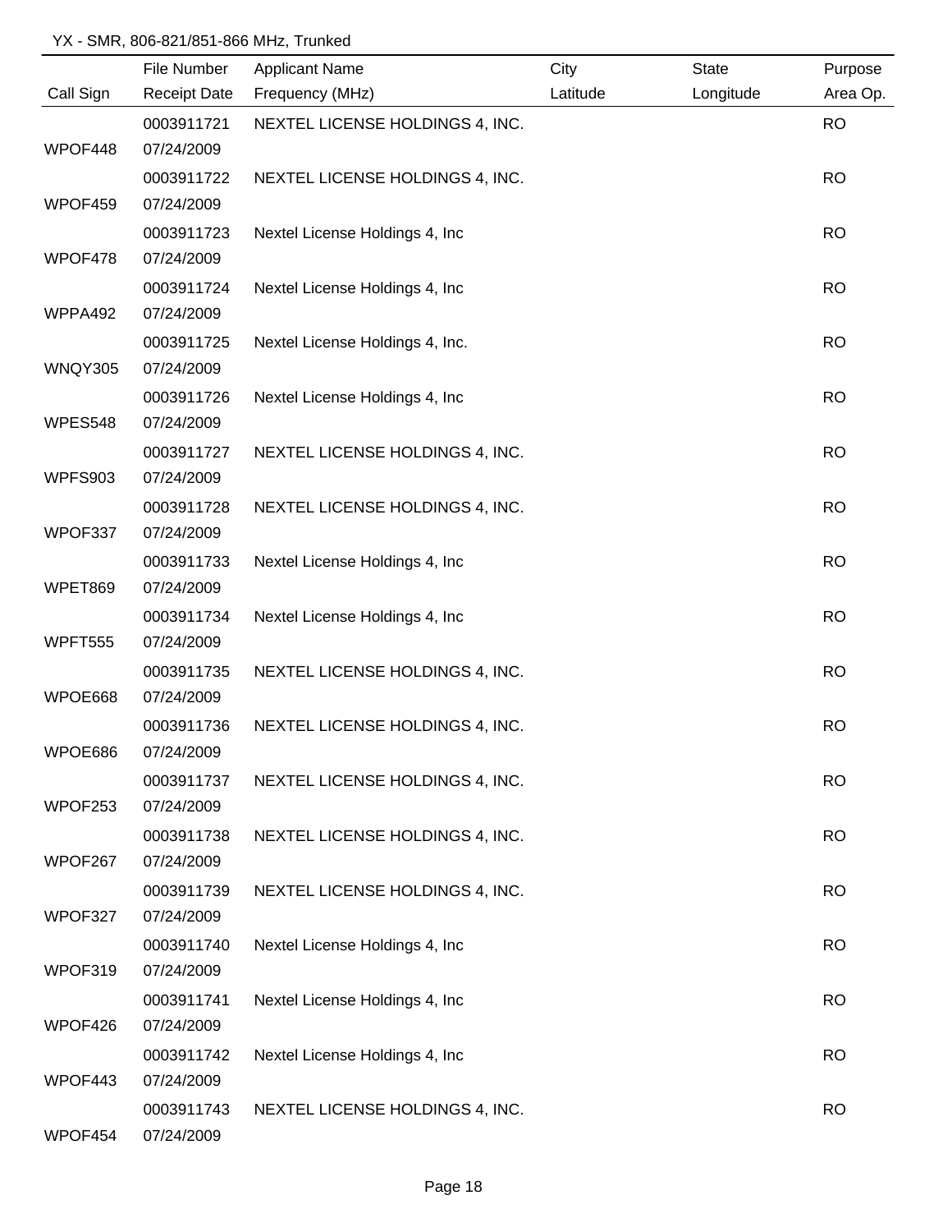YX - SMR, 806-821/851-866 MHz, Trunked

| Call Sign | File Number / Receipt Date | Applicant Name / Frequency (MHz) | City / Latitude | State / Longitude | Purpose / Area Op. |
|---|---|---|---|---|---|
| WPOF448 | 0003911721 / 07/24/2009 | NEXTEL LICENSE HOLDINGS 4, INC. | | | RO |
| WPOF459 | 0003911722 / 07/24/2009 | NEXTEL LICENSE HOLDINGS 4, INC. | | | RO |
| WPOF478 | 0003911723 / 07/24/2009 | Nextel License Holdings 4, Inc | | | RO |
| WPPA492 | 0003911724 / 07/24/2009 | Nextel License Holdings 4, Inc | | | RO |
| WNQY305 | 0003911725 / 07/24/2009 | Nextel License Holdings 4, Inc. | | | RO |
| WPES548 | 0003911726 / 07/24/2009 | Nextel License Holdings 4, Inc | | | RO |
| WPFS903 | 0003911727 / 07/24/2009 | NEXTEL LICENSE HOLDINGS 4, INC. | | | RO |
| WPOF337 | 0003911728 / 07/24/2009 | NEXTEL LICENSE HOLDINGS 4, INC. | | | RO |
| WPET869 | 0003911733 / 07/24/2009 | Nextel License Holdings 4, Inc | | | RO |
| WPFT555 | 0003911734 / 07/24/2009 | Nextel License Holdings 4, Inc | | | RO |
| WPOE668 | 0003911735 / 07/24/2009 | NEXTEL LICENSE HOLDINGS 4, INC. | | | RO |
| WPOE686 | 0003911736 / 07/24/2009 | NEXTEL LICENSE HOLDINGS 4, INC. | | | RO |
| WPOF253 | 0003911737 / 07/24/2009 | NEXTEL LICENSE HOLDINGS 4, INC. | | | RO |
| WPOF267 | 0003911738 / 07/24/2009 | NEXTEL LICENSE HOLDINGS 4, INC. | | | RO |
| WPOF327 | 0003911739 / 07/24/2009 | NEXTEL LICENSE HOLDINGS 4, INC. | | | RO |
| WPOF319 | 0003911740 / 07/24/2009 | Nextel License Holdings 4, Inc | | | RO |
| WPOF426 | 0003911741 / 07/24/2009 | Nextel License Holdings 4, Inc | | | RO |
| WPOF443 | 0003911742 / 07/24/2009 | Nextel License Holdings 4, Inc | | | RO |
| WPOF454 | 0003911743 / 07/24/2009 | NEXTEL LICENSE HOLDINGS 4, INC. | | | RO |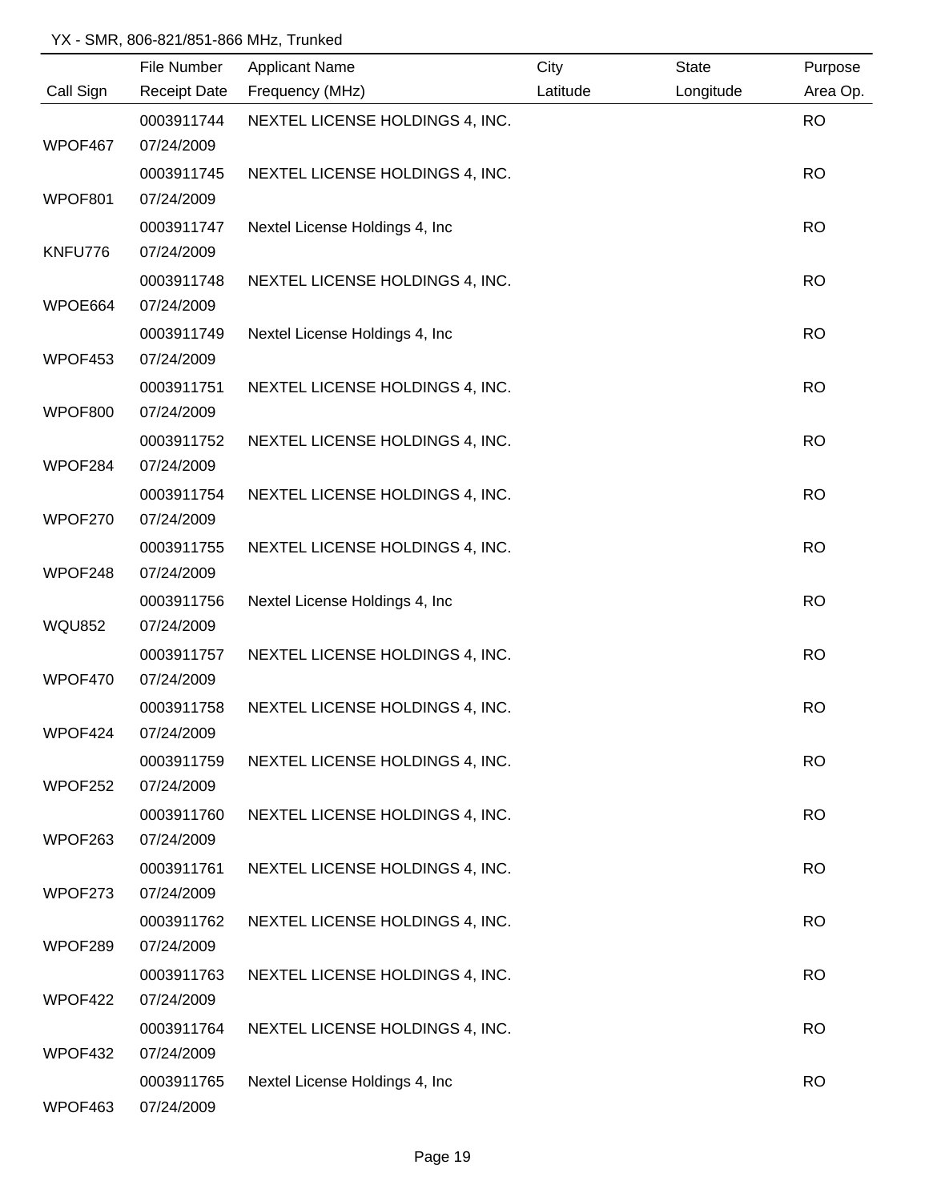YX - SMR, 806-821/851-866 MHz, Trunked

| Call Sign | File Number<br>Receipt Date | Applicant Name<br>Frequency (MHz) | City<br>Latitude | State<br>Longitude | Purpose<br>Area Op. |
|---|---|---|---|---|---|
| WPOF467 | 0003911744<br>07/24/2009 | NEXTEL LICENSE HOLDINGS 4, INC. | | | RO |
| WPOF801 | 0003911745<br>07/24/2009 | NEXTEL LICENSE HOLDINGS 4, INC. | | | RO |
| KNFU776 | 0003911747<br>07/24/2009 | Nextel License Holdings 4, Inc | | | RO |
| WPOE664 | 0003911748<br>07/24/2009 | NEXTEL LICENSE HOLDINGS 4, INC. | | | RO |
| WPOF453 | 0003911749<br>07/24/2009 | Nextel License Holdings 4, Inc | | | RO |
| WPOF800 | 0003911751<br>07/24/2009 | NEXTEL LICENSE HOLDINGS 4, INC. | | | RO |
| WPOF284 | 0003911752<br>07/24/2009 | NEXTEL LICENSE HOLDINGS 4, INC. | | | RO |
| WPOF270 | 0003911754<br>07/24/2009 | NEXTEL LICENSE HOLDINGS 4, INC. | | | RO |
| WPOF248 | 0003911755<br>07/24/2009 | NEXTEL LICENSE HOLDINGS 4, INC. | | | RO |
| WQU852 | 0003911756<br>07/24/2009 | Nextel License Holdings 4, Inc | | | RO |
| WPOF470 | 0003911757<br>07/24/2009 | NEXTEL LICENSE HOLDINGS 4, INC. | | | RO |
| WPOF424 | 0003911758<br>07/24/2009 | NEXTEL LICENSE HOLDINGS 4, INC. | | | RO |
| WPOF252 | 0003911759<br>07/24/2009 | NEXTEL LICENSE HOLDINGS 4, INC. | | | RO |
| WPOF263 | 0003911760<br>07/24/2009 | NEXTEL LICENSE HOLDINGS 4, INC. | | | RO |
| WPOF273 | 0003911761<br>07/24/2009 | NEXTEL LICENSE HOLDINGS 4, INC. | | | RO |
| WPOF289 | 0003911762<br>07/24/2009 | NEXTEL LICENSE HOLDINGS 4, INC. | | | RO |
| WPOF422 | 0003911763<br>07/24/2009 | NEXTEL LICENSE HOLDINGS 4, INC. | | | RO |
| WPOF432 | 0003911764<br>07/24/2009 | NEXTEL LICENSE HOLDINGS 4, INC. | | | RO |
| WPOF463 | 0003911765<br>07/24/2009 | Nextel License Holdings 4, Inc | | | RO |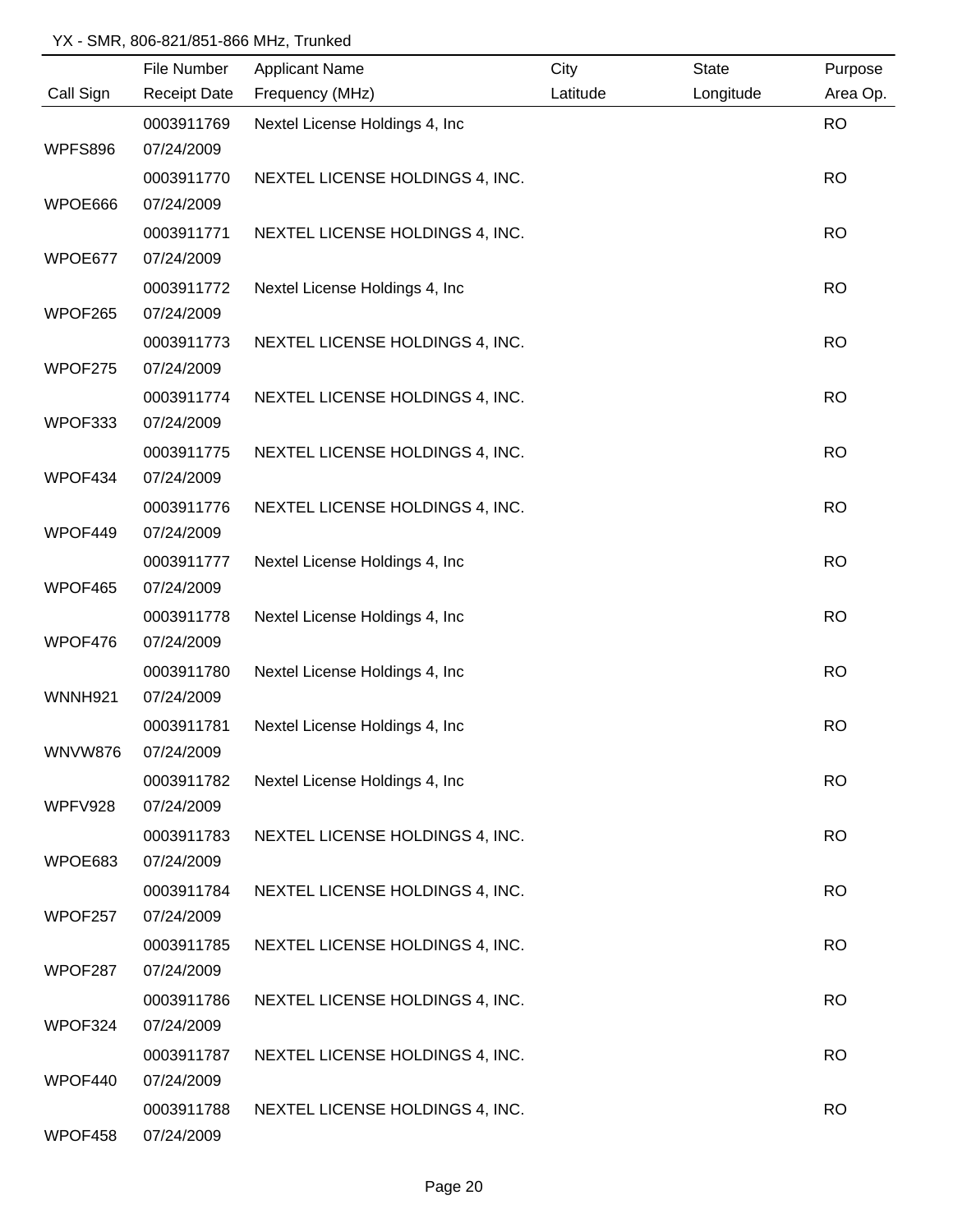YX - SMR, 806-821/851-866 MHz, Trunked

| Call Sign | File Number / Receipt Date | Applicant Name / Frequency (MHz) | City / Latitude | State / Longitude | Purpose / Area Op. |
|---|---|---|---|---|---|
| WPFS896 | 0003911769 07/24/2009 | Nextel License Holdings 4, Inc | | | RO |
| WPOE666 | 0003911770 07/24/2009 | NEXTEL LICENSE HOLDINGS 4, INC. | | | RO |
| WPOE677 | 0003911771 07/24/2009 | NEXTEL LICENSE HOLDINGS 4, INC. | | | RO |
| WPOF265 | 0003911772 07/24/2009 | Nextel License Holdings 4, Inc | | | RO |
| WPOF275 | 0003911773 07/24/2009 | NEXTEL LICENSE HOLDINGS 4, INC. | | | RO |
| WPOF333 | 0003911774 07/24/2009 | NEXTEL LICENSE HOLDINGS 4, INC. | | | RO |
| WPOF434 | 0003911775 07/24/2009 | NEXTEL LICENSE HOLDINGS 4, INC. | | | RO |
| WPOF449 | 0003911776 07/24/2009 | NEXTEL LICENSE HOLDINGS 4, INC. | | | RO |
| WPOF465 | 0003911777 07/24/2009 | Nextel License Holdings 4, Inc | | | RO |
| WPOF476 | 0003911778 07/24/2009 | Nextel License Holdings 4, Inc | | | RO |
| WNNH921 | 0003911780 07/24/2009 | Nextel License Holdings 4, Inc | | | RO |
| WNVW876 | 0003911781 07/24/2009 | Nextel License Holdings 4, Inc | | | RO |
| WPFV928 | 0003911782 07/24/2009 | Nextel License Holdings 4, Inc | | | RO |
| WPOE683 | 0003911783 07/24/2009 | NEXTEL LICENSE HOLDINGS 4, INC. | | | RO |
| WPOF257 | 0003911784 07/24/2009 | NEXTEL LICENSE HOLDINGS 4, INC. | | | RO |
| WPOF287 | 0003911785 07/24/2009 | NEXTEL LICENSE HOLDINGS 4, INC. | | | RO |
| WPOF324 | 0003911786 07/24/2009 | NEXTEL LICENSE HOLDINGS 4, INC. | | | RO |
| WPOF440 | 0003911787 07/24/2009 | NEXTEL LICENSE HOLDINGS 4, INC. | | | RO |
| WPOF458 | 0003911788 07/24/2009 | NEXTEL LICENSE HOLDINGS 4, INC. | | | RO |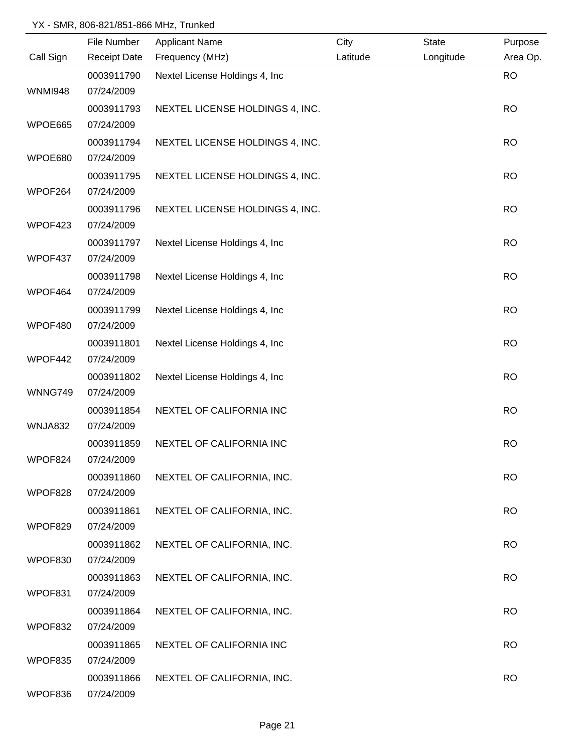YX - SMR, 806-821/851-866 MHz, Trunked

| Call Sign | File Number<br>Receipt Date | Applicant Name<br>Frequency (MHz) | City<br>Latitude | State<br>Longitude | Purpose<br>Area Op. |
|---|---|---|---|---|---|
| WNMI948 | 0003911790<br>07/24/2009 | Nextel License Holdings 4, Inc | | | RO |
| WPOE665 | 0003911793<br>07/24/2009 | NEXTEL LICENSE HOLDINGS 4, INC. | | | RO |
| WPOE680 | 0003911794<br>07/24/2009 | NEXTEL LICENSE HOLDINGS 4, INC. | | | RO |
| WPOF264 | 0003911795<br>07/24/2009 | NEXTEL LICENSE HOLDINGS 4, INC. | | | RO |
| WPOF423 | 0003911796<br>07/24/2009 | NEXTEL LICENSE HOLDINGS 4, INC. | | | RO |
| WPOF437 | 0003911797<br>07/24/2009 | Nextel License Holdings 4, Inc | | | RO |
| WPOF464 | 0003911798<br>07/24/2009 | Nextel License Holdings 4, Inc | | | RO |
| WPOF480 | 0003911799<br>07/24/2009 | Nextel License Holdings 4, Inc | | | RO |
| WPOF442 | 0003911801<br>07/24/2009 | Nextel License Holdings 4, Inc | | | RO |
| WNNG749 | 0003911802<br>07/24/2009 | Nextel License Holdings 4, Inc | | | RO |
| WNJA832 | 0003911854<br>07/24/2009 | NEXTEL OF CALIFORNIA INC | | | RO |
| WPOF824 | 0003911859<br>07/24/2009 | NEXTEL OF CALIFORNIA INC | | | RO |
| WPOF828 | 0003911860<br>07/24/2009 | NEXTEL OF CALIFORNIA, INC. | | | RO |
| WPOF829 | 0003911861<br>07/24/2009 | NEXTEL OF CALIFORNIA, INC. | | | RO |
| WPOF830 | 0003911862<br>07/24/2009 | NEXTEL OF CALIFORNIA, INC. | | | RO |
| WPOF831 | 0003911863<br>07/24/2009 | NEXTEL OF CALIFORNIA, INC. | | | RO |
| WPOF832 | 0003911864<br>07/24/2009 | NEXTEL OF CALIFORNIA, INC. | | | RO |
| WPOF835 | 0003911865<br>07/24/2009 | NEXTEL OF CALIFORNIA INC | | | RO |
| WPOF836 | 0003911866<br>07/24/2009 | NEXTEL OF CALIFORNIA, INC. | | | RO |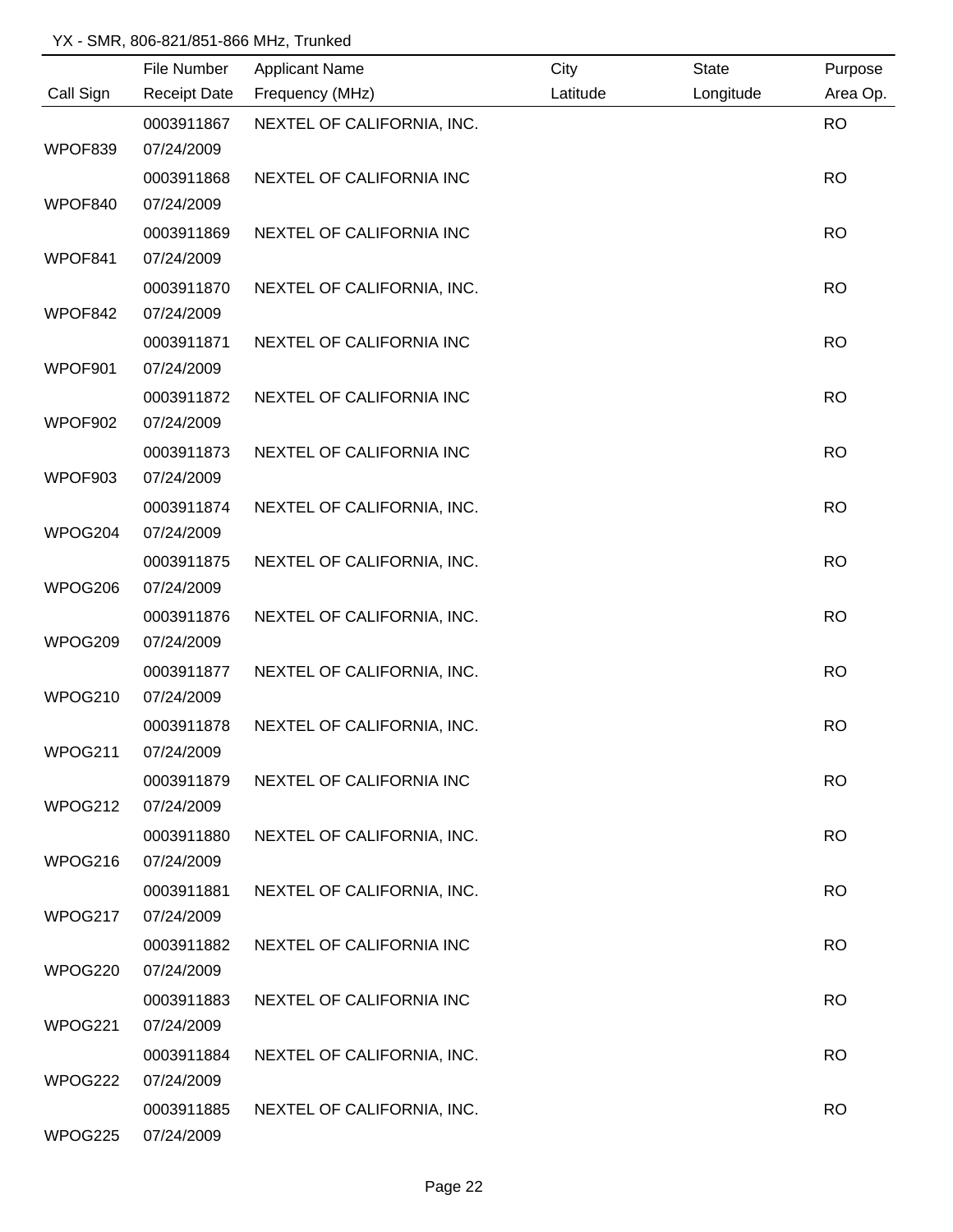YX - SMR, 806-821/851-866 MHz, Trunked

| Call Sign | File Number<br>Receipt Date | Applicant Name<br>Frequency (MHz) | City<br>Latitude | State<br>Longitude | Purpose<br>Area Op. |
|---|---|---|---|---|---|
| WPOF839 | 0003911867<br>07/24/2009 | NEXTEL OF CALIFORNIA, INC. | | | RO |
| WPOF840 | 0003911868<br>07/24/2009 | NEXTEL OF CALIFORNIA INC | | | RO |
| WPOF841 | 0003911869<br>07/24/2009 | NEXTEL OF CALIFORNIA INC | | | RO |
| WPOF842 | 0003911870<br>07/24/2009 | NEXTEL OF CALIFORNIA, INC. | | | RO |
| WPOF901 | 0003911871<br>07/24/2009 | NEXTEL OF CALIFORNIA INC | | | RO |
| WPOF902 | 0003911872<br>07/24/2009 | NEXTEL OF CALIFORNIA INC | | | RO |
| WPOF903 | 0003911873<br>07/24/2009 | NEXTEL OF CALIFORNIA INC | | | RO |
| WPOG204 | 0003911874<br>07/24/2009 | NEXTEL OF CALIFORNIA, INC. | | | RO |
| WPOG206 | 0003911875<br>07/24/2009 | NEXTEL OF CALIFORNIA, INC. | | | RO |
| WPOG209 | 0003911876<br>07/24/2009 | NEXTEL OF CALIFORNIA, INC. | | | RO |
| WPOG210 | 0003911877<br>07/24/2009 | NEXTEL OF CALIFORNIA, INC. | | | RO |
| WPOG211 | 0003911878<br>07/24/2009 | NEXTEL OF CALIFORNIA, INC. | | | RO |
| WPOG212 | 0003911879<br>07/24/2009 | NEXTEL OF CALIFORNIA INC | | | RO |
| WPOG216 | 0003911880<br>07/24/2009 | NEXTEL OF CALIFORNIA, INC. | | | RO |
| WPOG217 | 0003911881<br>07/24/2009 | NEXTEL OF CALIFORNIA, INC. | | | RO |
| WPOG220 | 0003911882<br>07/24/2009 | NEXTEL OF CALIFORNIA INC | | | RO |
| WPOG221 | 0003911883<br>07/24/2009 | NEXTEL OF CALIFORNIA INC | | | RO |
| WPOG222 | 0003911884<br>07/24/2009 | NEXTEL OF CALIFORNIA, INC. | | | RO |
| WPOG225 | 0003911885<br>07/24/2009 | NEXTEL OF CALIFORNIA, INC. | | | RO |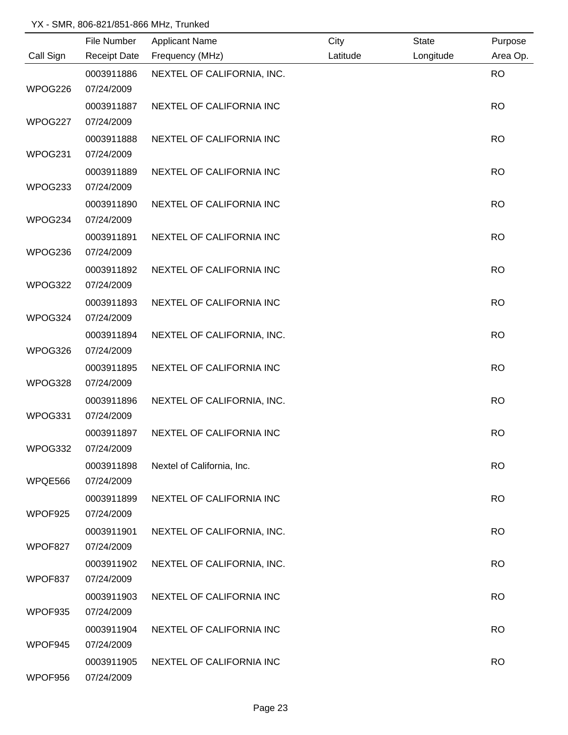YX - SMR, 806-821/851-866 MHz, Trunked

| Call Sign | File Number / Receipt Date | Applicant Name / Frequency (MHz) | City / Latitude | State / Longitude | Purpose / Area Op. |
|---|---|---|---|---|---|
| WPOG226 | 0003911886 07/24/2009 | NEXTEL OF CALIFORNIA, INC. | | | RO |
| WPOG227 | 0003911887 07/24/2009 | NEXTEL OF CALIFORNIA INC | | | RO |
| WPOG231 | 0003911888 07/24/2009 | NEXTEL OF CALIFORNIA INC | | | RO |
| WPOG233 | 0003911889 07/24/2009 | NEXTEL OF CALIFORNIA INC | | | RO |
| WPOG234 | 0003911890 07/24/2009 | NEXTEL OF CALIFORNIA INC | | | RO |
| WPOG236 | 0003911891 07/24/2009 | NEXTEL OF CALIFORNIA INC | | | RO |
| WPOG322 | 0003911892 07/24/2009 | NEXTEL OF CALIFORNIA INC | | | RO |
| WPOG324 | 0003911893 07/24/2009 | NEXTEL OF CALIFORNIA INC | | | RO |
| WPOG326 | 0003911894 07/24/2009 | NEXTEL OF CALIFORNIA, INC. | | | RO |
| WPOG328 | 0003911895 07/24/2009 | NEXTEL OF CALIFORNIA INC | | | RO |
| WPOG331 | 0003911896 07/24/2009 | NEXTEL OF CALIFORNIA, INC. | | | RO |
| WPOG332 | 0003911897 07/24/2009 | NEXTEL OF CALIFORNIA INC | | | RO |
| WPQE566 | 0003911898 07/24/2009 | Nextel of California, Inc. | | | RO |
| WPOF925 | 0003911899 07/24/2009 | NEXTEL OF CALIFORNIA INC | | | RO |
| WPOF827 | 0003911901 07/24/2009 | NEXTEL OF CALIFORNIA, INC. | | | RO |
| WPOF837 | 0003911902 07/24/2009 | NEXTEL OF CALIFORNIA, INC. | | | RO |
| WPOF935 | 0003911903 07/24/2009 | NEXTEL OF CALIFORNIA INC | | | RO |
| WPOF945 | 0003911904 07/24/2009 | NEXTEL OF CALIFORNIA INC | | | RO |
| WPOF956 | 0003911905 07/24/2009 | NEXTEL OF CALIFORNIA INC | | | RO |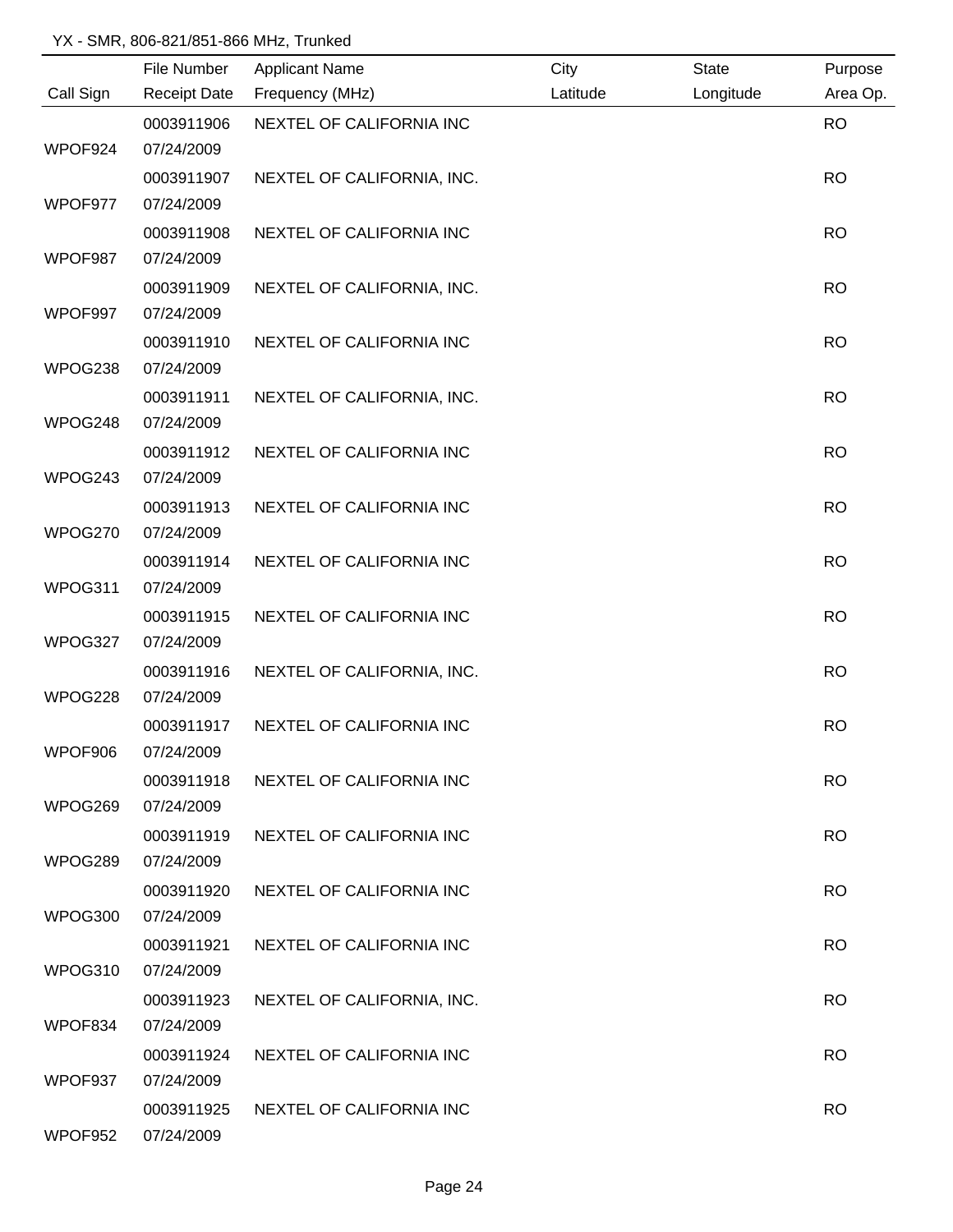YX - SMR, 806-821/851-866 MHz, Trunked

| Call Sign | File Number / Receipt Date | Applicant Name / Frequency (MHz) | City / Latitude | State / Longitude | Purpose / Area Op. |
|---|---|---|---|---|---|
| WPOF924 | 0003911906 / 07/24/2009 | NEXTEL OF CALIFORNIA INC | | | RO |
| WPOF977 | 0003911907 / 07/24/2009 | NEXTEL OF CALIFORNIA, INC. | | | RO |
| WPOF987 | 0003911908 / 07/24/2009 | NEXTEL OF CALIFORNIA INC | | | RO |
| WPOF997 | 0003911909 / 07/24/2009 | NEXTEL OF CALIFORNIA, INC. | | | RO |
| WPOG238 | 0003911910 / 07/24/2009 | NEXTEL OF CALIFORNIA INC | | | RO |
| WPOG248 | 0003911911 / 07/24/2009 | NEXTEL OF CALIFORNIA, INC. | | | RO |
| WPOG243 | 0003911912 / 07/24/2009 | NEXTEL OF CALIFORNIA INC | | | RO |
| WPOG270 | 0003911913 / 07/24/2009 | NEXTEL OF CALIFORNIA INC | | | RO |
| WPOG311 | 0003911914 / 07/24/2009 | NEXTEL OF CALIFORNIA INC | | | RO |
| WPOG327 | 0003911915 / 07/24/2009 | NEXTEL OF CALIFORNIA INC | | | RO |
| WPOG228 | 0003911916 / 07/24/2009 | NEXTEL OF CALIFORNIA, INC. | | | RO |
| WPOF906 | 0003911917 / 07/24/2009 | NEXTEL OF CALIFORNIA INC | | | RO |
| WPOG269 | 0003911918 / 07/24/2009 | NEXTEL OF CALIFORNIA INC | | | RO |
| WPOG289 | 0003911919 / 07/24/2009 | NEXTEL OF CALIFORNIA INC | | | RO |
| WPOG300 | 0003911920 / 07/24/2009 | NEXTEL OF CALIFORNIA INC | | | RO |
| WPOG310 | 0003911921 / 07/24/2009 | NEXTEL OF CALIFORNIA INC | | | RO |
| WPOF834 | 0003911923 / 07/24/2009 | NEXTEL OF CALIFORNIA, INC. | | | RO |
| WPOF937 | 0003911924 / 07/24/2009 | NEXTEL OF CALIFORNIA INC | | | RO |
| WPOF952 | 0003911925 / 07/24/2009 | NEXTEL OF CALIFORNIA INC | | | RO |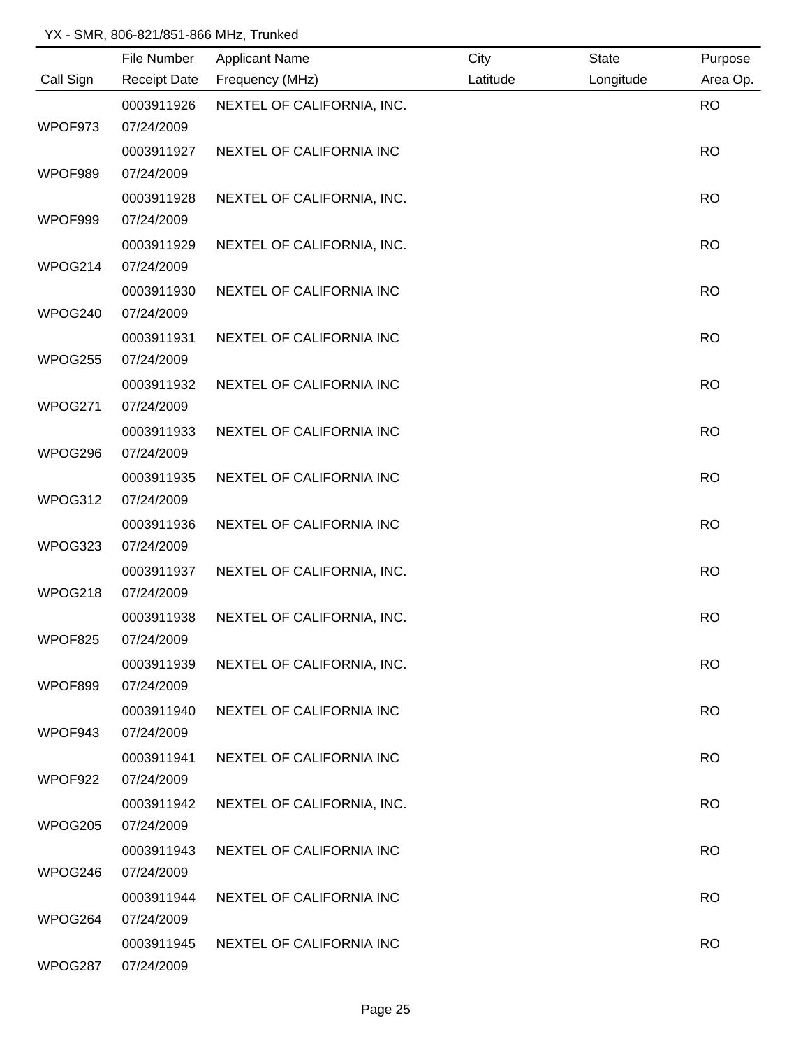YX - SMR, 806-821/851-866 MHz, Trunked

| Call Sign | File Number / Receipt Date | Applicant Name / Frequency (MHz) | City / Latitude | State / Longitude | Purpose / Area Op. |
| --- | --- | --- | --- | --- | --- |
| WPOF973 | 0003911926 / 07/24/2009 | NEXTEL OF CALIFORNIA, INC. | | | RO |
| WPOF989 | 0003911927 / 07/24/2009 | NEXTEL OF CALIFORNIA INC | | | RO |
| WPOF999 | 0003911928 / 07/24/2009 | NEXTEL OF CALIFORNIA, INC. | | | RO |
| WPOG214 | 0003911929 / 07/24/2009 | NEXTEL OF CALIFORNIA, INC. | | | RO |
| WPOG240 | 0003911930 / 07/24/2009 | NEXTEL OF CALIFORNIA INC | | | RO |
| WPOG255 | 0003911931 / 07/24/2009 | NEXTEL OF CALIFORNIA INC | | | RO |
| WPOG271 | 0003911932 / 07/24/2009 | NEXTEL OF CALIFORNIA INC | | | RO |
| WPOG296 | 0003911933 / 07/24/2009 | NEXTEL OF CALIFORNIA INC | | | RO |
| WPOG312 | 0003911935 / 07/24/2009 | NEXTEL OF CALIFORNIA INC | | | RO |
| WPOG323 | 0003911936 / 07/24/2009 | NEXTEL OF CALIFORNIA INC | | | RO |
| WPOG218 | 0003911937 / 07/24/2009 | NEXTEL OF CALIFORNIA, INC. | | | RO |
| WPOF825 | 0003911938 / 07/24/2009 | NEXTEL OF CALIFORNIA, INC. | | | RO |
| WPOF899 | 0003911939 / 07/24/2009 | NEXTEL OF CALIFORNIA, INC. | | | RO |
| WPOF943 | 0003911940 / 07/24/2009 | NEXTEL OF CALIFORNIA INC | | | RO |
| WPOF922 | 0003911941 / 07/24/2009 | NEXTEL OF CALIFORNIA INC | | | RO |
| WPOG205 | 0003911942 / 07/24/2009 | NEXTEL OF CALIFORNIA, INC. | | | RO |
| WPOG246 | 0003911943 / 07/24/2009 | NEXTEL OF CALIFORNIA INC | | | RO |
| WPOG264 | 0003911944 / 07/24/2009 | NEXTEL OF CALIFORNIA INC | | | RO |
| WPOG287 | 0003911945 / 07/24/2009 | NEXTEL OF CALIFORNIA INC | | | RO |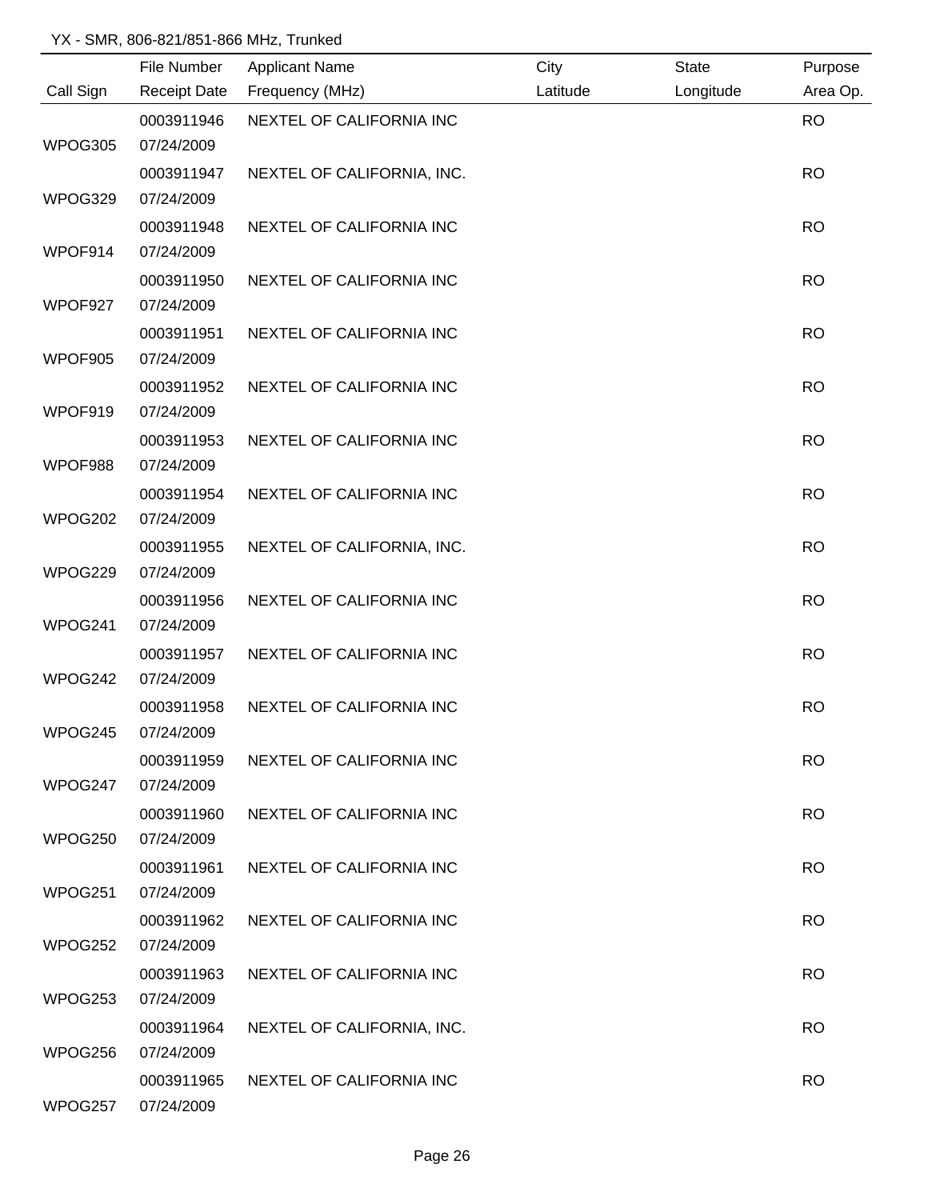YX - SMR, 806-821/851-866 MHz, Trunked

| Call Sign | File Number / Receipt Date | Applicant Name / Frequency (MHz) | City / Latitude | State / Longitude | Purpose / Area Op. |
|---|---|---|---|---|---|
| WPOG305 | 0003911946 / 07/24/2009 | NEXTEL OF CALIFORNIA INC | | | RO |
| WPOG329 | 0003911947 / 07/24/2009 | NEXTEL OF CALIFORNIA, INC. | | | RO |
| WPOF914 | 0003911948 / 07/24/2009 | NEXTEL OF CALIFORNIA INC | | | RO |
| WPOF927 | 0003911950 / 07/24/2009 | NEXTEL OF CALIFORNIA INC | | | RO |
| WPOF905 | 0003911951 / 07/24/2009 | NEXTEL OF CALIFORNIA INC | | | RO |
| WPOF919 | 0003911952 / 07/24/2009 | NEXTEL OF CALIFORNIA INC | | | RO |
| WPOF988 | 0003911953 / 07/24/2009 | NEXTEL OF CALIFORNIA INC | | | RO |
| WPOG202 | 0003911954 / 07/24/2009 | NEXTEL OF CALIFORNIA INC | | | RO |
| WPOG229 | 0003911955 / 07/24/2009 | NEXTEL OF CALIFORNIA, INC. | | | RO |
| WPOG241 | 0003911956 / 07/24/2009 | NEXTEL OF CALIFORNIA INC | | | RO |
| WPOG242 | 0003911957 / 07/24/2009 | NEXTEL OF CALIFORNIA INC | | | RO |
| WPOG245 | 0003911958 / 07/24/2009 | NEXTEL OF CALIFORNIA INC | | | RO |
| WPOG247 | 0003911959 / 07/24/2009 | NEXTEL OF CALIFORNIA INC | | | RO |
| WPOG250 | 0003911960 / 07/24/2009 | NEXTEL OF CALIFORNIA INC | | | RO |
| WPOG251 | 0003911961 / 07/24/2009 | NEXTEL OF CALIFORNIA INC | | | RO |
| WPOG252 | 0003911962 / 07/24/2009 | NEXTEL OF CALIFORNIA INC | | | RO |
| WPOG253 | 0003911963 / 07/24/2009 | NEXTEL OF CALIFORNIA INC | | | RO |
| WPOG256 | 0003911964 / 07/24/2009 | NEXTEL OF CALIFORNIA, INC. | | | RO |
| WPOG257 | 0003911965 / 07/24/2009 | NEXTEL OF CALIFORNIA INC | | | RO |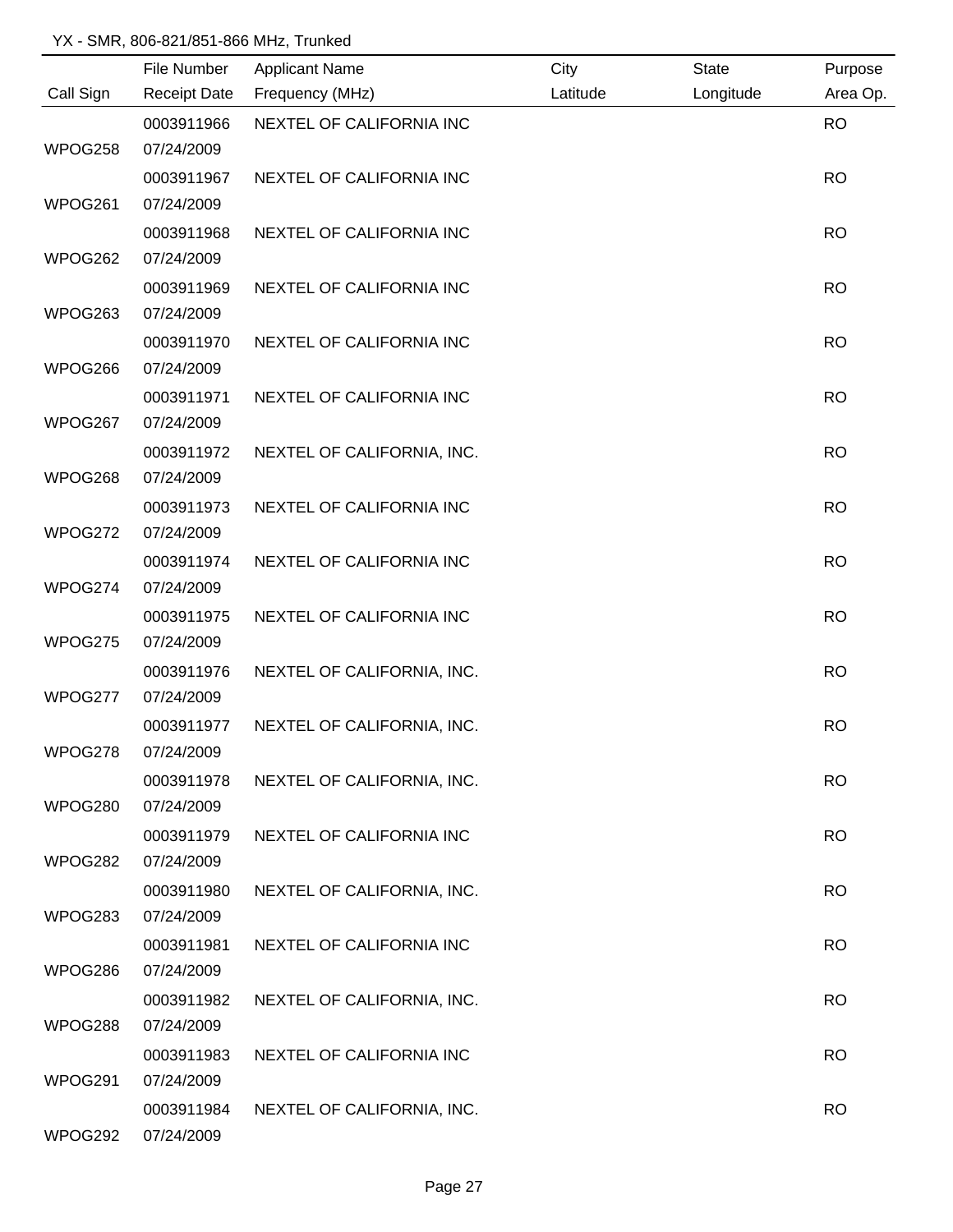YX - SMR, 806-821/851-866 MHz, Trunked

| Call Sign | File Number / Receipt Date | Applicant Name / Frequency (MHz) | City / Latitude | State / Longitude | Purpose / Area Op. |
|---|---|---|---|---|---|
| WPOG258 | 0003911966 07/24/2009 | NEXTEL OF CALIFORNIA INC | | | RO |
| WPOG261 | 0003911967 07/24/2009 | NEXTEL OF CALIFORNIA INC | | | RO |
| WPOG262 | 0003911968 07/24/2009 | NEXTEL OF CALIFORNIA INC | | | RO |
| WPOG263 | 0003911969 07/24/2009 | NEXTEL OF CALIFORNIA INC | | | RO |
| WPOG266 | 0003911970 07/24/2009 | NEXTEL OF CALIFORNIA INC | | | RO |
| WPOG267 | 0003911971 07/24/2009 | NEXTEL OF CALIFORNIA INC | | | RO |
| WPOG268 | 0003911972 07/24/2009 | NEXTEL OF CALIFORNIA, INC. | | | RO |
| WPOG272 | 0003911973 07/24/2009 | NEXTEL OF CALIFORNIA INC | | | RO |
| WPOG274 | 0003911974 07/24/2009 | NEXTEL OF CALIFORNIA INC | | | RO |
| WPOG275 | 0003911975 07/24/2009 | NEXTEL OF CALIFORNIA INC | | | RO |
| WPOG277 | 0003911976 07/24/2009 | NEXTEL OF CALIFORNIA, INC. | | | RO |
| WPOG278 | 0003911977 07/24/2009 | NEXTEL OF CALIFORNIA, INC. | | | RO |
| WPOG280 | 0003911978 07/24/2009 | NEXTEL OF CALIFORNIA, INC. | | | RO |
| WPOG282 | 0003911979 07/24/2009 | NEXTEL OF CALIFORNIA INC | | | RO |
| WPOG283 | 0003911980 07/24/2009 | NEXTEL OF CALIFORNIA, INC. | | | RO |
| WPOG286 | 0003911981 07/24/2009 | NEXTEL OF CALIFORNIA INC | | | RO |
| WPOG288 | 0003911982 07/24/2009 | NEXTEL OF CALIFORNIA, INC. | | | RO |
| WPOG291 | 0003911983 07/24/2009 | NEXTEL OF CALIFORNIA INC | | | RO |
| WPOG292 | 0003911984 07/24/2009 | NEXTEL OF CALIFORNIA, INC. | | | RO |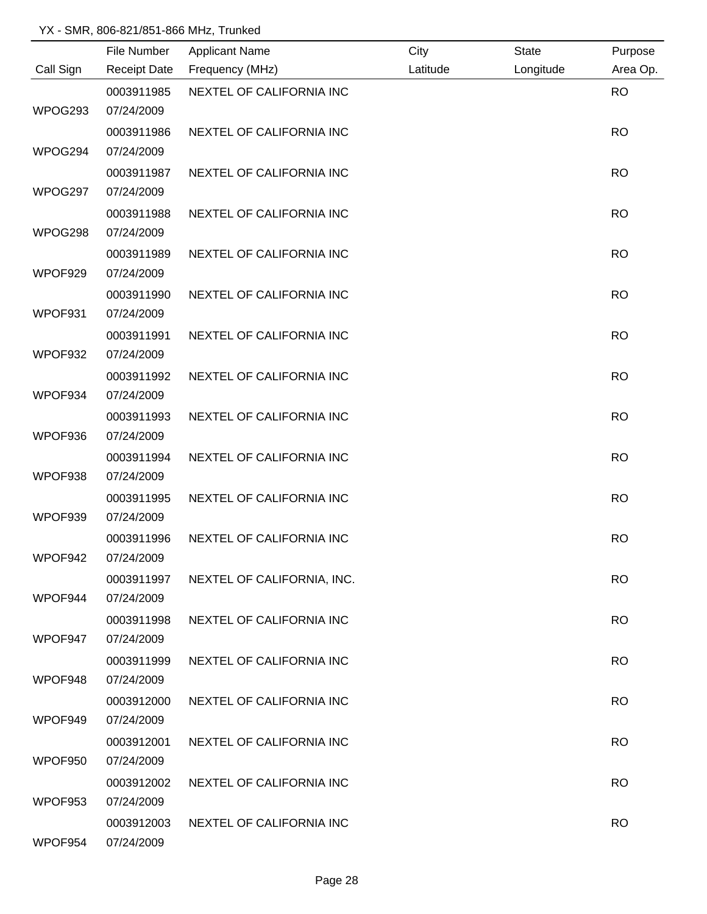YX - SMR, 806-821/851-866 MHz, Trunked

| Call Sign | File Number<br>Receipt Date | Applicant Name<br>Frequency (MHz) | City<br>Latitude | State<br>Longitude | Purpose<br>Area Op. |
|---|---|---|---|---|---|
| WPOG293 | 0003911985<br>07/24/2009 | NEXTEL OF CALIFORNIA INC | | | RO |
| WPOG294 | 0003911986<br>07/24/2009 | NEXTEL OF CALIFORNIA INC | | | RO |
| WPOG297 | 0003911987<br>07/24/2009 | NEXTEL OF CALIFORNIA INC | | | RO |
| WPOG298 | 0003911988<br>07/24/2009 | NEXTEL OF CALIFORNIA INC | | | RO |
| WPOF929 | 0003911989<br>07/24/2009 | NEXTEL OF CALIFORNIA INC | | | RO |
| WPOF931 | 0003911990<br>07/24/2009 | NEXTEL OF CALIFORNIA INC | | | RO |
| WPOF932 | 0003911991<br>07/24/2009 | NEXTEL OF CALIFORNIA INC | | | RO |
| WPOF934 | 0003911992<br>07/24/2009 | NEXTEL OF CALIFORNIA INC | | | RO |
| WPOF936 | 0003911993<br>07/24/2009 | NEXTEL OF CALIFORNIA INC | | | RO |
| WPOF938 | 0003911994<br>07/24/2009 | NEXTEL OF CALIFORNIA INC | | | RO |
| WPOF939 | 0003911995<br>07/24/2009 | NEXTEL OF CALIFORNIA INC | | | RO |
| WPOF942 | 0003911996<br>07/24/2009 | NEXTEL OF CALIFORNIA INC | | | RO |
| WPOF944 | 0003911997<br>07/24/2009 | NEXTEL OF CALIFORNIA, INC. | | | RO |
| WPOF947 | 0003911998<br>07/24/2009 | NEXTEL OF CALIFORNIA INC | | | RO |
| WPOF948 | 0003911999<br>07/24/2009 | NEXTEL OF CALIFORNIA INC | | | RO |
| WPOF949 | 0003912000<br>07/24/2009 | NEXTEL OF CALIFORNIA INC | | | RO |
| WPOF950 | 0003912001<br>07/24/2009 | NEXTEL OF CALIFORNIA INC | | | RO |
| WPOF953 | 0003912002<br>07/24/2009 | NEXTEL OF CALIFORNIA INC | | | RO |
| WPOF954 | 0003912003<br>07/24/2009 | NEXTEL OF CALIFORNIA INC | | | RO |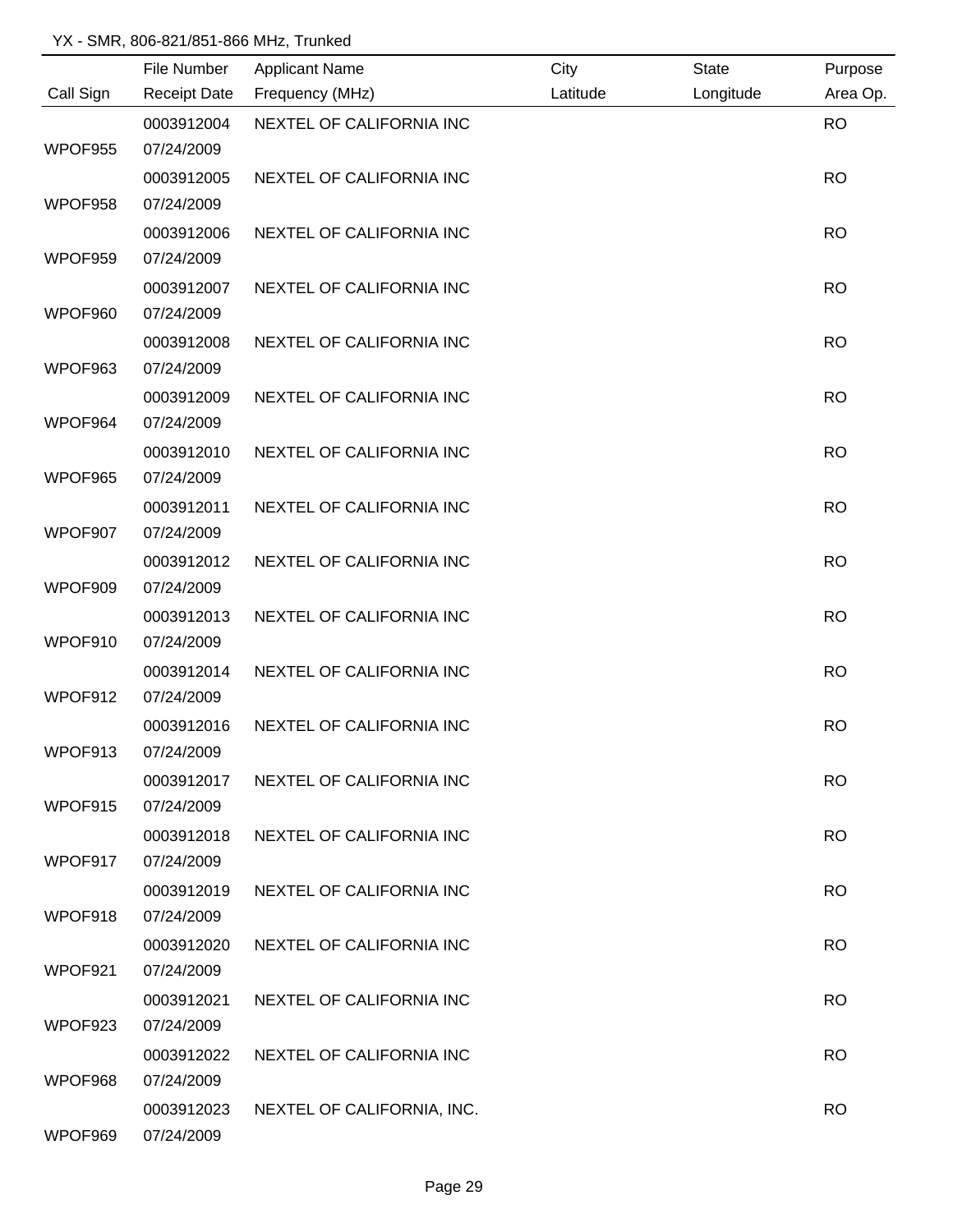YX - SMR, 806-821/851-866 MHz, Trunked

| Call Sign | File Number / Receipt Date | Applicant Name / Frequency (MHz) | City / Latitude | State / Longitude | Purpose / Area Op. |
|---|---|---|---|---|---|
| WPOF955 | 0003912004 / 07/24/2009 | NEXTEL OF CALIFORNIA INC | | | RO |
| WPOF958 | 0003912005 / 07/24/2009 | NEXTEL OF CALIFORNIA INC | | | RO |
| WPOF959 | 0003912006 / 07/24/2009 | NEXTEL OF CALIFORNIA INC | | | RO |
| WPOF960 | 0003912007 / 07/24/2009 | NEXTEL OF CALIFORNIA INC | | | RO |
| WPOF963 | 0003912008 / 07/24/2009 | NEXTEL OF CALIFORNIA INC | | | RO |
| WPOF964 | 0003912009 / 07/24/2009 | NEXTEL OF CALIFORNIA INC | | | RO |
| WPOF965 | 0003912010 / 07/24/2009 | NEXTEL OF CALIFORNIA INC | | | RO |
| WPOF907 | 0003912011 / 07/24/2009 | NEXTEL OF CALIFORNIA INC | | | RO |
| WPOF909 | 0003912012 / 07/24/2009 | NEXTEL OF CALIFORNIA INC | | | RO |
| WPOF910 | 0003912013 / 07/24/2009 | NEXTEL OF CALIFORNIA INC | | | RO |
| WPOF912 | 0003912014 / 07/24/2009 | NEXTEL OF CALIFORNIA INC | | | RO |
| WPOF913 | 0003912016 / 07/24/2009 | NEXTEL OF CALIFORNIA INC | | | RO |
| WPOF915 | 0003912017 / 07/24/2009 | NEXTEL OF CALIFORNIA INC | | | RO |
| WPOF917 | 0003912018 / 07/24/2009 | NEXTEL OF CALIFORNIA INC | | | RO |
| WPOF918 | 0003912019 / 07/24/2009 | NEXTEL OF CALIFORNIA INC | | | RO |
| WPOF921 | 0003912020 / 07/24/2009 | NEXTEL OF CALIFORNIA INC | | | RO |
| WPOF923 | 0003912021 / 07/24/2009 | NEXTEL OF CALIFORNIA INC | | | RO |
| WPOF968 | 0003912022 / 07/24/2009 | NEXTEL OF CALIFORNIA INC | | | RO |
| WPOF969 | 0003912023 / 07/24/2009 | NEXTEL OF CALIFORNIA, INC. | | | RO |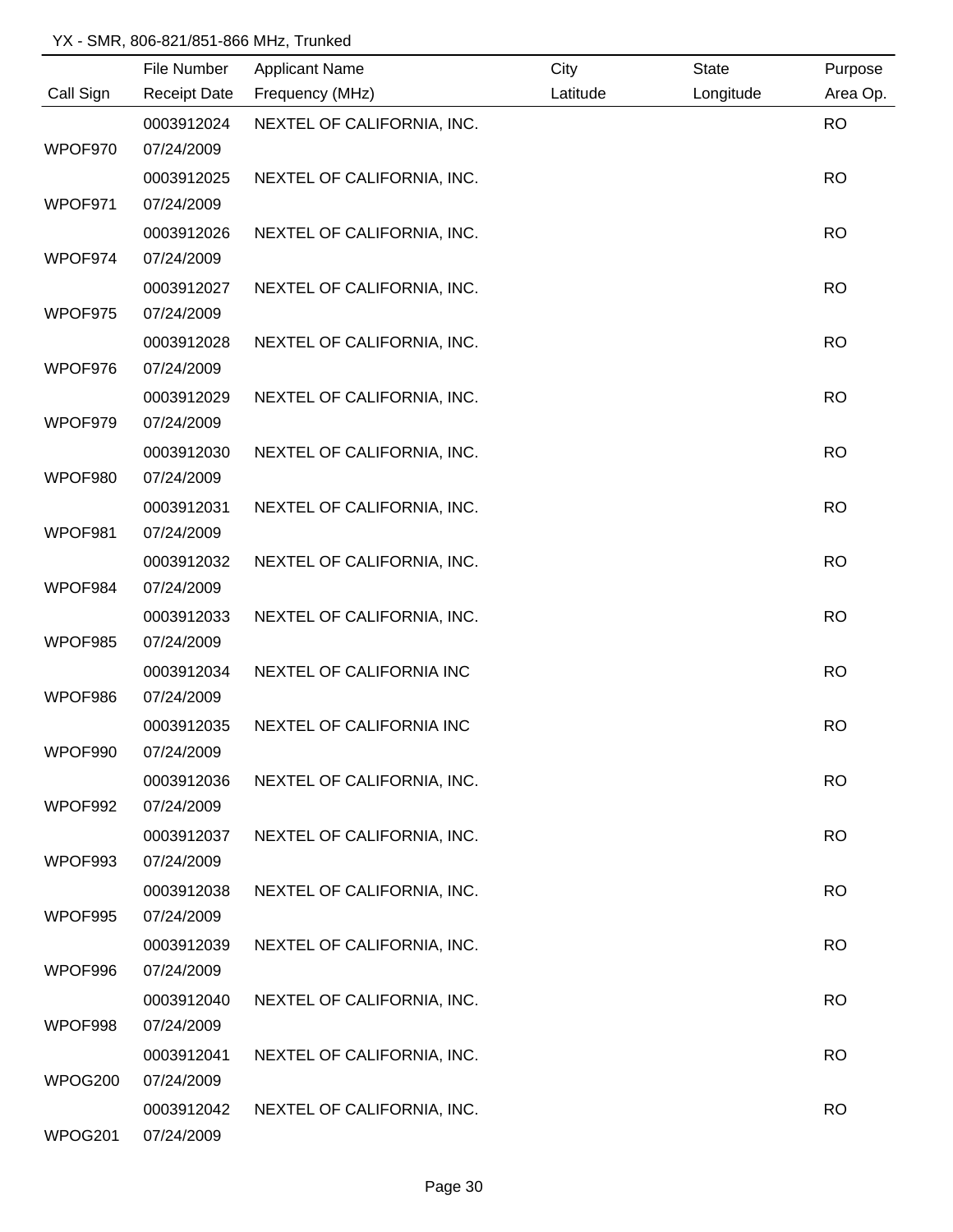YX - SMR, 806-821/851-866 MHz, Trunked

| Call Sign | File Number<br>Receipt Date | Applicant Name<br>Frequency (MHz) | City<br>Latitude | State<br>Longitude | Purpose<br>Area Op. |
|---|---|---|---|---|---|
| WPOF970 | 0003912024<br>07/24/2009 | NEXTEL OF CALIFORNIA, INC. | | | RO |
| WPOF971 | 0003912025<br>07/24/2009 | NEXTEL OF CALIFORNIA, INC. | | | RO |
| WPOF974 | 0003912026<br>07/24/2009 | NEXTEL OF CALIFORNIA, INC. | | | RO |
| WPOF975 | 0003912027<br>07/24/2009 | NEXTEL OF CALIFORNIA, INC. | | | RO |
| WPOF976 | 0003912028<br>07/24/2009 | NEXTEL OF CALIFORNIA, INC. | | | RO |
| WPOF979 | 0003912029<br>07/24/2009 | NEXTEL OF CALIFORNIA, INC. | | | RO |
| WPOF980 | 0003912030<br>07/24/2009 | NEXTEL OF CALIFORNIA, INC. | | | RO |
| WPOF981 | 0003912031<br>07/24/2009 | NEXTEL OF CALIFORNIA, INC. | | | RO |
| WPOF984 | 0003912032<br>07/24/2009 | NEXTEL OF CALIFORNIA, INC. | | | RO |
| WPOF985 | 0003912033<br>07/24/2009 | NEXTEL OF CALIFORNIA, INC. | | | RO |
| WPOF986 | 0003912034<br>07/24/2009 | NEXTEL OF CALIFORNIA INC | | | RO |
| WPOF990 | 0003912035<br>07/24/2009 | NEXTEL OF CALIFORNIA INC | | | RO |
| WPOF992 | 0003912036<br>07/24/2009 | NEXTEL OF CALIFORNIA, INC. | | | RO |
| WPOF993 | 0003912037<br>07/24/2009 | NEXTEL OF CALIFORNIA, INC. | | | RO |
| WPOF995 | 0003912038<br>07/24/2009 | NEXTEL OF CALIFORNIA, INC. | | | RO |
| WPOF996 | 0003912039<br>07/24/2009 | NEXTEL OF CALIFORNIA, INC. | | | RO |
| WPOF998 | 0003912040<br>07/24/2009 | NEXTEL OF CALIFORNIA, INC. | | | RO |
| WPOG200 | 0003912041<br>07/24/2009 | NEXTEL OF CALIFORNIA, INC. | | | RO |
| WPOG201 | 0003912042<br>07/24/2009 | NEXTEL OF CALIFORNIA, INC. | | | RO |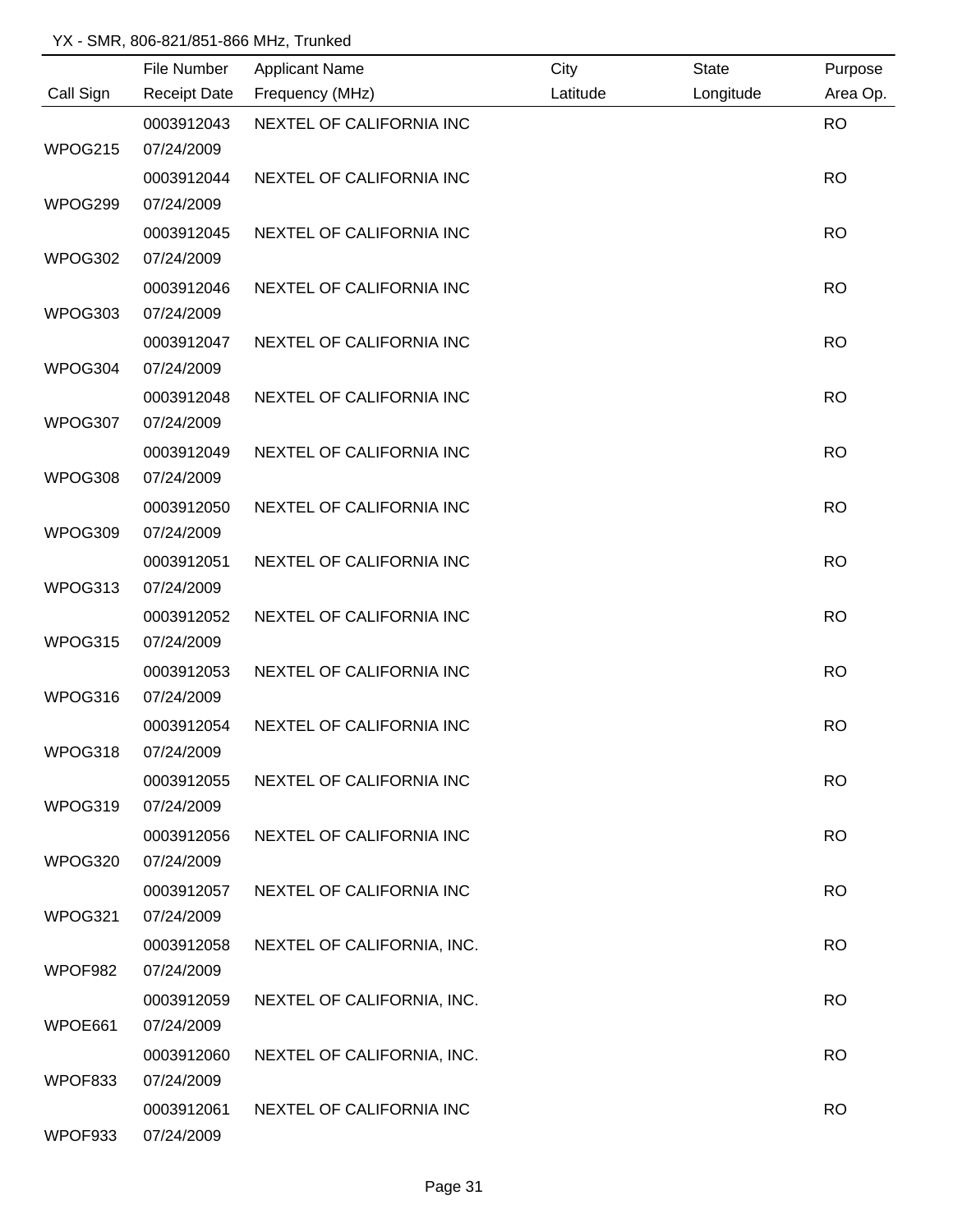YX - SMR, 806-821/851-866 MHz, Trunked

| Call Sign | File Number / Receipt Date | Applicant Name / Frequency (MHz) | City / Latitude | State / Longitude | Purpose / Area Op. |
|---|---|---|---|---|---|
| WPOG215 | 0003912043 / 07/24/2009 | NEXTEL OF CALIFORNIA INC | | | RO |
| WPOG299 | 0003912044 / 07/24/2009 | NEXTEL OF CALIFORNIA INC | | | RO |
| WPOG302 | 0003912045 / 07/24/2009 | NEXTEL OF CALIFORNIA INC | | | RO |
| WPOG303 | 0003912046 / 07/24/2009 | NEXTEL OF CALIFORNIA INC | | | RO |
| WPOG304 | 0003912047 / 07/24/2009 | NEXTEL OF CALIFORNIA INC | | | RO |
| WPOG307 | 0003912048 / 07/24/2009 | NEXTEL OF CALIFORNIA INC | | | RO |
| WPOG308 | 0003912049 / 07/24/2009 | NEXTEL OF CALIFORNIA INC | | | RO |
| WPOG309 | 0003912050 / 07/24/2009 | NEXTEL OF CALIFORNIA INC | | | RO |
| WPOG313 | 0003912051 / 07/24/2009 | NEXTEL OF CALIFORNIA INC | | | RO |
| WPOG315 | 0003912052 / 07/24/2009 | NEXTEL OF CALIFORNIA INC | | | RO |
| WPOG316 | 0003912053 / 07/24/2009 | NEXTEL OF CALIFORNIA INC | | | RO |
| WPOG318 | 0003912054 / 07/24/2009 | NEXTEL OF CALIFORNIA INC | | | RO |
| WPOG319 | 0003912055 / 07/24/2009 | NEXTEL OF CALIFORNIA INC | | | RO |
| WPOG320 | 0003912056 / 07/24/2009 | NEXTEL OF CALIFORNIA INC | | | RO |
| WPOG321 | 0003912057 / 07/24/2009 | NEXTEL OF CALIFORNIA INC | | | RO |
| WPOF982 | 0003912058 / 07/24/2009 | NEXTEL OF CALIFORNIA, INC. | | | RO |
| WPOE661 | 0003912059 / 07/24/2009 | NEXTEL OF CALIFORNIA, INC. | | | RO |
| WPOF833 | 0003912060 / 07/24/2009 | NEXTEL OF CALIFORNIA, INC. | | | RO |
| WPOF933 | 0003912061 / 07/24/2009 | NEXTEL OF CALIFORNIA INC | | | RO |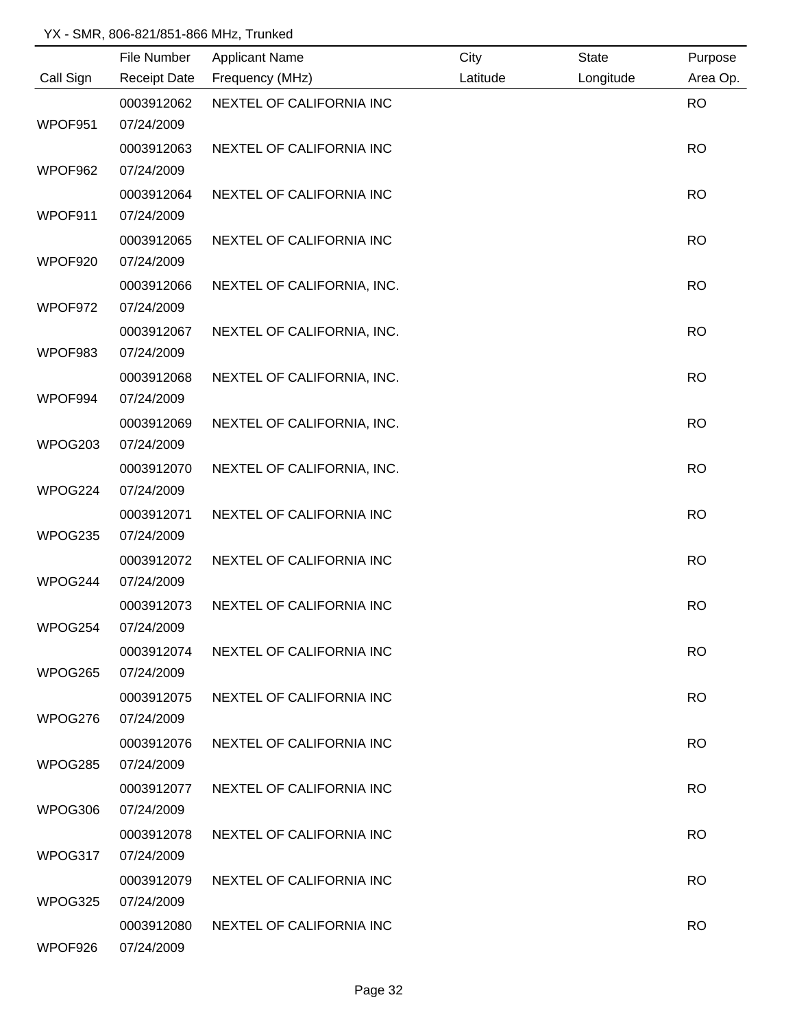YX - SMR, 806-821/851-866 MHz, Trunked

| Call Sign | File Number / Receipt Date | Applicant Name / Frequency (MHz) | City / Latitude | State / Longitude | Purpose / Area Op. |
|---|---|---|---|---|---|
| WPOF951 | 0003912062 / 07/24/2009 | NEXTEL OF CALIFORNIA INC | | | RO |
| WPOF962 | 0003912063 / 07/24/2009 | NEXTEL OF CALIFORNIA INC | | | RO |
| WPOF911 | 0003912064 / 07/24/2009 | NEXTEL OF CALIFORNIA INC | | | RO |
| WPOF920 | 0003912065 / 07/24/2009 | NEXTEL OF CALIFORNIA INC | | | RO |
| WPOF972 | 0003912066 / 07/24/2009 | NEXTEL OF CALIFORNIA, INC. | | | RO |
| WPOF983 | 0003912067 / 07/24/2009 | NEXTEL OF CALIFORNIA, INC. | | | RO |
| WPOF994 | 0003912068 / 07/24/2009 | NEXTEL OF CALIFORNIA, INC. | | | RO |
| WPOG203 | 0003912069 / 07/24/2009 | NEXTEL OF CALIFORNIA, INC. | | | RO |
| WPOG224 | 0003912070 / 07/24/2009 | NEXTEL OF CALIFORNIA, INC. | | | RO |
| WPOG235 | 0003912071 / 07/24/2009 | NEXTEL OF CALIFORNIA INC | | | RO |
| WPOG244 | 0003912072 / 07/24/2009 | NEXTEL OF CALIFORNIA INC | | | RO |
| WPOG254 | 0003912073 / 07/24/2009 | NEXTEL OF CALIFORNIA INC | | | RO |
| WPOG265 | 0003912074 / 07/24/2009 | NEXTEL OF CALIFORNIA INC | | | RO |
| WPOG276 | 0003912075 / 07/24/2009 | NEXTEL OF CALIFORNIA INC | | | RO |
| WPOG285 | 0003912076 / 07/24/2009 | NEXTEL OF CALIFORNIA INC | | | RO |
| WPOG306 | 0003912077 / 07/24/2009 | NEXTEL OF CALIFORNIA INC | | | RO |
| WPOG317 | 0003912078 / 07/24/2009 | NEXTEL OF CALIFORNIA INC | | | RO |
| WPOG325 | 0003912079 / 07/24/2009 | NEXTEL OF CALIFORNIA INC | | | RO |
| WPOF926 | 0003912080 / 07/24/2009 | NEXTEL OF CALIFORNIA INC | | | RO |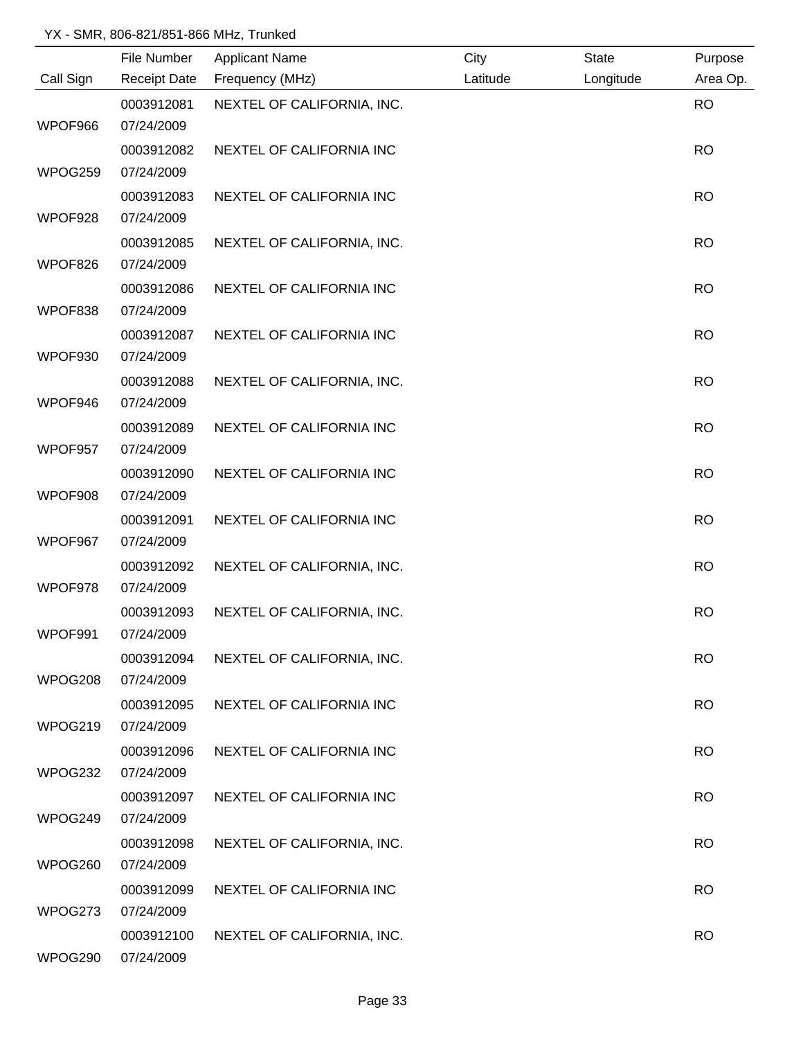YX - SMR, 806-821/851-866 MHz, Trunked

| Call Sign | File Number / Receipt Date | Applicant Name / Frequency (MHz) | City / Latitude | State / Longitude | Purpose / Area Op. |
|---|---|---|---|---|---|
| WPOF966 | 0003912081 / 07/24/2009 | NEXTEL OF CALIFORNIA, INC. | | | RO |
| WPOG259 | 0003912082 / 07/24/2009 | NEXTEL OF CALIFORNIA INC | | | RO |
| WPOF928 | 0003912083 / 07/24/2009 | NEXTEL OF CALIFORNIA INC | | | RO |
| WPOF826 | 0003912085 / 07/24/2009 | NEXTEL OF CALIFORNIA, INC. | | | RO |
| WPOF838 | 0003912086 / 07/24/2009 | NEXTEL OF CALIFORNIA INC | | | RO |
| WPOF930 | 0003912087 / 07/24/2009 | NEXTEL OF CALIFORNIA INC | | | RO |
| WPOF946 | 0003912088 / 07/24/2009 | NEXTEL OF CALIFORNIA, INC. | | | RO |
| WPOF957 | 0003912089 / 07/24/2009 | NEXTEL OF CALIFORNIA INC | | | RO |
| WPOF908 | 0003912090 / 07/24/2009 | NEXTEL OF CALIFORNIA INC | | | RO |
| WPOF967 | 0003912091 / 07/24/2009 | NEXTEL OF CALIFORNIA INC | | | RO |
| WPOF978 | 0003912092 / 07/24/2009 | NEXTEL OF CALIFORNIA, INC. | | | RO |
| WPOF991 | 0003912093 / 07/24/2009 | NEXTEL OF CALIFORNIA, INC. | | | RO |
| WPOG208 | 0003912094 / 07/24/2009 | NEXTEL OF CALIFORNIA, INC. | | | RO |
| WPOG219 | 0003912095 / 07/24/2009 | NEXTEL OF CALIFORNIA INC | | | RO |
| WPOG232 | 0003912096 / 07/24/2009 | NEXTEL OF CALIFORNIA INC | | | RO |
| WPOG249 | 0003912097 / 07/24/2009 | NEXTEL OF CALIFORNIA INC | | | RO |
| WPOG260 | 0003912098 / 07/24/2009 | NEXTEL OF CALIFORNIA, INC. | | | RO |
| WPOG273 | 0003912099 / 07/24/2009 | NEXTEL OF CALIFORNIA INC | | | RO |
| WPOG290 | 0003912100 / 07/24/2009 | NEXTEL OF CALIFORNIA, INC. | | | RO |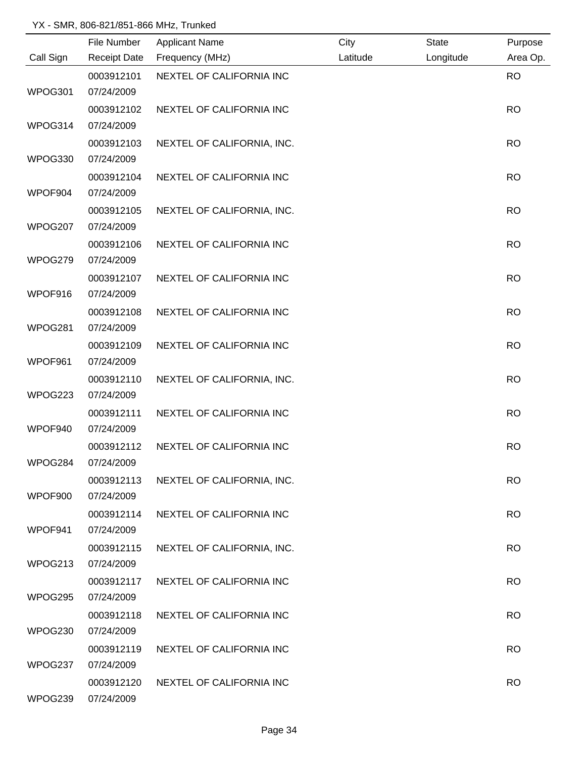YX - SMR, 806-821/851-866 MHz, Trunked

| Call Sign | File Number / Receipt Date | Applicant Name / Frequency (MHz) | City / Latitude | State / Longitude | Purpose / Area Op. |
|---|---|---|---|---|---|
| WPOG301 | 0003912101 / 07/24/2009 | NEXTEL OF CALIFORNIA INC | | | RO |
| WPOG314 | 0003912102 / 07/24/2009 | NEXTEL OF CALIFORNIA INC | | | RO |
| WPOG330 | 0003912103 / 07/24/2009 | NEXTEL OF CALIFORNIA, INC. | | | RO |
| WPOF904 | 0003912104 / 07/24/2009 | NEXTEL OF CALIFORNIA INC | | | RO |
| WPOG207 | 0003912105 / 07/24/2009 | NEXTEL OF CALIFORNIA, INC. | | | RO |
| WPOG279 | 0003912106 / 07/24/2009 | NEXTEL OF CALIFORNIA INC | | | RO |
| WPOF916 | 0003912107 / 07/24/2009 | NEXTEL OF CALIFORNIA INC | | | RO |
| WPOG281 | 0003912108 / 07/24/2009 | NEXTEL OF CALIFORNIA INC | | | RO |
| WPOF961 | 0003912109 / 07/24/2009 | NEXTEL OF CALIFORNIA INC | | | RO |
| WPOG223 | 0003912110 / 07/24/2009 | NEXTEL OF CALIFORNIA, INC. | | | RO |
| WPOF940 | 0003912111 / 07/24/2009 | NEXTEL OF CALIFORNIA INC | | | RO |
| WPOG284 | 0003912112 / 07/24/2009 | NEXTEL OF CALIFORNIA INC | | | RO |
| WPOF900 | 0003912113 / 07/24/2009 | NEXTEL OF CALIFORNIA, INC. | | | RO |
| WPOF941 | 0003912114 / 07/24/2009 | NEXTEL OF CALIFORNIA INC | | | RO |
| WPOG213 | 0003912115 / 07/24/2009 | NEXTEL OF CALIFORNIA, INC. | | | RO |
| WPOG295 | 0003912117 / 07/24/2009 | NEXTEL OF CALIFORNIA INC | | | RO |
| WPOG230 | 0003912118 / 07/24/2009 | NEXTEL OF CALIFORNIA INC | | | RO |
| WPOG237 | 0003912119 / 07/24/2009 | NEXTEL OF CALIFORNIA INC | | | RO |
| WPOG239 | 0003912120 / 07/24/2009 | NEXTEL OF CALIFORNIA INC | | | RO |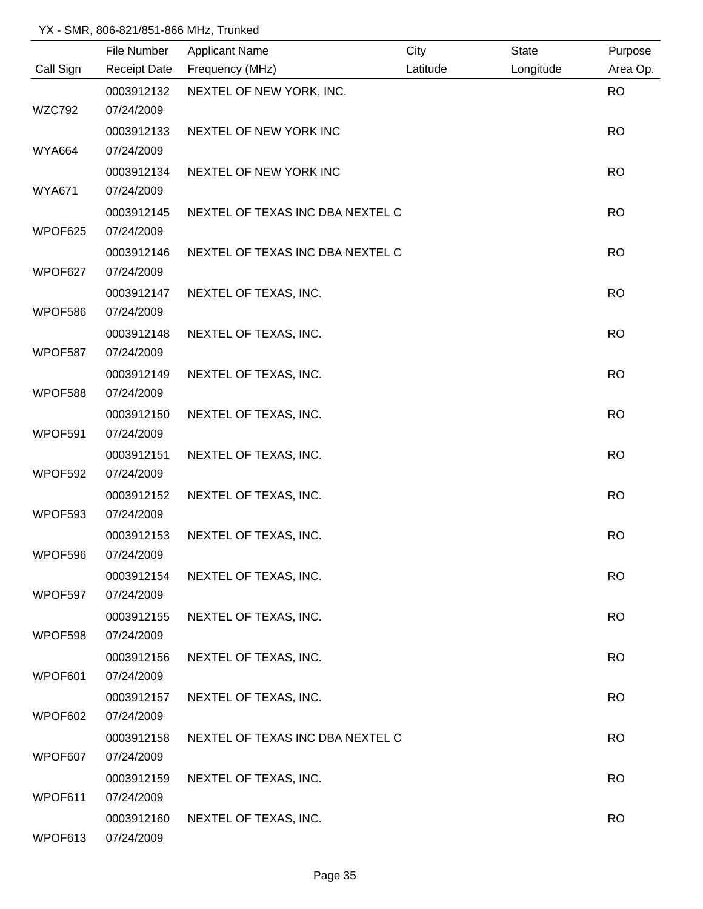YX - SMR, 806-821/851-866 MHz, Trunked

| Call Sign | File Number / Receipt Date | Applicant Name / Frequency (MHz) | City / Latitude | State / Longitude | Purpose / Area Op. |
|---|---|---|---|---|---|
| WZC792 | 0003912132 / 07/24/2009 | NEXTEL OF NEW YORK, INC. | | | RO |
| WYA664 | 0003912133 / 07/24/2009 | NEXTEL OF NEW YORK INC | | | RO |
| WYA671 | 0003912134 / 07/24/2009 | NEXTEL OF NEW YORK INC | | | RO |
| WPOF625 | 0003912145 / 07/24/2009 | NEXTEL OF TEXAS INC DBA NEXTEL C | | | RO |
| WPOF627 | 0003912146 / 07/24/2009 | NEXTEL OF TEXAS INC DBA NEXTEL C | | | RO |
| WPOF586 | 0003912147 / 07/24/2009 | NEXTEL OF TEXAS, INC. | | | RO |
| WPOF587 | 0003912148 / 07/24/2009 | NEXTEL OF TEXAS, INC. | | | RO |
| WPOF588 | 0003912149 / 07/24/2009 | NEXTEL OF TEXAS, INC. | | | RO |
| WPOF591 | 0003912150 / 07/24/2009 | NEXTEL OF TEXAS, INC. | | | RO |
| WPOF592 | 0003912151 / 07/24/2009 | NEXTEL OF TEXAS, INC. | | | RO |
| WPOF593 | 0003912152 / 07/24/2009 | NEXTEL OF TEXAS, INC. | | | RO |
| WPOF596 | 0003912153 / 07/24/2009 | NEXTEL OF TEXAS, INC. | | | RO |
| WPOF597 | 0003912154 / 07/24/2009 | NEXTEL OF TEXAS, INC. | | | RO |
| WPOF598 | 0003912155 / 07/24/2009 | NEXTEL OF TEXAS, INC. | | | RO |
| WPOF601 | 0003912156 / 07/24/2009 | NEXTEL OF TEXAS, INC. | | | RO |
| WPOF602 | 0003912157 / 07/24/2009 | NEXTEL OF TEXAS, INC. | | | RO |
| WPOF607 | 0003912158 / 07/24/2009 | NEXTEL OF TEXAS INC DBA NEXTEL C | | | RO |
| WPOF611 | 0003912159 / 07/24/2009 | NEXTEL OF TEXAS, INC. | | | RO |
| WPOF613 | 0003912160 / 07/24/2009 | NEXTEL OF TEXAS, INC. | | | RO |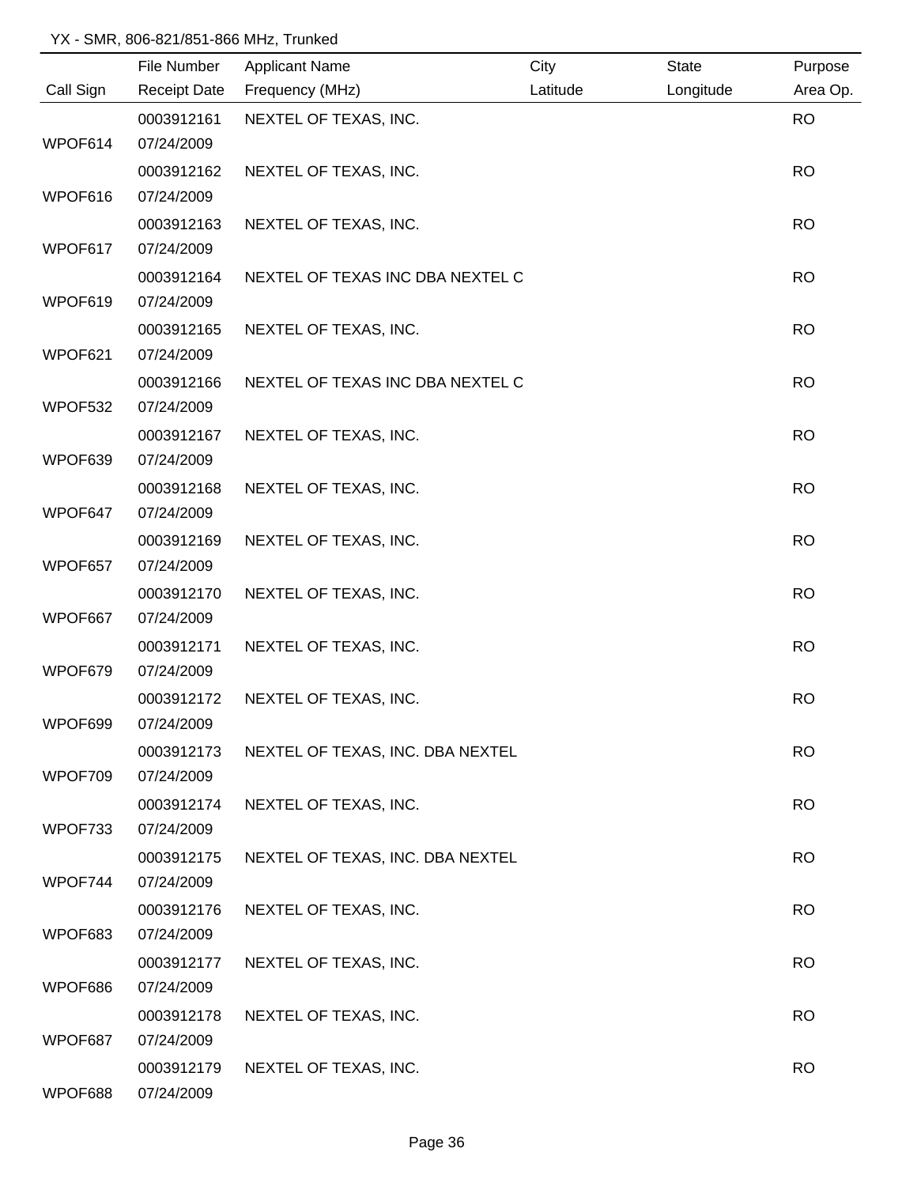YX - SMR, 806-821/851-866 MHz, Trunked

| Call Sign | File Number<br>Receipt Date | Applicant Name<br>Frequency (MHz) | City<br>Latitude | State<br>Longitude | Purpose<br>Area Op. |
|---|---|---|---|---|---|
| WPOF614 | 0003912161<br>07/24/2009 | NEXTEL OF TEXAS, INC. | | | RO |
| WPOF616 | 0003912162<br>07/24/2009 | NEXTEL OF TEXAS, INC. | | | RO |
| WPOF617 | 0003912163<br>07/24/2009 | NEXTEL OF TEXAS, INC. | | | RO |
| WPOF619 | 0003912164<br>07/24/2009 | NEXTEL OF TEXAS INC DBA NEXTEL C | | | RO |
| WPOF621 | 0003912165<br>07/24/2009 | NEXTEL OF TEXAS, INC. | | | RO |
| WPOF532 | 0003912166<br>07/24/2009 | NEXTEL OF TEXAS INC DBA NEXTEL C | | | RO |
| WPOF639 | 0003912167<br>07/24/2009 | NEXTEL OF TEXAS, INC. | | | RO |
| WPOF647 | 0003912168<br>07/24/2009 | NEXTEL OF TEXAS, INC. | | | RO |
| WPOF657 | 0003912169<br>07/24/2009 | NEXTEL OF TEXAS, INC. | | | RO |
| WPOF667 | 0003912170<br>07/24/2009 | NEXTEL OF TEXAS, INC. | | | RO |
| WPOF679 | 0003912171<br>07/24/2009 | NEXTEL OF TEXAS, INC. | | | RO |
| WPOF699 | 0003912172<br>07/24/2009 | NEXTEL OF TEXAS, INC. | | | RO |
| WPOF709 | 0003912173<br>07/24/2009 | NEXTEL OF TEXAS, INC. DBA NEXTEL | | | RO |
| WPOF733 | 0003912174<br>07/24/2009 | NEXTEL OF TEXAS, INC. | | | RO |
| WPOF744 | 0003912175<br>07/24/2009 | NEXTEL OF TEXAS, INC. DBA NEXTEL | | | RO |
| WPOF683 | 0003912176<br>07/24/2009 | NEXTEL OF TEXAS, INC. | | | RO |
| WPOF686 | 0003912177<br>07/24/2009 | NEXTEL OF TEXAS, INC. | | | RO |
| WPOF687 | 0003912178<br>07/24/2009 | NEXTEL OF TEXAS, INC. | | | RO |
| WPOF688 | 0003912179<br>07/24/2009 | NEXTEL OF TEXAS, INC. | | | RO |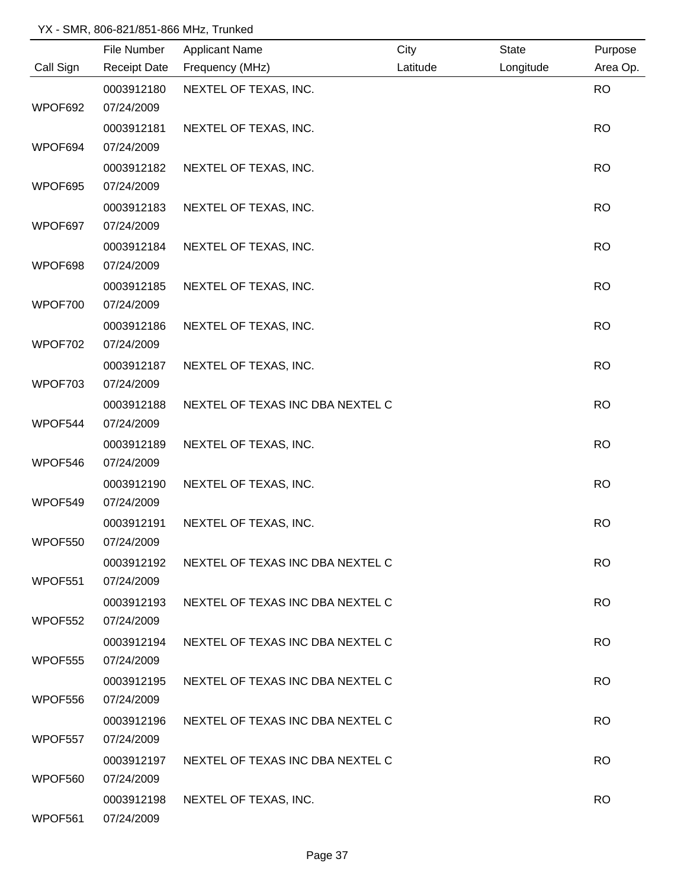YX - SMR, 806-821/851-866 MHz, Trunked

| Call Sign | File Number<br>Receipt Date | Applicant Name<br>Frequency (MHz) | City<br>Latitude | State<br>Longitude | Purpose<br>Area Op. |
|---|---|---|---|---|---|
| WPOF692 | 0003912180<br>07/24/2009 | NEXTEL OF TEXAS, INC. | | | RO |
| WPOF694 | 0003912181<br>07/24/2009 | NEXTEL OF TEXAS, INC. | | | RO |
| WPOF695 | 0003912182<br>07/24/2009 | NEXTEL OF TEXAS, INC. | | | RO |
| WPOF697 | 0003912183<br>07/24/2009 | NEXTEL OF TEXAS, INC. | | | RO |
| WPOF698 | 0003912184<br>07/24/2009 | NEXTEL OF TEXAS, INC. | | | RO |
| WPOF700 | 0003912185<br>07/24/2009 | NEXTEL OF TEXAS, INC. | | | RO |
| WPOF702 | 0003912186<br>07/24/2009 | NEXTEL OF TEXAS, INC. | | | RO |
| WPOF703 | 0003912187<br>07/24/2009 | NEXTEL OF TEXAS, INC. | | | RO |
| WPOF544 | 0003912188<br>07/24/2009 | NEXTEL OF TEXAS INC DBA NEXTEL C | | | RO |
| WPOF546 | 0003912189<br>07/24/2009 | NEXTEL OF TEXAS, INC. | | | RO |
| WPOF549 | 0003912190<br>07/24/2009 | NEXTEL OF TEXAS, INC. | | | RO |
| WPOF550 | 0003912191<br>07/24/2009 | NEXTEL OF TEXAS, INC. | | | RO |
| WPOF551 | 0003912192<br>07/24/2009 | NEXTEL OF TEXAS INC DBA NEXTEL C | | | RO |
| WPOF552 | 0003912193<br>07/24/2009 | NEXTEL OF TEXAS INC DBA NEXTEL C | | | RO |
| WPOF555 | 0003912194<br>07/24/2009 | NEXTEL OF TEXAS INC DBA NEXTEL C | | | RO |
| WPOF556 | 0003912195<br>07/24/2009 | NEXTEL OF TEXAS INC DBA NEXTEL C | | | RO |
| WPOF557 | 0003912196<br>07/24/2009 | NEXTEL OF TEXAS INC DBA NEXTEL C | | | RO |
| WPOF560 | 0003912197<br>07/24/2009 | NEXTEL OF TEXAS INC DBA NEXTEL C | | | RO |
| WPOF561 | 0003912198<br>07/24/2009 | NEXTEL OF TEXAS, INC. | | | RO |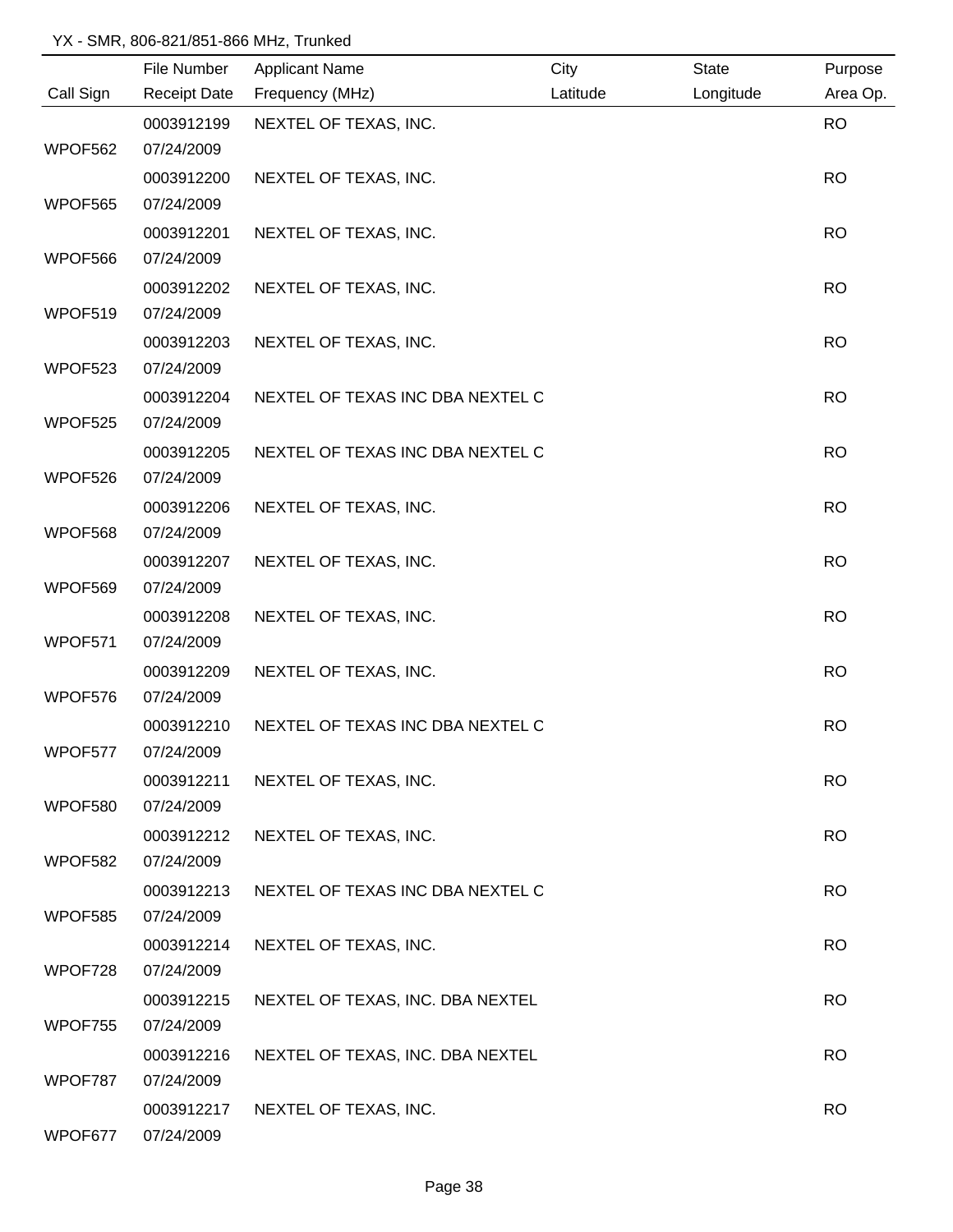YX - SMR, 806-821/851-866 MHz, Trunked

| Call Sign | File Number<br>Receipt Date | Applicant Name<br>Frequency (MHz) | City<br>Latitude | State<br>Longitude | Purpose<br>Area Op. |
|---|---|---|---|---|---|
| WPOF562 | 0003912199<br>07/24/2009 | NEXTEL OF TEXAS, INC. | | | RO |
| WPOF565 | 0003912200<br>07/24/2009 | NEXTEL OF TEXAS, INC. | | | RO |
| WPOF566 | 0003912201<br>07/24/2009 | NEXTEL OF TEXAS, INC. | | | RO |
| WPOF519 | 0003912202<br>07/24/2009 | NEXTEL OF TEXAS, INC. | | | RO |
| WPOF523 | 0003912203<br>07/24/2009 | NEXTEL OF TEXAS, INC. | | | RO |
| WPOF525 | 0003912204<br>07/24/2009 | NEXTEL OF TEXAS INC DBA NEXTEL C | | | RO |
| WPOF526 | 0003912205<br>07/24/2009 | NEXTEL OF TEXAS INC DBA NEXTEL C | | | RO |
| WPOF568 | 0003912206<br>07/24/2009 | NEXTEL OF TEXAS, INC. | | | RO |
| WPOF569 | 0003912207<br>07/24/2009 | NEXTEL OF TEXAS, INC. | | | RO |
| WPOF571 | 0003912208<br>07/24/2009 | NEXTEL OF TEXAS, INC. | | | RO |
| WPOF576 | 0003912209<br>07/24/2009 | NEXTEL OF TEXAS, INC. | | | RO |
| WPOF577 | 0003912210<br>07/24/2009 | NEXTEL OF TEXAS INC DBA NEXTEL C | | | RO |
| WPOF580 | 0003912211<br>07/24/2009 | NEXTEL OF TEXAS, INC. | | | RO |
| WPOF582 | 0003912212<br>07/24/2009 | NEXTEL OF TEXAS, INC. | | | RO |
| WPOF585 | 0003912213<br>07/24/2009 | NEXTEL OF TEXAS INC DBA NEXTEL C | | | RO |
| WPOF728 | 0003912214<br>07/24/2009 | NEXTEL OF TEXAS, INC. | | | RO |
| WPOF755 | 0003912215<br>07/24/2009 | NEXTEL OF TEXAS, INC. DBA NEXTEL | | | RO |
| WPOF787 | 0003912216<br>07/24/2009 | NEXTEL OF TEXAS, INC. DBA NEXTEL | | | RO |
| WPOF677 | 0003912217<br>07/24/2009 | NEXTEL OF TEXAS, INC. | | | RO |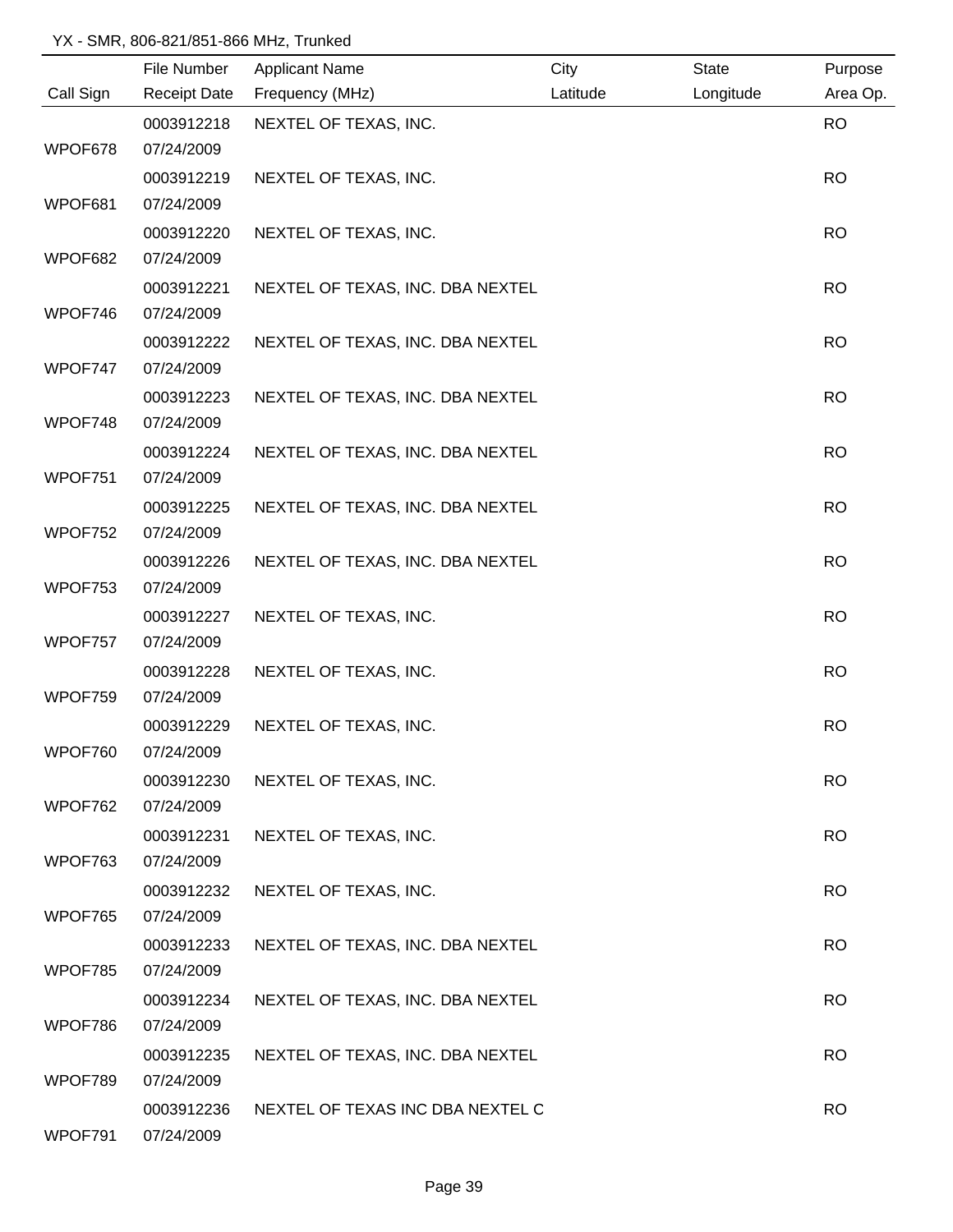YX - SMR, 806-821/851-866 MHz, Trunked

| Call Sign | File Number / Receipt Date | Applicant Name / Frequency (MHz) | City / Latitude | State / Longitude | Purpose / Area Op. |
|---|---|---|---|---|---|
| WPOF678 | 0003912218 07/24/2009 | NEXTEL OF TEXAS, INC. | | | RO |
| WPOF681 | 0003912219 07/24/2009 | NEXTEL OF TEXAS, INC. | | | RO |
| WPOF682 | 0003912220 07/24/2009 | NEXTEL OF TEXAS, INC. | | | RO |
| WPOF746 | 0003912221 07/24/2009 | NEXTEL OF TEXAS, INC. DBA NEXTEL | | | RO |
| WPOF747 | 0003912222 07/24/2009 | NEXTEL OF TEXAS, INC. DBA NEXTEL | | | RO |
| WPOF748 | 0003912223 07/24/2009 | NEXTEL OF TEXAS, INC. DBA NEXTEL | | | RO |
| WPOF751 | 0003912224 07/24/2009 | NEXTEL OF TEXAS, INC. DBA NEXTEL | | | RO |
| WPOF752 | 0003912225 07/24/2009 | NEXTEL OF TEXAS, INC. DBA NEXTEL | | | RO |
| WPOF753 | 0003912226 07/24/2009 | NEXTEL OF TEXAS, INC. DBA NEXTEL | | | RO |
| WPOF757 | 0003912227 07/24/2009 | NEXTEL OF TEXAS, INC. | | | RO |
| WPOF759 | 0003912228 07/24/2009 | NEXTEL OF TEXAS, INC. | | | RO |
| WPOF760 | 0003912229 07/24/2009 | NEXTEL OF TEXAS, INC. | | | RO |
| WPOF762 | 0003912230 07/24/2009 | NEXTEL OF TEXAS, INC. | | | RO |
| WPOF763 | 0003912231 07/24/2009 | NEXTEL OF TEXAS, INC. | | | RO |
| WPOF765 | 0003912232 07/24/2009 | NEXTEL OF TEXAS, INC. | | | RO |
| WPOF785 | 0003912233 07/24/2009 | NEXTEL OF TEXAS, INC. DBA NEXTEL | | | RO |
| WPOF786 | 0003912234 07/24/2009 | NEXTEL OF TEXAS, INC. DBA NEXTEL | | | RO |
| WPOF789 | 0003912235 07/24/2009 | NEXTEL OF TEXAS, INC. DBA NEXTEL | | | RO |
| WPOF791 | 0003912236 07/24/2009 | NEXTEL OF TEXAS INC DBA NEXTEL C | | | RO |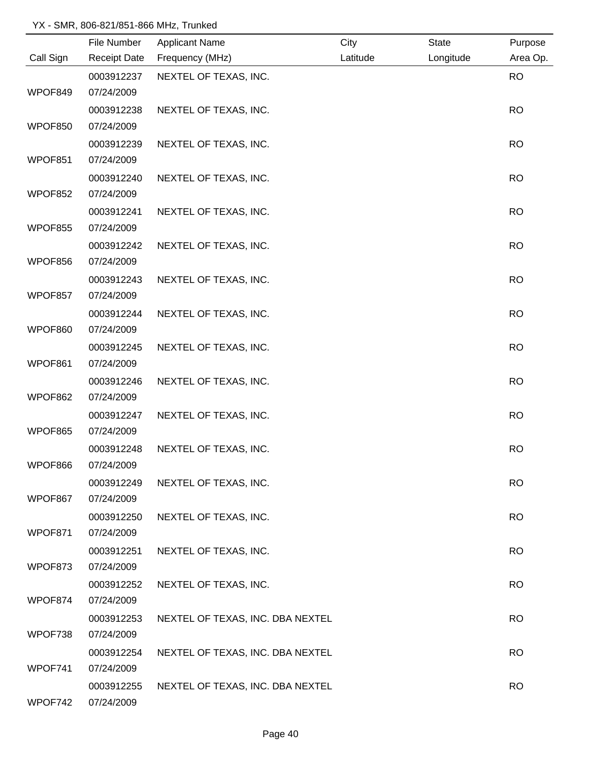YX - SMR, 806-821/851-866 MHz, Trunked

| Call Sign | File Number / Receipt Date | Applicant Name / Frequency (MHz) | City / Latitude | State / Longitude | Purpose / Area Op. |
|---|---|---|---|---|---|
| WPOF849 | 0003912237 / 07/24/2009 | NEXTEL OF TEXAS, INC. | | | RO |
| WPOF850 | 0003912238 / 07/24/2009 | NEXTEL OF TEXAS, INC. | | | RO |
| WPOF851 | 0003912239 / 07/24/2009 | NEXTEL OF TEXAS, INC. | | | RO |
| WPOF852 | 0003912240 / 07/24/2009 | NEXTEL OF TEXAS, INC. | | | RO |
| WPOF855 | 0003912241 / 07/24/2009 | NEXTEL OF TEXAS, INC. | | | RO |
| WPOF856 | 0003912242 / 07/24/2009 | NEXTEL OF TEXAS, INC. | | | RO |
| WPOF857 | 0003912243 / 07/24/2009 | NEXTEL OF TEXAS, INC. | | | RO |
| WPOF860 | 0003912244 / 07/24/2009 | NEXTEL OF TEXAS, INC. | | | RO |
| WPOF861 | 0003912245 / 07/24/2009 | NEXTEL OF TEXAS, INC. | | | RO |
| WPOF862 | 0003912246 / 07/24/2009 | NEXTEL OF TEXAS, INC. | | | RO |
| WPOF865 | 0003912247 / 07/24/2009 | NEXTEL OF TEXAS, INC. | | | RO |
| WPOF866 | 0003912248 / 07/24/2009 | NEXTEL OF TEXAS, INC. | | | RO |
| WPOF867 | 0003912249 / 07/24/2009 | NEXTEL OF TEXAS, INC. | | | RO |
| WPOF871 | 0003912250 / 07/24/2009 | NEXTEL OF TEXAS, INC. | | | RO |
| WPOF873 | 0003912251 / 07/24/2009 | NEXTEL OF TEXAS, INC. | | | RO |
| WPOF874 | 0003912252 / 07/24/2009 | NEXTEL OF TEXAS, INC. | | | RO |
| WPOF738 | 0003912253 / 07/24/2009 | NEXTEL OF TEXAS, INC. DBA NEXTEL | | | RO |
| WPOF741 | 0003912254 / 07/24/2009 | NEXTEL OF TEXAS, INC. DBA NEXTEL | | | RO |
| WPOF742 | 0003912255 / 07/24/2009 | NEXTEL OF TEXAS, INC. DBA NEXTEL | | | RO |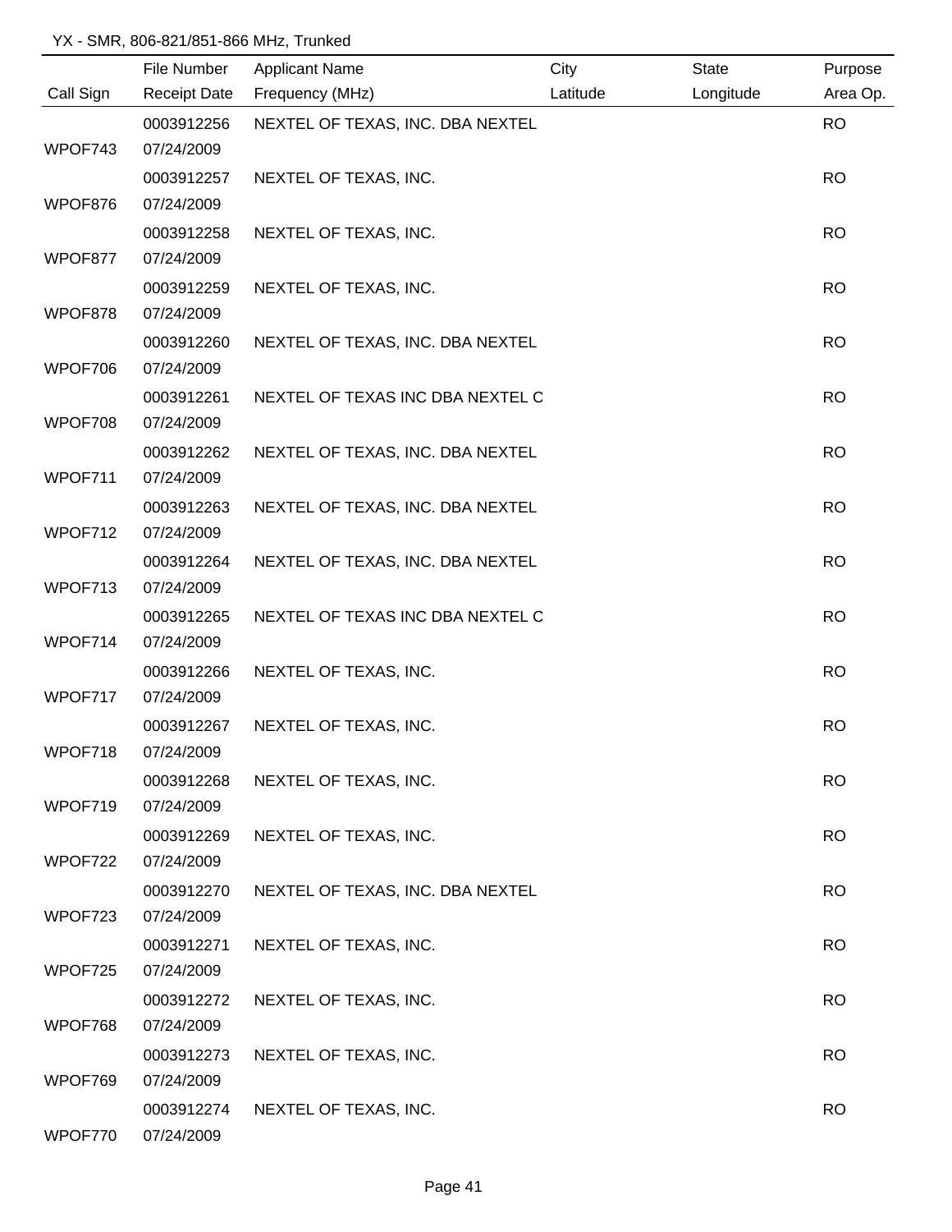YX - SMR, 806-821/851-866 MHz, Trunked

| Call Sign | File Number / Receipt Date | Applicant Name / Frequency (MHz) | City / Latitude | State / Longitude | Purpose / Area Op. |
|---|---|---|---|---|---|
| WPOF743 | 0003912256 / 07/24/2009 | NEXTEL OF TEXAS, INC. DBA NEXTEL | | | RO |
| WPOF876 | 0003912257 / 07/24/2009 | NEXTEL OF TEXAS, INC. | | | RO |
| WPOF877 | 0003912258 / 07/24/2009 | NEXTEL OF TEXAS, INC. | | | RO |
| WPOF878 | 0003912259 / 07/24/2009 | NEXTEL OF TEXAS, INC. | | | RO |
| WPOF706 | 0003912260 / 07/24/2009 | NEXTEL OF TEXAS, INC. DBA NEXTEL | | | RO |
| WPOF708 | 0003912261 / 07/24/2009 | NEXTEL OF TEXAS INC DBA NEXTEL C | | | RO |
| WPOF711 | 0003912262 / 07/24/2009 | NEXTEL OF TEXAS, INC. DBA NEXTEL | | | RO |
| WPOF712 | 0003912263 / 07/24/2009 | NEXTEL OF TEXAS, INC. DBA NEXTEL | | | RO |
| WPOF713 | 0003912264 / 07/24/2009 | NEXTEL OF TEXAS, INC. DBA NEXTEL | | | RO |
| WPOF714 | 0003912265 / 07/24/2009 | NEXTEL OF TEXAS INC DBA NEXTEL C | | | RO |
| WPOF717 | 0003912266 / 07/24/2009 | NEXTEL OF TEXAS, INC. | | | RO |
| WPOF718 | 0003912267 / 07/24/2009 | NEXTEL OF TEXAS, INC. | | | RO |
| WPOF719 | 0003912268 / 07/24/2009 | NEXTEL OF TEXAS, INC. | | | RO |
| WPOF722 | 0003912269 / 07/24/2009 | NEXTEL OF TEXAS, INC. | | | RO |
| WPOF723 | 0003912270 / 07/24/2009 | NEXTEL OF TEXAS, INC. DBA NEXTEL | | | RO |
| WPOF725 | 0003912271 / 07/24/2009 | NEXTEL OF TEXAS, INC. | | | RO |
| WPOF768 | 0003912272 / 07/24/2009 | NEXTEL OF TEXAS, INC. | | | RO |
| WPOF769 | 0003912273 / 07/24/2009 | NEXTEL OF TEXAS, INC. | | | RO |
| WPOF770 | 0003912274 / 07/24/2009 | NEXTEL OF TEXAS, INC. | | | RO |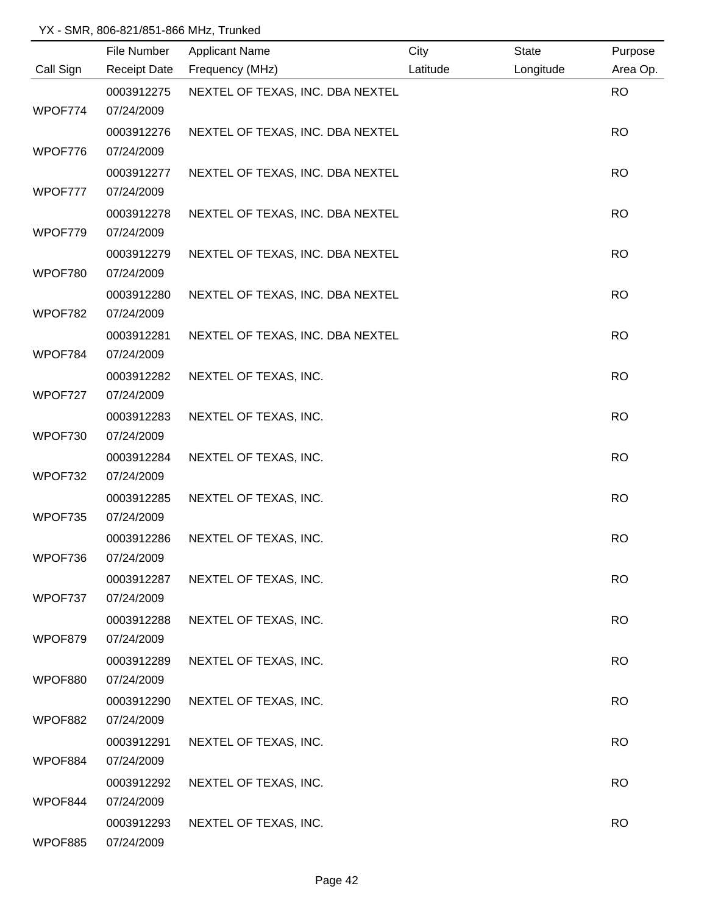YX - SMR, 806-821/851-866 MHz, Trunked

| Call Sign | File Number<br>Receipt Date | Applicant Name<br>Frequency (MHz) | City<br>Latitude | State<br>Longitude | Purpose<br>Area Op. |
|---|---|---|---|---|---|
| WPOF774 | 0003912275<br>07/24/2009 | NEXTEL OF TEXAS, INC. DBA NEXTEL | | | RO |
| WPOF776 | 0003912276<br>07/24/2009 | NEXTEL OF TEXAS, INC. DBA NEXTEL | | | RO |
| WPOF777 | 0003912277<br>07/24/2009 | NEXTEL OF TEXAS, INC. DBA NEXTEL | | | RO |
| WPOF779 | 0003912278<br>07/24/2009 | NEXTEL OF TEXAS, INC. DBA NEXTEL | | | RO |
| WPOF780 | 0003912279<br>07/24/2009 | NEXTEL OF TEXAS, INC. DBA NEXTEL | | | RO |
| WPOF782 | 0003912280<br>07/24/2009 | NEXTEL OF TEXAS, INC. DBA NEXTEL | | | RO |
| WPOF784 | 0003912281<br>07/24/2009 | NEXTEL OF TEXAS, INC. DBA NEXTEL | | | RO |
| WPOF727 | 0003912282<br>07/24/2009 | NEXTEL OF TEXAS, INC. | | | RO |
| WPOF730 | 0003912283<br>07/24/2009 | NEXTEL OF TEXAS, INC. | | | RO |
| WPOF732 | 0003912284<br>07/24/2009 | NEXTEL OF TEXAS, INC. | | | RO |
| WPOF735 | 0003912285<br>07/24/2009 | NEXTEL OF TEXAS, INC. | | | RO |
| WPOF736 | 0003912286<br>07/24/2009 | NEXTEL OF TEXAS, INC. | | | RO |
| WPOF737 | 0003912287<br>07/24/2009 | NEXTEL OF TEXAS, INC. | | | RO |
| WPOF879 | 0003912288<br>07/24/2009 | NEXTEL OF TEXAS, INC. | | | RO |
| WPOF880 | 0003912289<br>07/24/2009 | NEXTEL OF TEXAS, INC. | | | RO |
| WPOF882 | 0003912290<br>07/24/2009 | NEXTEL OF TEXAS, INC. | | | RO |
| WPOF884 | 0003912291<br>07/24/2009 | NEXTEL OF TEXAS, INC. | | | RO |
| WPOF844 | 0003912292<br>07/24/2009 | NEXTEL OF TEXAS, INC. | | | RO |
| WPOF885 | 0003912293<br>07/24/2009 | NEXTEL OF TEXAS, INC. | | | RO |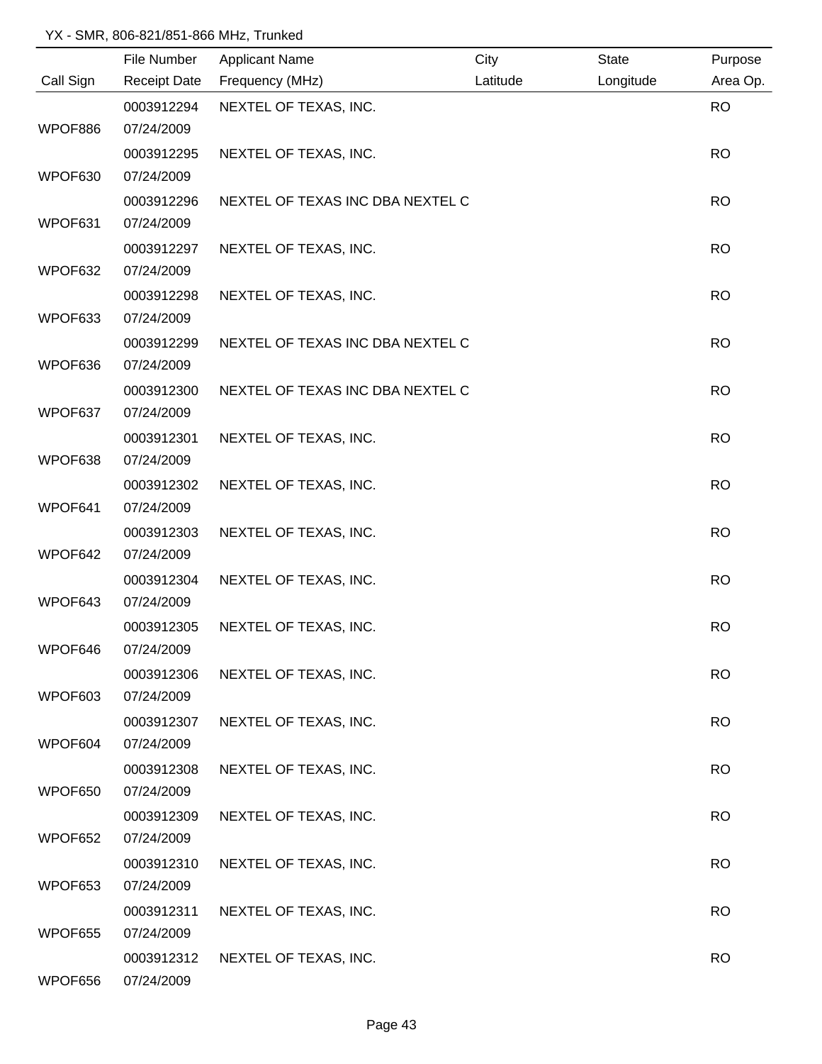YX - SMR, 806-821/851-866 MHz, Trunked

| Call Sign | File Number / Receipt Date | Applicant Name / Frequency (MHz) | City / Latitude | State / Longitude | Purpose / Area Op. |
|---|---|---|---|---|---|
| WPOF886 | 0003912294 / 07/24/2009 | NEXTEL OF TEXAS, INC. | | | RO |
| WPOF630 | 0003912295 / 07/24/2009 | NEXTEL OF TEXAS, INC. | | | RO |
| WPOF631 | 0003912296 / 07/24/2009 | NEXTEL OF TEXAS INC DBA NEXTEL C | | | RO |
| WPOF632 | 0003912297 / 07/24/2009 | NEXTEL OF TEXAS, INC. | | | RO |
| WPOF633 | 0003912298 / 07/24/2009 | NEXTEL OF TEXAS, INC. | | | RO |
| WPOF636 | 0003912299 / 07/24/2009 | NEXTEL OF TEXAS INC DBA NEXTEL C | | | RO |
| WPOF637 | 0003912300 / 07/24/2009 | NEXTEL OF TEXAS INC DBA NEXTEL C | | | RO |
| WPOF638 | 0003912301 / 07/24/2009 | NEXTEL OF TEXAS, INC. | | | RO |
| WPOF641 | 0003912302 / 07/24/2009 | NEXTEL OF TEXAS, INC. | | | RO |
| WPOF642 | 0003912303 / 07/24/2009 | NEXTEL OF TEXAS, INC. | | | RO |
| WPOF643 | 0003912304 / 07/24/2009 | NEXTEL OF TEXAS, INC. | | | RO |
| WPOF646 | 0003912305 / 07/24/2009 | NEXTEL OF TEXAS, INC. | | | RO |
| WPOF603 | 0003912306 / 07/24/2009 | NEXTEL OF TEXAS, INC. | | | RO |
| WPOF604 | 0003912307 / 07/24/2009 | NEXTEL OF TEXAS, INC. | | | RO |
| WPOF650 | 0003912308 / 07/24/2009 | NEXTEL OF TEXAS, INC. | | | RO |
| WPOF652 | 0003912309 / 07/24/2009 | NEXTEL OF TEXAS, INC. | | | RO |
| WPOF653 | 0003912310 / 07/24/2009 | NEXTEL OF TEXAS, INC. | | | RO |
| WPOF655 | 0003912311 / 07/24/2009 | NEXTEL OF TEXAS, INC. | | | RO |
| WPOF656 | 0003912312 / 07/24/2009 | NEXTEL OF TEXAS, INC. | | | RO |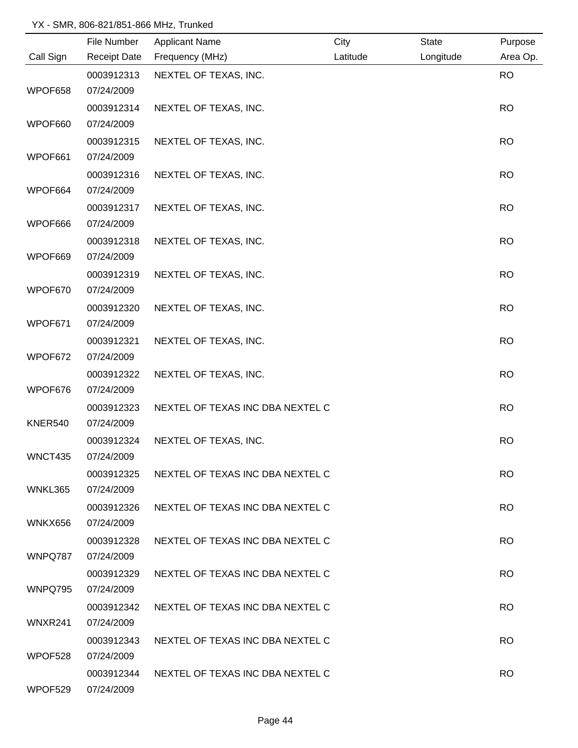YX - SMR, 806-821/851-866 MHz, Trunked

| Call Sign | File Number / Receipt Date | Applicant Name / Frequency (MHz) | City / Latitude | State / Longitude | Purpose / Area Op. |
|---|---|---|---|---|---|
| WPOF658 | 0003912313 / 07/24/2009 | NEXTEL OF TEXAS, INC. | | | RO |
| WPOF660 | 0003912314 / 07/24/2009 | NEXTEL OF TEXAS, INC. | | | RO |
| WPOF661 | 0003912315 / 07/24/2009 | NEXTEL OF TEXAS, INC. | | | RO |
| WPOF664 | 0003912316 / 07/24/2009 | NEXTEL OF TEXAS, INC. | | | RO |
| WPOF666 | 0003912317 / 07/24/2009 | NEXTEL OF TEXAS, INC. | | | RO |
| WPOF669 | 0003912318 / 07/24/2009 | NEXTEL OF TEXAS, INC. | | | RO |
| WPOF670 | 0003912319 / 07/24/2009 | NEXTEL OF TEXAS, INC. | | | RO |
| WPOF671 | 0003912320 / 07/24/2009 | NEXTEL OF TEXAS, INC. | | | RO |
| WPOF672 | 0003912321 / 07/24/2009 | NEXTEL OF TEXAS, INC. | | | RO |
| WPOF676 | 0003912322 / 07/24/2009 | NEXTEL OF TEXAS, INC. | | | RO |
| KNER540 | 0003912323 / 07/24/2009 | NEXTEL OF TEXAS INC DBA NEXTEL C | | | RO |
| WNCT435 | 0003912324 / 07/24/2009 | NEXTEL OF TEXAS, INC. | | | RO |
| WNKL365 | 0003912325 / 07/24/2009 | NEXTEL OF TEXAS INC DBA NEXTEL C | | | RO |
| WNKX656 | 0003912326 / 07/24/2009 | NEXTEL OF TEXAS INC DBA NEXTEL C | | | RO |
| WNPQ787 | 0003912328 / 07/24/2009 | NEXTEL OF TEXAS INC DBA NEXTEL C | | | RO |
| WNPQ795 | 0003912329 / 07/24/2009 | NEXTEL OF TEXAS INC DBA NEXTEL C | | | RO |
| WNXR241 | 0003912342 / 07/24/2009 | NEXTEL OF TEXAS INC DBA NEXTEL C | | | RO |
| WPOF528 | 0003912343 / 07/24/2009 | NEXTEL OF TEXAS INC DBA NEXTEL C | | | RO |
| WPOF529 | 0003912344 / 07/24/2009 | NEXTEL OF TEXAS INC DBA NEXTEL C | | | RO |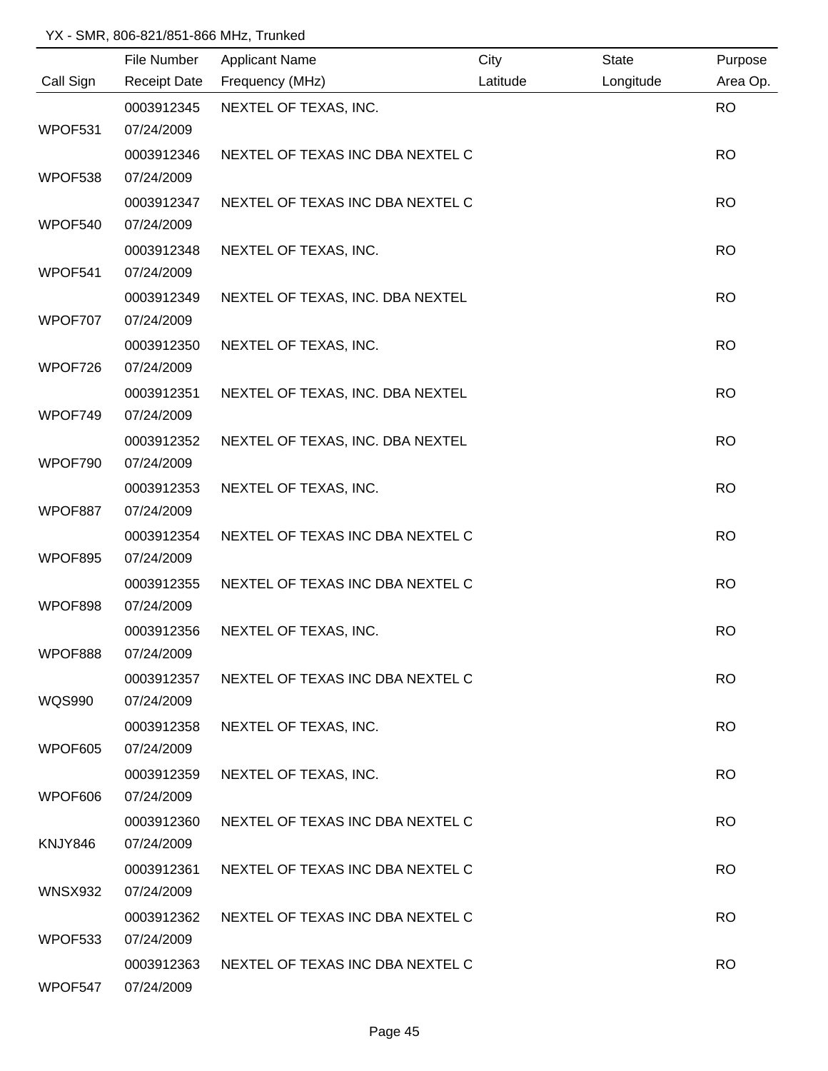YX - SMR, 806-821/851-866 MHz, Trunked

| Call Sign | File Number / Receipt Date | Applicant Name / Frequency (MHz) | City / Latitude | State / Longitude | Purpose / Area Op. |
|---|---|---|---|---|---|
| WPOF531 | 0003912345 07/24/2009 | NEXTEL OF TEXAS, INC. | | | RO |
| WPOF538 | 0003912346 07/24/2009 | NEXTEL OF TEXAS INC DBA NEXTEL C | | | RO |
| WPOF540 | 0003912347 07/24/2009 | NEXTEL OF TEXAS INC DBA NEXTEL C | | | RO |
| WPOF541 | 0003912348 07/24/2009 | NEXTEL OF TEXAS, INC. | | | RO |
| WPOF707 | 0003912349 07/24/2009 | NEXTEL OF TEXAS, INC. DBA NEXTEL | | | RO |
| WPOF726 | 0003912350 07/24/2009 | NEXTEL OF TEXAS, INC. | | | RO |
| WPOF749 | 0003912351 07/24/2009 | NEXTEL OF TEXAS, INC. DBA NEXTEL | | | RO |
| WPOF790 | 0003912352 07/24/2009 | NEXTEL OF TEXAS, INC. DBA NEXTEL | | | RO |
| WPOF887 | 0003912353 07/24/2009 | NEXTEL OF TEXAS, INC. | | | RO |
| WPOF895 | 0003912354 07/24/2009 | NEXTEL OF TEXAS INC DBA NEXTEL C | | | RO |
| WPOF898 | 0003912355 07/24/2009 | NEXTEL OF TEXAS INC DBA NEXTEL C | | | RO |
| WPOF888 | 0003912356 07/24/2009 | NEXTEL OF TEXAS, INC. | | | RO |
| WQS990 | 0003912357 07/24/2009 | NEXTEL OF TEXAS INC DBA NEXTEL C | | | RO |
| WPOF605 | 0003912358 07/24/2009 | NEXTEL OF TEXAS, INC. | | | RO |
| WPOF606 | 0003912359 07/24/2009 | NEXTEL OF TEXAS, INC. | | | RO |
| KNJY846 | 0003912360 07/24/2009 | NEXTEL OF TEXAS INC DBA NEXTEL C | | | RO |
| WNSX932 | 0003912361 07/24/2009 | NEXTEL OF TEXAS INC DBA NEXTEL C | | | RO |
| WPOF533 | 0003912362 07/24/2009 | NEXTEL OF TEXAS INC DBA NEXTEL C | | | RO |
| WPOF547 | 0003912363 07/24/2009 | NEXTEL OF TEXAS INC DBA NEXTEL C | | | RO |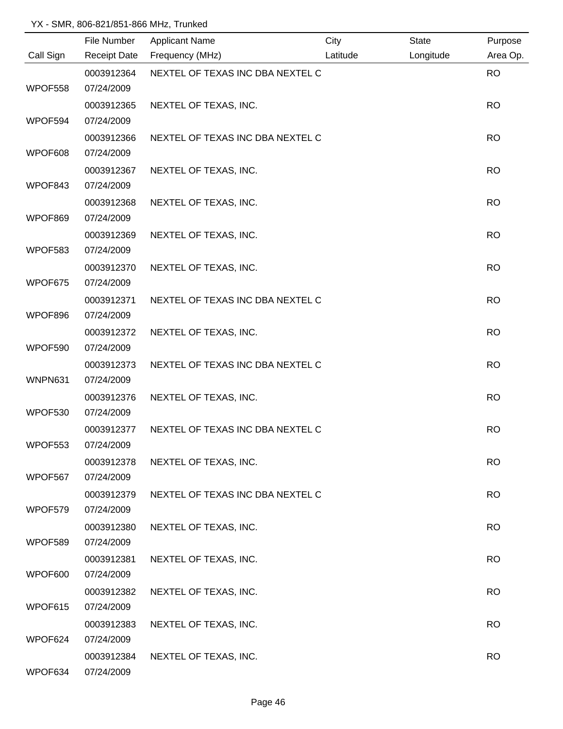YX - SMR, 806-821/851-866 MHz, Trunked

| Call Sign | File Number / Receipt Date | Applicant Name / Frequency (MHz) | City / Latitude | State / Longitude | Purpose / Area Op. |
|---|---|---|---|---|---|
| WPOF558 | 0003912364 07/24/2009 | NEXTEL OF TEXAS INC DBA NEXTEL C | | | RO |
| WPOF594 | 0003912365 07/24/2009 | NEXTEL OF TEXAS, INC. | | | RO |
| WPOF608 | 0003912366 07/24/2009 | NEXTEL OF TEXAS INC DBA NEXTEL C | | | RO |
| WPOF843 | 0003912367 07/24/2009 | NEXTEL OF TEXAS, INC. | | | RO |
| WPOF869 | 0003912368 07/24/2009 | NEXTEL OF TEXAS, INC. | | | RO |
| WPOF583 | 0003912369 07/24/2009 | NEXTEL OF TEXAS, INC. | | | RO |
| WPOF675 | 0003912370 07/24/2009 | NEXTEL OF TEXAS, INC. | | | RO |
| WPOF896 | 0003912371 07/24/2009 | NEXTEL OF TEXAS INC DBA NEXTEL C | | | RO |
| WPOF590 | 0003912372 07/24/2009 | NEXTEL OF TEXAS, INC. | | | RO |
| WNPN631 | 0003912373 07/24/2009 | NEXTEL OF TEXAS INC DBA NEXTEL C | | | RO |
| WPOF530 | 0003912376 07/24/2009 | NEXTEL OF TEXAS, INC. | | | RO |
| WPOF553 | 0003912377 07/24/2009 | NEXTEL OF TEXAS INC DBA NEXTEL C | | | RO |
| WPOF567 | 0003912378 07/24/2009 | NEXTEL OF TEXAS, INC. | | | RO |
| WPOF579 | 0003912379 07/24/2009 | NEXTEL OF TEXAS INC DBA NEXTEL C | | | RO |
| WPOF589 | 0003912380 07/24/2009 | NEXTEL OF TEXAS, INC. | | | RO |
| WPOF600 | 0003912381 07/24/2009 | NEXTEL OF TEXAS, INC. | | | RO |
| WPOF615 | 0003912382 07/24/2009 | NEXTEL OF TEXAS, INC. | | | RO |
| WPOF624 | 0003912383 07/24/2009 | NEXTEL OF TEXAS, INC. | | | RO |
| WPOF634 | 0003912384 07/24/2009 | NEXTEL OF TEXAS, INC. | | | RO |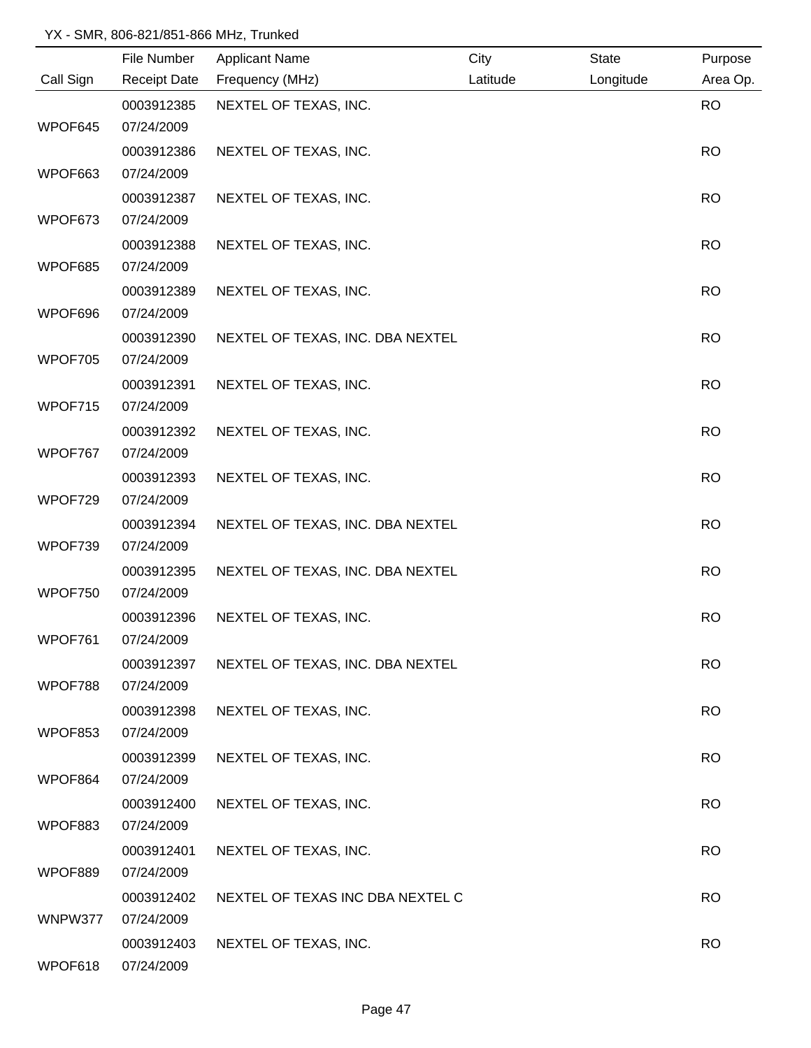YX - SMR, 806-821/851-866 MHz, Trunked

| Call Sign | File Number / Receipt Date | Applicant Name / Frequency (MHz) | City / Latitude | State / Longitude | Purpose / Area Op. |
|---|---|---|---|---|---|
| WPOF645 | 0003912385 / 07/24/2009 | NEXTEL OF TEXAS, INC. | | | RO |
| WPOF663 | 0003912386 / 07/24/2009 | NEXTEL OF TEXAS, INC. | | | RO |
| WPOF673 | 0003912387 / 07/24/2009 | NEXTEL OF TEXAS, INC. | | | RO |
| WPOF685 | 0003912388 / 07/24/2009 | NEXTEL OF TEXAS, INC. | | | RO |
| WPOF696 | 0003912389 / 07/24/2009 | NEXTEL OF TEXAS, INC. | | | RO |
| WPOF705 | 0003912390 / 07/24/2009 | NEXTEL OF TEXAS, INC. DBA NEXTEL | | | RO |
| WPOF715 | 0003912391 / 07/24/2009 | NEXTEL OF TEXAS, INC. | | | RO |
| WPOF767 | 0003912392 / 07/24/2009 | NEXTEL OF TEXAS, INC. | | | RO |
| WPOF729 | 0003912393 / 07/24/2009 | NEXTEL OF TEXAS, INC. | | | RO |
| WPOF739 | 0003912394 / 07/24/2009 | NEXTEL OF TEXAS, INC. DBA NEXTEL | | | RO |
| WPOF750 | 0003912395 / 07/24/2009 | NEXTEL OF TEXAS, INC. DBA NEXTEL | | | RO |
| WPOF761 | 0003912396 / 07/24/2009 | NEXTEL OF TEXAS, INC. | | | RO |
| WPOF788 | 0003912397 / 07/24/2009 | NEXTEL OF TEXAS, INC. DBA NEXTEL | | | RO |
| WPOF853 | 0003912398 / 07/24/2009 | NEXTEL OF TEXAS, INC. | | | RO |
| WPOF864 | 0003912399 / 07/24/2009 | NEXTEL OF TEXAS, INC. | | | RO |
| WPOF883 | 0003912400 / 07/24/2009 | NEXTEL OF TEXAS, INC. | | | RO |
| WPOF889 | 0003912401 / 07/24/2009 | NEXTEL OF TEXAS, INC. | | | RO |
| WNPW377 | 0003912402 / 07/24/2009 | NEXTEL OF TEXAS INC DBA NEXTEL C | | | RO |
| WPOF618 | 0003912403 / 07/24/2009 | NEXTEL OF TEXAS, INC. | | | RO |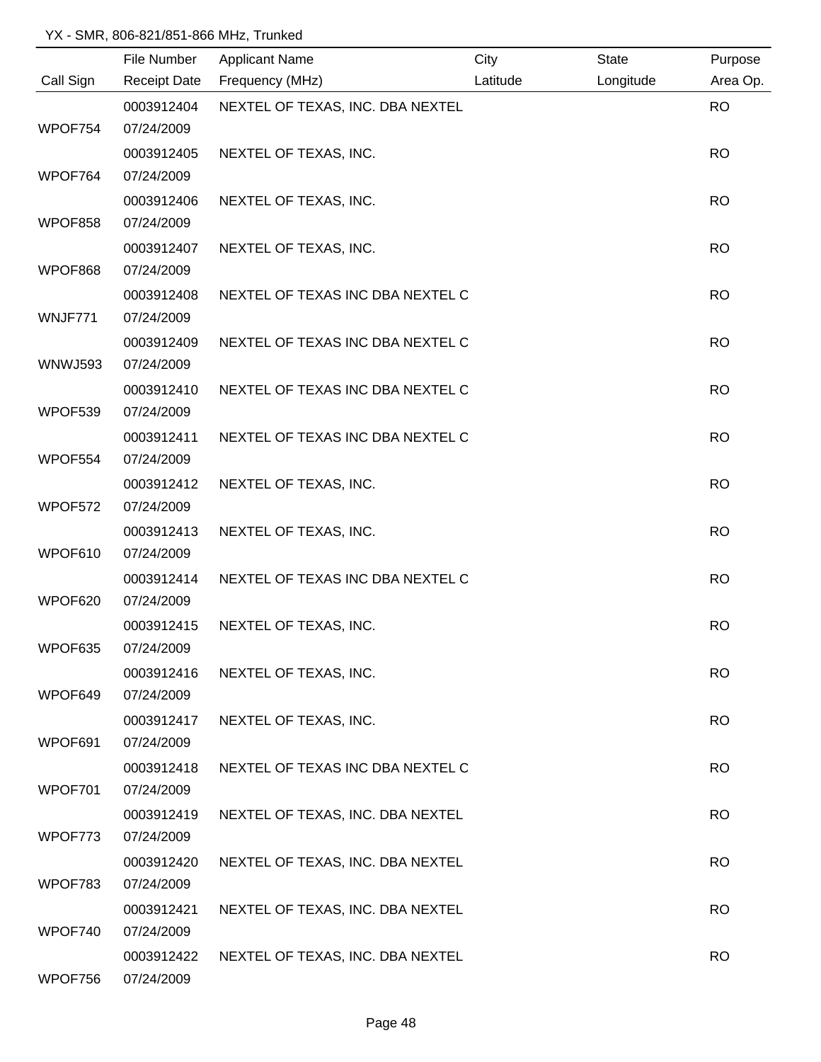YX - SMR, 806-821/851-866 MHz, Trunked

| Call Sign | File Number<br>Receipt Date | Applicant Name<br>Frequency (MHz) | City<br>Latitude | State<br>Longitude | Purpose<br>Area Op. |
|---|---|---|---|---|---|
| WPOF754 | 0003912404<br>07/24/2009 | NEXTEL OF TEXAS, INC. DBA NEXTEL | | | RO |
| WPOF764 | 0003912405<br>07/24/2009 | NEXTEL OF TEXAS, INC. | | | RO |
| WPOF858 | 0003912406<br>07/24/2009 | NEXTEL OF TEXAS, INC. | | | RO |
| WPOF868 | 0003912407<br>07/24/2009 | NEXTEL OF TEXAS, INC. | | | RO |
| WNJF771 | 0003912408<br>07/24/2009 | NEXTEL OF TEXAS INC DBA NEXTEL C | | | RO |
| WNWJ593 | 0003912409<br>07/24/2009 | NEXTEL OF TEXAS INC DBA NEXTEL C | | | RO |
| WPOF539 | 0003912410<br>07/24/2009 | NEXTEL OF TEXAS INC DBA NEXTEL C | | | RO |
| WPOF554 | 0003912411<br>07/24/2009 | NEXTEL OF TEXAS INC DBA NEXTEL C | | | RO |
| WPOF572 | 0003912412<br>07/24/2009 | NEXTEL OF TEXAS, INC. | | | RO |
| WPOF610 | 0003912413<br>07/24/2009 | NEXTEL OF TEXAS, INC. | | | RO |
| WPOF620 | 0003912414<br>07/24/2009 | NEXTEL OF TEXAS INC DBA NEXTEL C | | | RO |
| WPOF635 | 0003912415<br>07/24/2009 | NEXTEL OF TEXAS, INC. | | | RO |
| WPOF649 | 0003912416<br>07/24/2009 | NEXTEL OF TEXAS, INC. | | | RO |
| WPOF691 | 0003912417<br>07/24/2009 | NEXTEL OF TEXAS, INC. | | | RO |
| WPOF701 | 0003912418<br>07/24/2009 | NEXTEL OF TEXAS INC DBA NEXTEL C | | | RO |
| WPOF773 | 0003912419<br>07/24/2009 | NEXTEL OF TEXAS, INC. DBA NEXTEL | | | RO |
| WPOF783 | 0003912420<br>07/24/2009 | NEXTEL OF TEXAS, INC. DBA NEXTEL | | | RO |
| WPOF740 | 0003912421<br>07/24/2009 | NEXTEL OF TEXAS, INC. DBA NEXTEL | | | RO |
| WPOF756 | 0003912422<br>07/24/2009 | NEXTEL OF TEXAS, INC. DBA NEXTEL | | | RO |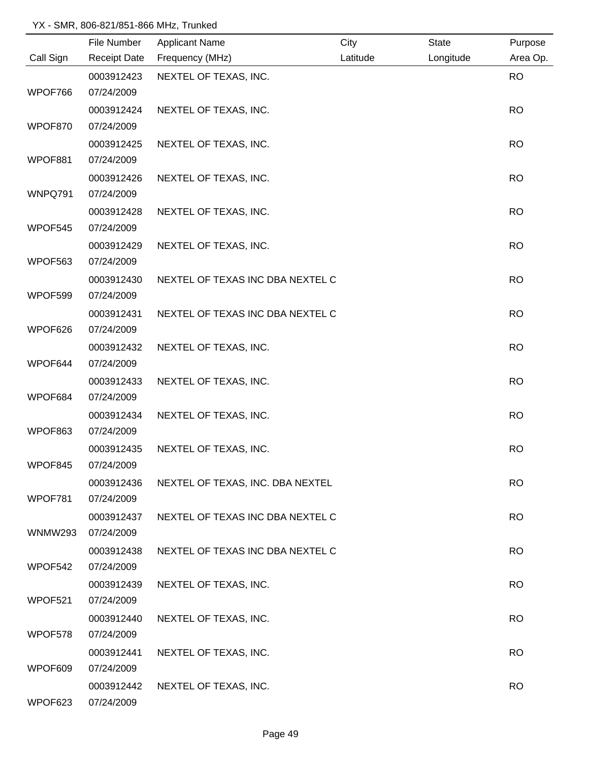YX - SMR, 806-821/851-866 MHz, Trunked

| Call Sign | File Number / Receipt Date | Applicant Name / Frequency (MHz) | City / Latitude | State / Longitude | Purpose / Area Op. |
|---|---|---|---|---|---|
| WPOF766 | 0003912423 07/24/2009 | NEXTEL OF TEXAS, INC. | | | RO |
| WPOF870 | 0003912424 07/24/2009 | NEXTEL OF TEXAS, INC. | | | RO |
| WPOF881 | 0003912425 07/24/2009 | NEXTEL OF TEXAS, INC. | | | RO |
| WNPQ791 | 0003912426 07/24/2009 | NEXTEL OF TEXAS, INC. | | | RO |
| WPOF545 | 0003912428 07/24/2009 | NEXTEL OF TEXAS, INC. | | | RO |
| WPOF563 | 0003912429 07/24/2009 | NEXTEL OF TEXAS, INC. | | | RO |
| WPOF599 | 0003912430 07/24/2009 | NEXTEL OF TEXAS INC DBA NEXTEL C | | | RO |
| WPOF626 | 0003912431 07/24/2009 | NEXTEL OF TEXAS INC DBA NEXTEL C | | | RO |
| WPOF644 | 0003912432 07/24/2009 | NEXTEL OF TEXAS, INC. | | | RO |
| WPOF684 | 0003912433 07/24/2009 | NEXTEL OF TEXAS, INC. | | | RO |
| WPOF863 | 0003912434 07/24/2009 | NEXTEL OF TEXAS, INC. | | | RO |
| WPOF845 | 0003912435 07/24/2009 | NEXTEL OF TEXAS, INC. | | | RO |
| WPOF781 | 0003912436 07/24/2009 | NEXTEL OF TEXAS, INC. DBA NEXTEL | | | RO |
| WNMW293 | 0003912437 07/24/2009 | NEXTEL OF TEXAS INC DBA NEXTEL C | | | RO |
| WPOF542 | 0003912438 07/24/2009 | NEXTEL OF TEXAS INC DBA NEXTEL C | | | RO |
| WPOF521 | 0003912439 07/24/2009 | NEXTEL OF TEXAS, INC. | | | RO |
| WPOF578 | 0003912440 07/24/2009 | NEXTEL OF TEXAS, INC. | | | RO |
| WPOF609 | 0003912441 07/24/2009 | NEXTEL OF TEXAS, INC. | | | RO |
| WPOF623 | 0003912442 07/24/2009 | NEXTEL OF TEXAS, INC. | | | RO |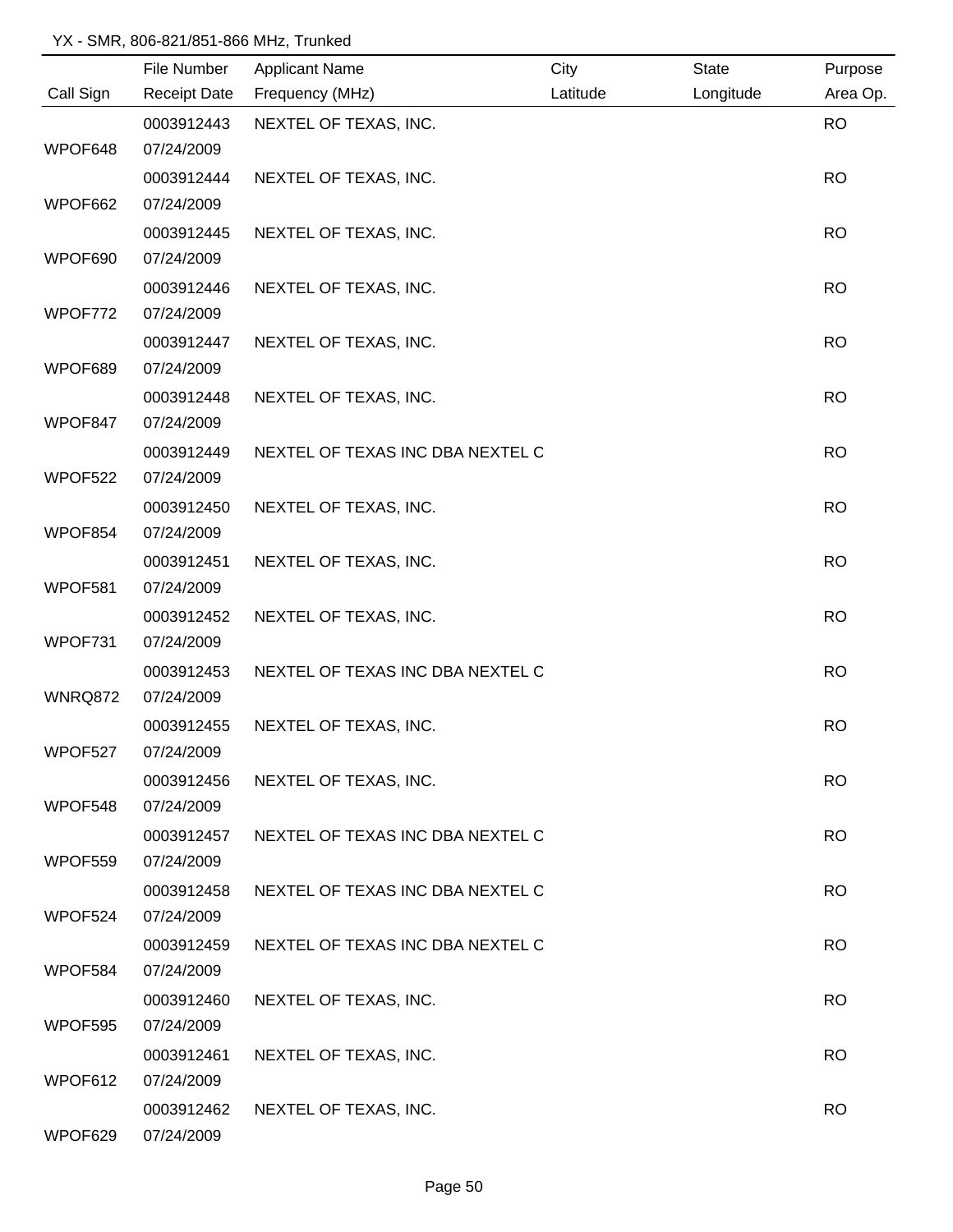YX - SMR, 806-821/851-866 MHz, Trunked

| Call Sign | File Number<br>Receipt Date | Applicant Name<br>Frequency (MHz) | City<br>Latitude | State<br>Longitude | Purpose<br>Area Op. |
|---|---|---|---|---|---|
| WPOF648 | 0003912443<br>07/24/2009 | NEXTEL OF TEXAS, INC. | | | RO |
| WPOF662 | 0003912444<br>07/24/2009 | NEXTEL OF TEXAS, INC. | | | RO |
| WPOF690 | 0003912445<br>07/24/2009 | NEXTEL OF TEXAS, INC. | | | RO |
| WPOF772 | 0003912446<br>07/24/2009 | NEXTEL OF TEXAS, INC. | | | RO |
| WPOF689 | 0003912447<br>07/24/2009 | NEXTEL OF TEXAS, INC. | | | RO |
| WPOF847 | 0003912448<br>07/24/2009 | NEXTEL OF TEXAS, INC. | | | RO |
| WPOF522 | 0003912449<br>07/24/2009 | NEXTEL OF TEXAS INC DBA NEXTEL C | | | RO |
| WPOF854 | 0003912450<br>07/24/2009 | NEXTEL OF TEXAS, INC. | | | RO |
| WPOF581 | 0003912451<br>07/24/2009 | NEXTEL OF TEXAS, INC. | | | RO |
| WPOF731 | 0003912452<br>07/24/2009 | NEXTEL OF TEXAS, INC. | | | RO |
| WNRQ872 | 0003912453<br>07/24/2009 | NEXTEL OF TEXAS INC DBA NEXTEL C | | | RO |
| WPOF527 | 0003912455<br>07/24/2009 | NEXTEL OF TEXAS, INC. | | | RO |
| WPOF548 | 0003912456<br>07/24/2009 | NEXTEL OF TEXAS, INC. | | | RO |
| WPOF559 | 0003912457<br>07/24/2009 | NEXTEL OF TEXAS INC DBA NEXTEL C | | | RO |
| WPOF524 | 0003912458<br>07/24/2009 | NEXTEL OF TEXAS INC DBA NEXTEL C | | | RO |
| WPOF584 | 0003912459<br>07/24/2009 | NEXTEL OF TEXAS INC DBA NEXTEL C | | | RO |
| WPOF595 | 0003912460<br>07/24/2009 | NEXTEL OF TEXAS, INC. | | | RO |
| WPOF612 | 0003912461<br>07/24/2009 | NEXTEL OF TEXAS, INC. | | | RO |
| WPOF629 | 0003912462<br>07/24/2009 | NEXTEL OF TEXAS, INC. | | | RO |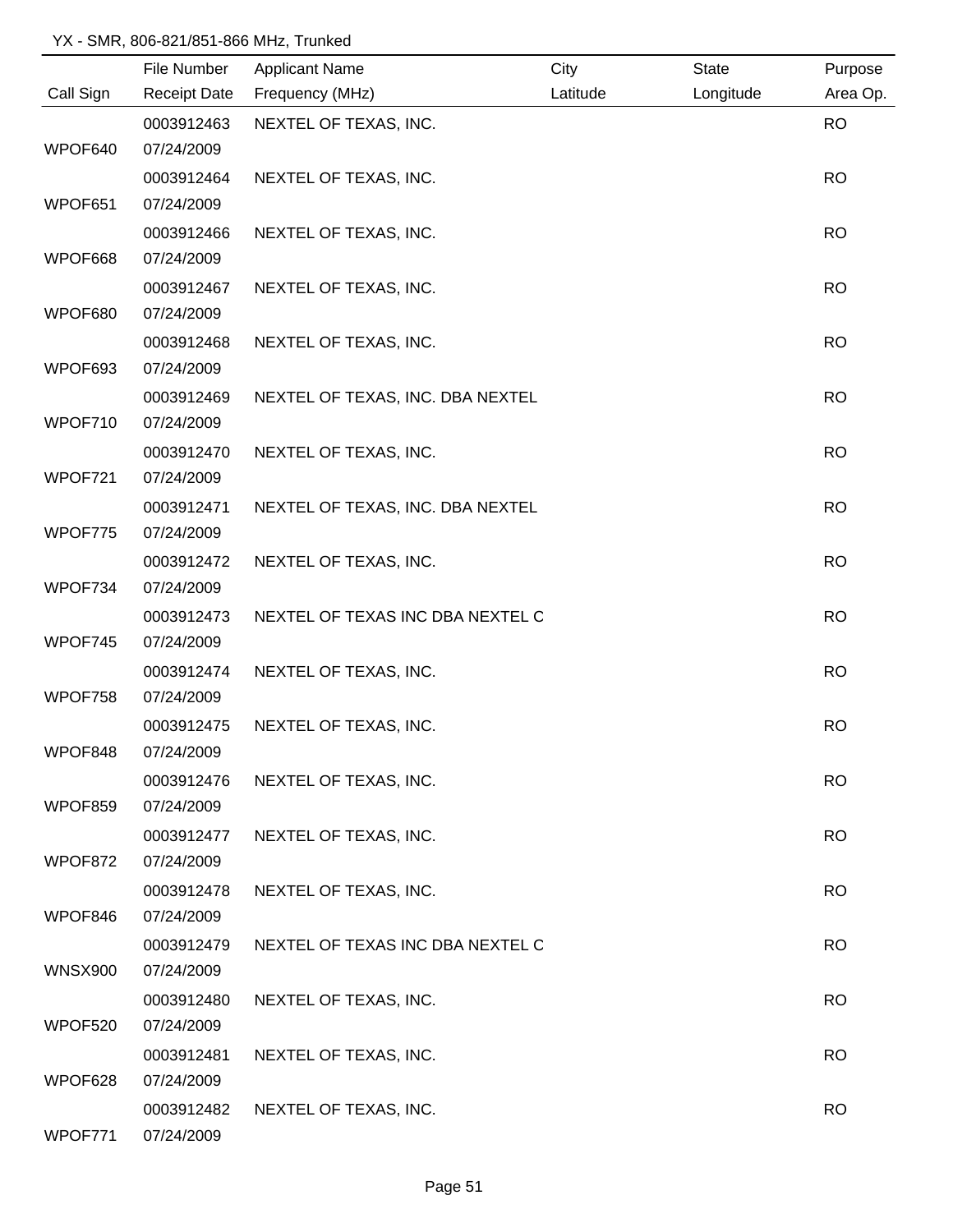YX - SMR, 806-821/851-866 MHz, Trunked

| Call Sign | File Number / Receipt Date | Applicant Name / Frequency (MHz) | City / Latitude | State / Longitude | Purpose / Area Op. |
|---|---|---|---|---|---|
| WPOF640 | 0003912463 / 07/24/2009 | NEXTEL OF TEXAS, INC. | | | RO |
| WPOF651 | 0003912464 / 07/24/2009 | NEXTEL OF TEXAS, INC. | | | RO |
| WPOF668 | 0003912466 / 07/24/2009 | NEXTEL OF TEXAS, INC. | | | RO |
| WPOF680 | 0003912467 / 07/24/2009 | NEXTEL OF TEXAS, INC. | | | RO |
| WPOF693 | 0003912468 / 07/24/2009 | NEXTEL OF TEXAS, INC. | | | RO |
| WPOF710 | 0003912469 / 07/24/2009 | NEXTEL OF TEXAS, INC. DBA NEXTEL | | | RO |
| WPOF721 | 0003912470 / 07/24/2009 | NEXTEL OF TEXAS, INC. | | | RO |
| WPOF775 | 0003912471 / 07/24/2009 | NEXTEL OF TEXAS, INC. DBA NEXTEL | | | RO |
| WPOF734 | 0003912472 / 07/24/2009 | NEXTEL OF TEXAS, INC. | | | RO |
| WPOF745 | 0003912473 / 07/24/2009 | NEXTEL OF TEXAS INC DBA NEXTEL C | | | RO |
| WPOF758 | 0003912474 / 07/24/2009 | NEXTEL OF TEXAS, INC. | | | RO |
| WPOF848 | 0003912475 / 07/24/2009 | NEXTEL OF TEXAS, INC. | | | RO |
| WPOF859 | 0003912476 / 07/24/2009 | NEXTEL OF TEXAS, INC. | | | RO |
| WPOF872 | 0003912477 / 07/24/2009 | NEXTEL OF TEXAS, INC. | | | RO |
| WPOF846 | 0003912478 / 07/24/2009 | NEXTEL OF TEXAS, INC. | | | RO |
| WNSX900 | 0003912479 / 07/24/2009 | NEXTEL OF TEXAS INC DBA NEXTEL C | | | RO |
| WPOF520 | 0003912480 / 07/24/2009 | NEXTEL OF TEXAS, INC. | | | RO |
| WPOF628 | 0003912481 / 07/24/2009 | NEXTEL OF TEXAS, INC. | | | RO |
| WPOF771 | 0003912482 / 07/24/2009 | NEXTEL OF TEXAS, INC. | | | RO |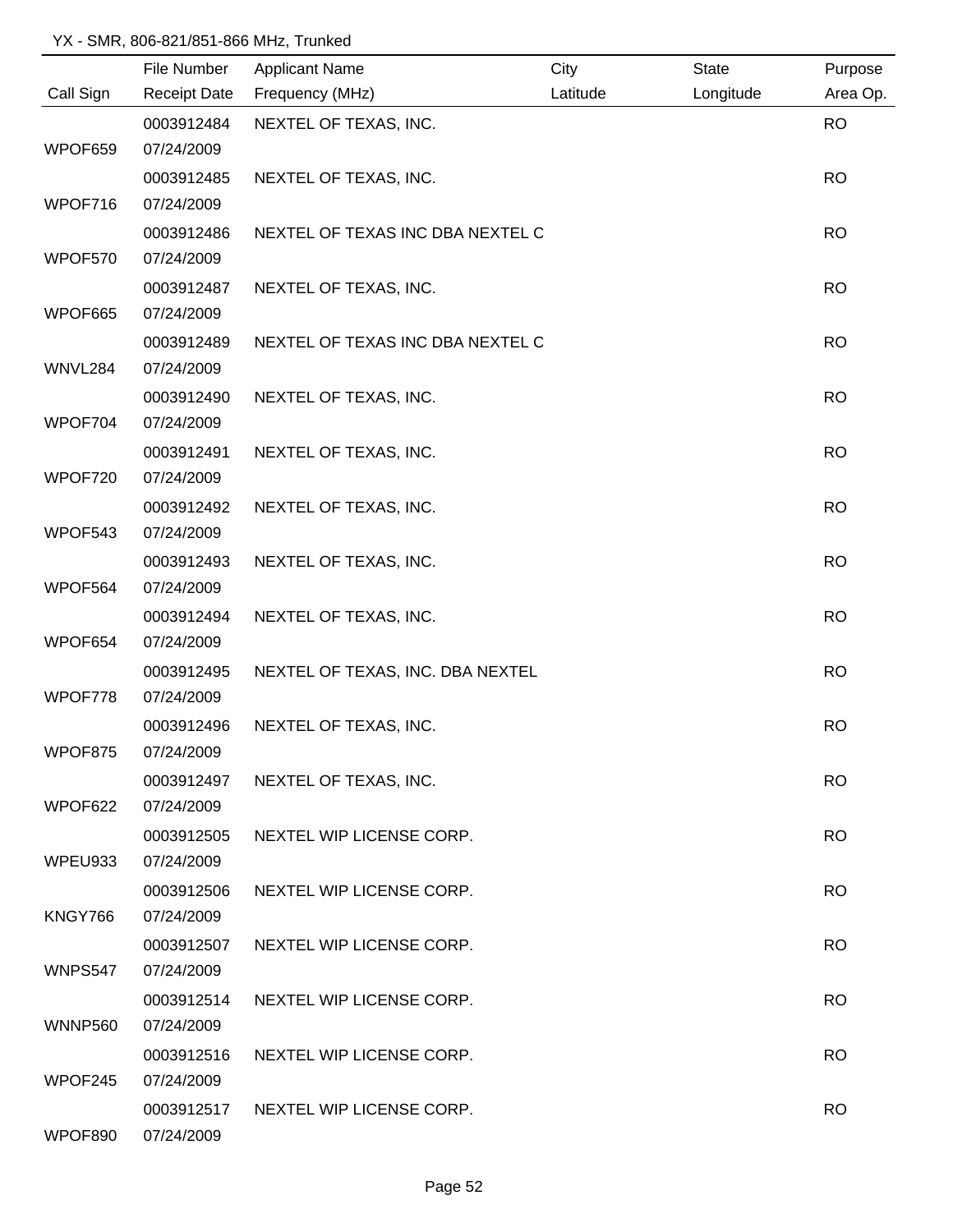YX - SMR, 806-821/851-866 MHz, Trunked

| Call Sign | File Number<br>Receipt Date | Applicant Name<br>Frequency (MHz) | City<br>Latitude | State<br>Longitude | Purpose<br>Area Op. |
|---|---|---|---|---|---|
| WPOF659 | 0003912484<br>07/24/2009 | NEXTEL OF TEXAS, INC. | | | RO |
| WPOF716 | 0003912485<br>07/24/2009 | NEXTEL OF TEXAS, INC. | | | RO |
| WPOF570 | 0003912486<br>07/24/2009 | NEXTEL OF TEXAS INC DBA NEXTEL C | | | RO |
| WPOF665 | 0003912487<br>07/24/2009 | NEXTEL OF TEXAS, INC. | | | RO |
| WNVL284 | 0003912489<br>07/24/2009 | NEXTEL OF TEXAS INC DBA NEXTEL C | | | RO |
| WPOF704 | 0003912490<br>07/24/2009 | NEXTEL OF TEXAS, INC. | | | RO |
| WPOF720 | 0003912491<br>07/24/2009 | NEXTEL OF TEXAS, INC. | | | RO |
| WPOF543 | 0003912492<br>07/24/2009 | NEXTEL OF TEXAS, INC. | | | RO |
| WPOF564 | 0003912493<br>07/24/2009 | NEXTEL OF TEXAS, INC. | | | RO |
| WPOF654 | 0003912494<br>07/24/2009 | NEXTEL OF TEXAS, INC. | | | RO |
| WPOF778 | 0003912495<br>07/24/2009 | NEXTEL OF TEXAS, INC. DBA NEXTEL | | | RO |
| WPOF875 | 0003912496<br>07/24/2009 | NEXTEL OF TEXAS, INC. | | | RO |
| WPOF622 | 0003912497<br>07/24/2009 | NEXTEL OF TEXAS, INC. | | | RO |
| WPEU933 | 0003912505<br>07/24/2009 | NEXTEL WIP LICENSE CORP. | | | RO |
| KNGY766 | 0003912506<br>07/24/2009 | NEXTEL WIP LICENSE CORP. | | | RO |
| WNPS547 | 0003912507<br>07/24/2009 | NEXTEL WIP LICENSE CORP. | | | RO |
| WNNP560 | 0003912514<br>07/24/2009 | NEXTEL WIP LICENSE CORP. | | | RO |
| WPOF245 | 0003912516<br>07/24/2009 | NEXTEL WIP LICENSE CORP. | | | RO |
| WPOF890 | 0003912517<br>07/24/2009 | NEXTEL WIP LICENSE CORP. | | | RO |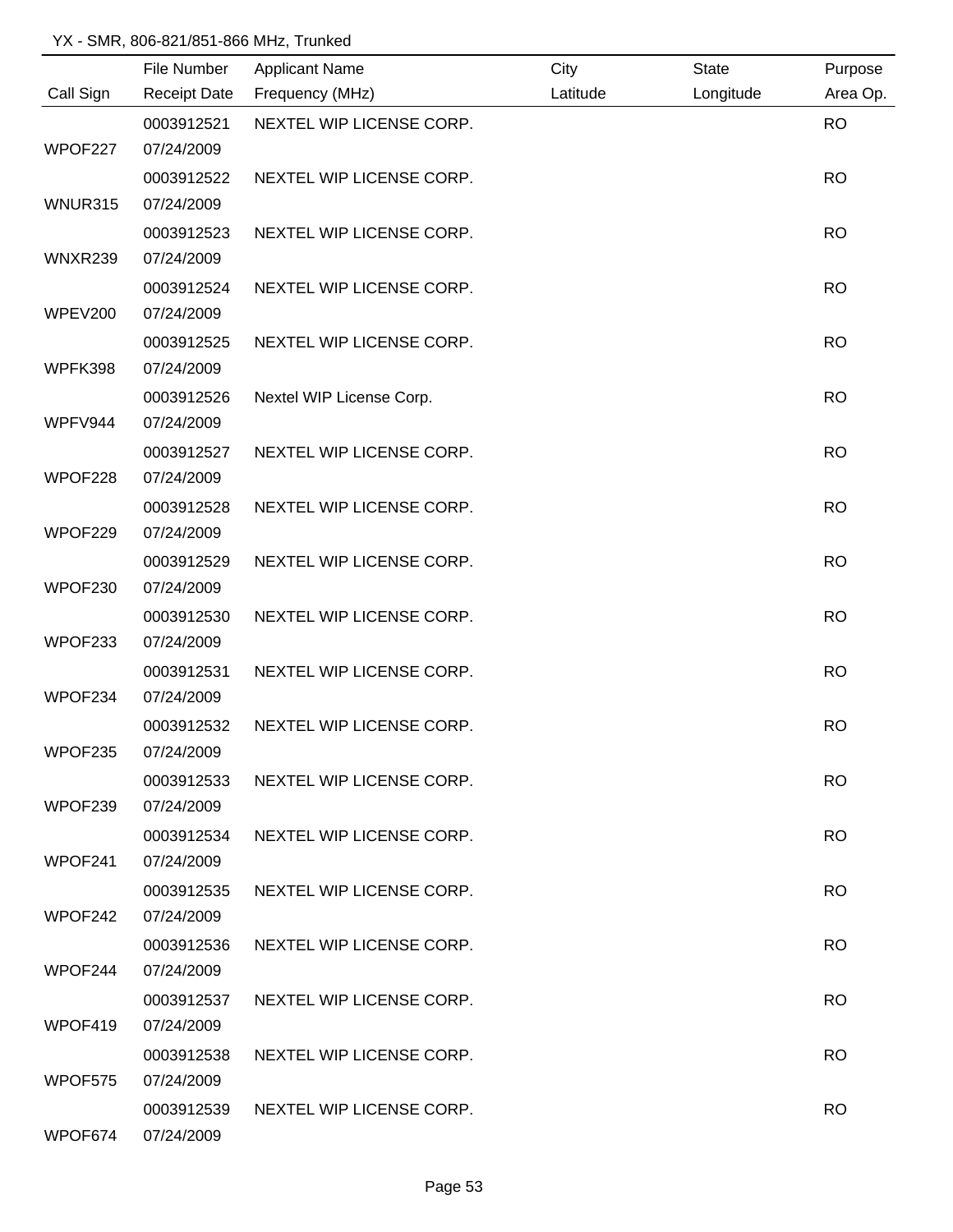YX - SMR, 806-821/851-866 MHz, Trunked

| Call Sign | File Number / Receipt Date | Applicant Name / Frequency (MHz) | City / Latitude | State / Longitude | Purpose / Area Op. |
|---|---|---|---|---|---|
| WPOF227 | 0003912521 / 07/24/2009 | NEXTEL WIP LICENSE CORP. | | | RO |
| WNUR315 | 0003912522 / 07/24/2009 | NEXTEL WIP LICENSE CORP. | | | RO |
| WNXR239 | 0003912523 / 07/24/2009 | NEXTEL WIP LICENSE CORP. | | | RO |
| WPEV200 | 0003912524 / 07/24/2009 | NEXTEL WIP LICENSE CORP. | | | RO |
| WPFK398 | 0003912525 / 07/24/2009 | NEXTEL WIP LICENSE CORP. | | | RO |
| WPFV944 | 0003912526 / 07/24/2009 | Nextel WIP License Corp. | | | RO |
| WPOF228 | 0003912527 / 07/24/2009 | NEXTEL WIP LICENSE CORP. | | | RO |
| WPOF229 | 0003912528 / 07/24/2009 | NEXTEL WIP LICENSE CORP. | | | RO |
| WPOF230 | 0003912529 / 07/24/2009 | NEXTEL WIP LICENSE CORP. | | | RO |
| WPOF233 | 0003912530 / 07/24/2009 | NEXTEL WIP LICENSE CORP. | | | RO |
| WPOF234 | 0003912531 / 07/24/2009 | NEXTEL WIP LICENSE CORP. | | | RO |
| WPOF235 | 0003912532 / 07/24/2009 | NEXTEL WIP LICENSE CORP. | | | RO |
| WPOF239 | 0003912533 / 07/24/2009 | NEXTEL WIP LICENSE CORP. | | | RO |
| WPOF241 | 0003912534 / 07/24/2009 | NEXTEL WIP LICENSE CORP. | | | RO |
| WPOF242 | 0003912535 / 07/24/2009 | NEXTEL WIP LICENSE CORP. | | | RO |
| WPOF244 | 0003912536 / 07/24/2009 | NEXTEL WIP LICENSE CORP. | | | RO |
| WPOF419 | 0003912537 / 07/24/2009 | NEXTEL WIP LICENSE CORP. | | | RO |
| WPOF575 | 0003912538 / 07/24/2009 | NEXTEL WIP LICENSE CORP. | | | RO |
| WPOF674 | 0003912539 / 07/24/2009 | NEXTEL WIP LICENSE CORP. | | | RO |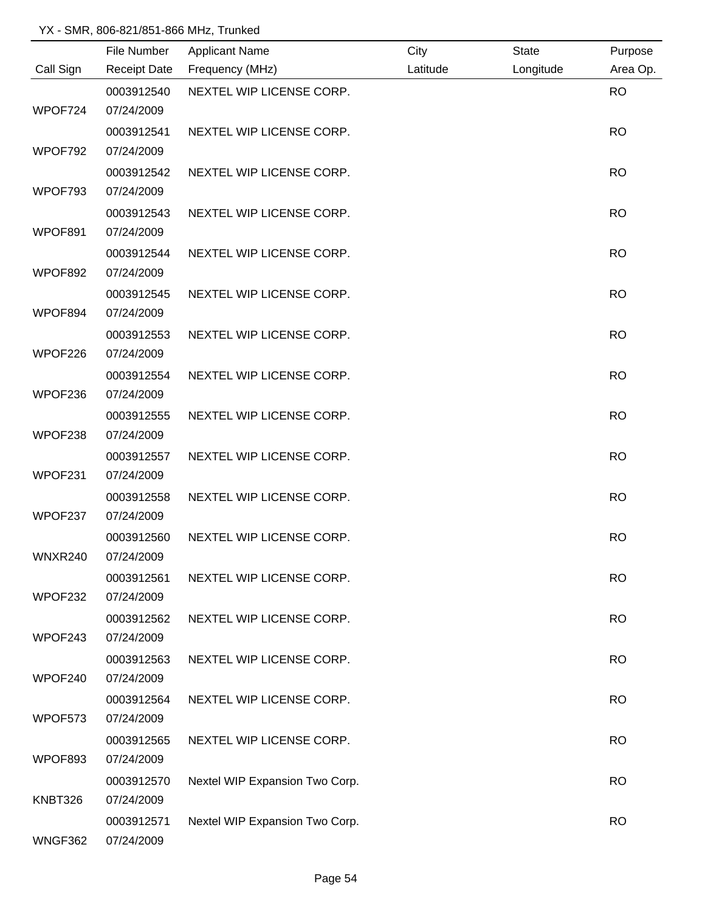YX - SMR, 806-821/851-866 MHz, Trunked

| Call Sign | File Number<br>Receipt Date | Applicant Name<br>Frequency (MHz) | City<br>Latitude | State<br>Longitude | Purpose<br>Area Op. |
|---|---|---|---|---|---|
| WPOF724 | 0003912540<br>07/24/2009 | NEXTEL WIP LICENSE CORP. | | | RO |
| WPOF792 | 0003912541<br>07/24/2009 | NEXTEL WIP LICENSE CORP. | | | RO |
| WPOF793 | 0003912542<br>07/24/2009 | NEXTEL WIP LICENSE CORP. | | | RO |
| WPOF891 | 0003912543<br>07/24/2009 | NEXTEL WIP LICENSE CORP. | | | RO |
| WPOF892 | 0003912544<br>07/24/2009 | NEXTEL WIP LICENSE CORP. | | | RO |
| WPOF894 | 0003912545<br>07/24/2009 | NEXTEL WIP LICENSE CORP. | | | RO |
| WPOF226 | 0003912553<br>07/24/2009 | NEXTEL WIP LICENSE CORP. | | | RO |
| WPOF236 | 0003912554<br>07/24/2009 | NEXTEL WIP LICENSE CORP. | | | RO |
| WPOF238 | 0003912555<br>07/24/2009 | NEXTEL WIP LICENSE CORP. | | | RO |
| WPOF231 | 0003912557<br>07/24/2009 | NEXTEL WIP LICENSE CORP. | | | RO |
| WPOF237 | 0003912558<br>07/24/2009 | NEXTEL WIP LICENSE CORP. | | | RO |
| WNXR240 | 0003912560<br>07/24/2009 | NEXTEL WIP LICENSE CORP. | | | RO |
| WPOF232 | 0003912561<br>07/24/2009 | NEXTEL WIP LICENSE CORP. | | | RO |
| WPOF243 | 0003912562<br>07/24/2009 | NEXTEL WIP LICENSE CORP. | | | RO |
| WPOF240 | 0003912563<br>07/24/2009 | NEXTEL WIP LICENSE CORP. | | | RO |
| WPOF573 | 0003912564<br>07/24/2009 | NEXTEL WIP LICENSE CORP. | | | RO |
| WPOF893 | 0003912565<br>07/24/2009 | NEXTEL WIP LICENSE CORP. | | | RO |
| KNBT326 | 0003912570<br>07/24/2009 | Nextel WIP Expansion Two Corp. | | | RO |
| WNGF362 | 0003912571<br>07/24/2009 | Nextel WIP Expansion Two Corp. | | | RO |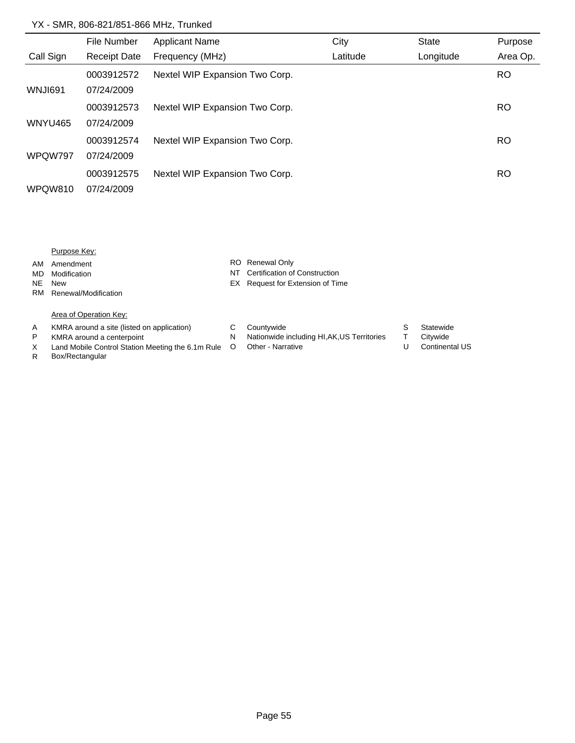YX - SMR, 806-821/851-866 MHz, Trunked

| Call Sign | File Number / Receipt Date | Applicant Name / Frequency (MHz) | City / Latitude | State / Longitude | Purpose / Area Op. |
|---|---|---|---|---|---|
| WNJI691 | 0003912572 / 07/24/2009 | Nextel WIP Expansion Two Corp. | | | RO |
| WNYU465 | 0003912573 / 07/24/2009 | Nextel WIP Expansion Two Corp. | | | RO |
| WPQW797 | 0003912574 / 07/24/2009 | Nextel WIP Expansion Two Corp. | | | RO |
| WPQW810 | 0003912575 / 07/24/2009 | Nextel WIP Expansion Two Corp. | | | RO |

Purpose Key:

- AM Amendment
- MD Modification
- NE New
- RM Renewal/Modification
- RO Renewal Only
- NT Certification of Construction
- EX Request for Extension of Time

Area of Operation Key:

- A KMRA around a site (listed on application)
- P KMRA around a centerpoint
- X Land Mobile Control Station Meeting the 6.1m Rule
- R Box/Rectangular
- C Countywide
- N Nationwide including HI,AK,US Territories
- O Other - Narrative
- S Statewide
- T Citywide
- U Continental US